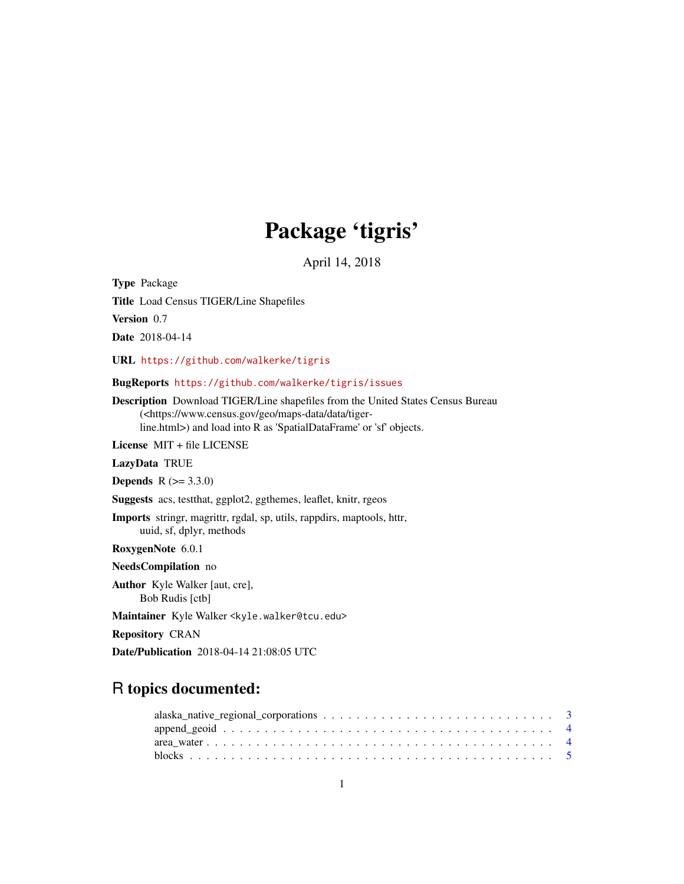# Package 'tigris'

April 14, 2018

**Type** Package

**Title** Load Census TIGER/Line Shapefiles

**Version** 0.7

**Date** 2018-04-14

**URL** https://github.com/walkerke/tigris

**BugReports** https://github.com/walkerke/tigris/issues

**Description** Download TIGER/Line shapefiles from the United States Census Bureau (<https://www.census.gov/geo/maps-data/data/tiger-line.html>) and load into R as 'SpatialDataFrame' or 'sf' objects.

**License** MIT + file LICENSE

**LazyData** TRUE

**Depends** R (>= 3.3.0)

**Suggests** acs, testthat, ggplot2, ggthemes, leaflet, knitr, rgeos

**Imports** stringr, magrittr, rgdal, sp, utils, rappdirs, maptools, httr, uuid, sf, dplyr, methods

**RoxygenNote** 6.0.1

**NeedsCompilation** no

**Author** Kyle Walker [aut, cre], Bob Rudis [ctb]

**Maintainer** Kyle Walker <kyle.walker@tcu.edu>

**Repository** CRAN

**Date/Publication** 2018-04-14 21:08:05 UTC

## R topics documented:

- alaska_native_regional_corporations . . . . . . . . . . . . . . . . . . . . . . . . . . . 3
- append_geoid . . . . . . . . . . . . . . . . . . . . . . . . . . . . . . . . . . . . . . . 4
- area_water . . . . . . . . . . . . . . . . . . . . . . . . . . . . . . . . . . . . . . . . 4
- blocks . . . . . . . . . . . . . . . . . . . . . . . . . . . . . . . . . . . . . . . . . . 5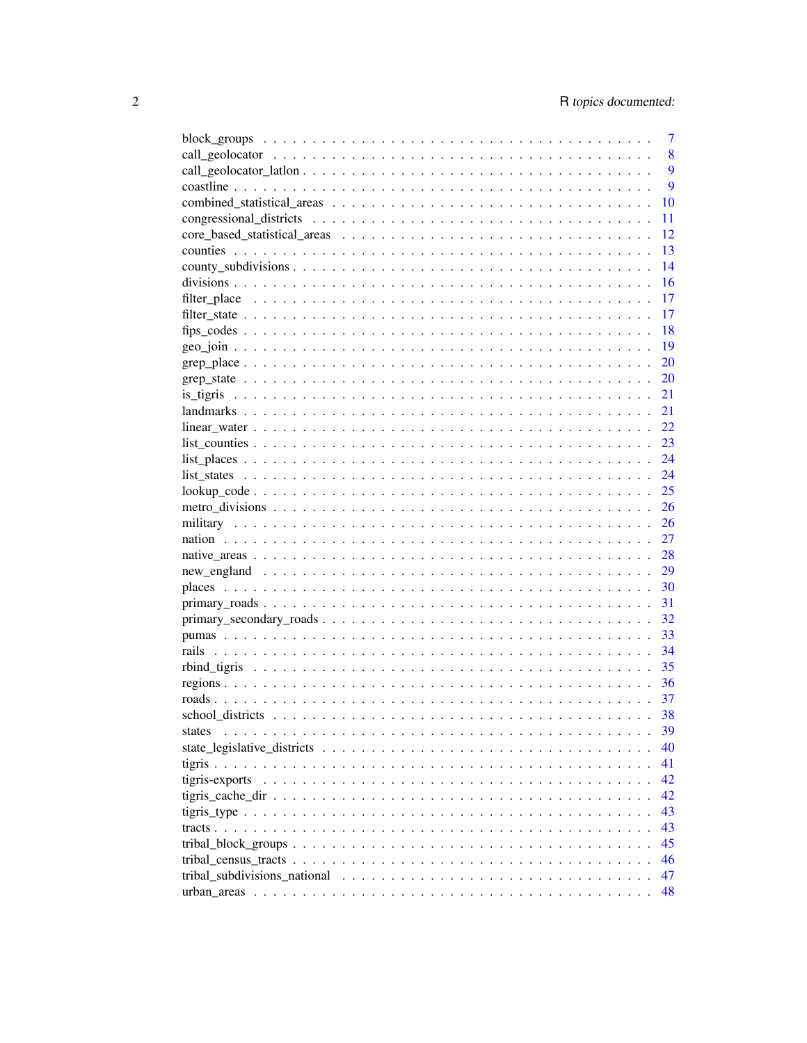| | |
|---|---|
| block_groups | 7 |
| call_geolocator | 8 |
| call_geolocator_latlon | 9 |
| coastline | 9 |
| combined_statistical_areas | 10 |
| congressional_districts | 11 |
| core_based_statistical_areas | 12 |
| counties | 13 |
| county_subdivisions | 14 |
| divisions | 16 |
| filter_place | 17 |
| filter_state | 17 |
| fips_codes | 18 |
| geo_join | 19 |
| grep_place | 20 |
| grep_state | 20 |
| is_tigris | 21 |
| landmarks | 21 |
| linear_water | 22 |
| list_counties | 23 |
| list_places | 24 |
| list_states | 24 |
| lookup_code | 25 |
| metro_divisions | 26 |
| military | 26 |
| nation | 27 |
| native_areas | 28 |
| new_england | 29 |
| places | 30 |
| primary_roads | 31 |
| primary_secondary_roads | 32 |
| pumas | 33 |
| rails | 34 |
| rbind_tigris | 35 |
| regions | 36 |
| roads | 37 |
| school_districts | 38 |
| states | 39 |
| state_legislative_districts | 40 |
| tigris | 41 |
| tigris-exports | 42 |
| tigris_cache_dir | 42 |
| tigris_type | 43 |
| tracts | 43 |
| tribal_block_groups | 45 |
| tribal_census_tracts | 46 |
| tribal_subdivisions_national | 47 |
| urban_areas | 48 |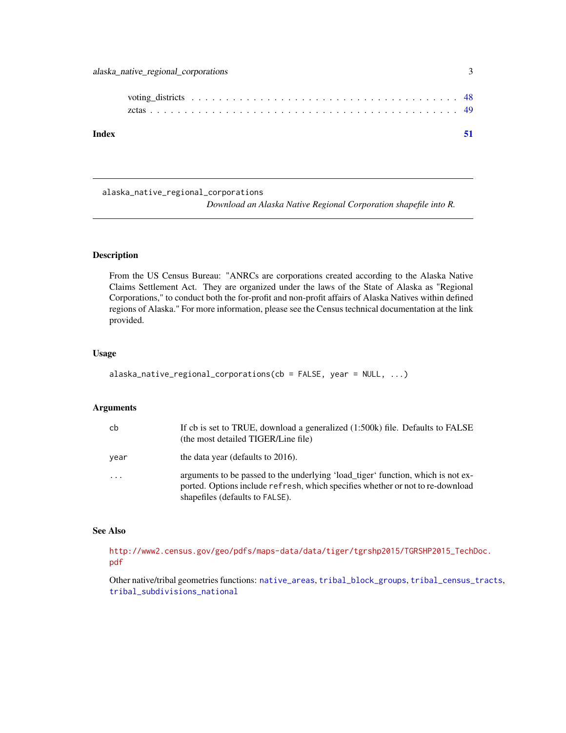voting_districts . . . . . . . . . . . . . . . . . . . . . . . . . . . . . . . . . . . . 48
zctas . . . . . . . . . . . . . . . . . . . . . . . . . . . . . . . . . . . . . . . . . 49

**Index** 51

---

## alaska_native_regional_corporations

*Download an Alaska Native Regional Corporation shapefile into R.*

---

### Description

From the US Census Bureau: "ANRCs are corporations created according to the Alaska Native Claims Settlement Act. They are organized under the laws of the State of Alaska as "Regional Corporations," to conduct both the for-profit and non-profit affairs of Alaska Natives within defined regions of Alaska." For more information, please see the Census technical documentation at the link provided.

### Usage

```
alaska_native_regional_corporations(cb = FALSE, year = NULL, ...)
```

### Arguments

| | |
|---|---|
| `cb` | If cb is set to TRUE, download a generalized (1:500k) file. Defaults to FALSE (the most detailed TIGER/Line file) |
| `year` | the data year (defaults to 2016). |
| `...` | arguments to be passed to the underlying 'load_tiger' function, which is not exported. Options include `refresh`, which specifies whether or not to re-download shapefiles (defaults to `FALSE`). |

### See Also

http://www2.census.gov/geo/pdfs/maps-data/data/tiger/tgrshp2015/TGRSHP2015_TechDoc.pdf

Other native/tribal geometries functions: `native_areas`, `tribal_block_groups`, `tribal_census_tracts`, `tribal_subdivisions_national`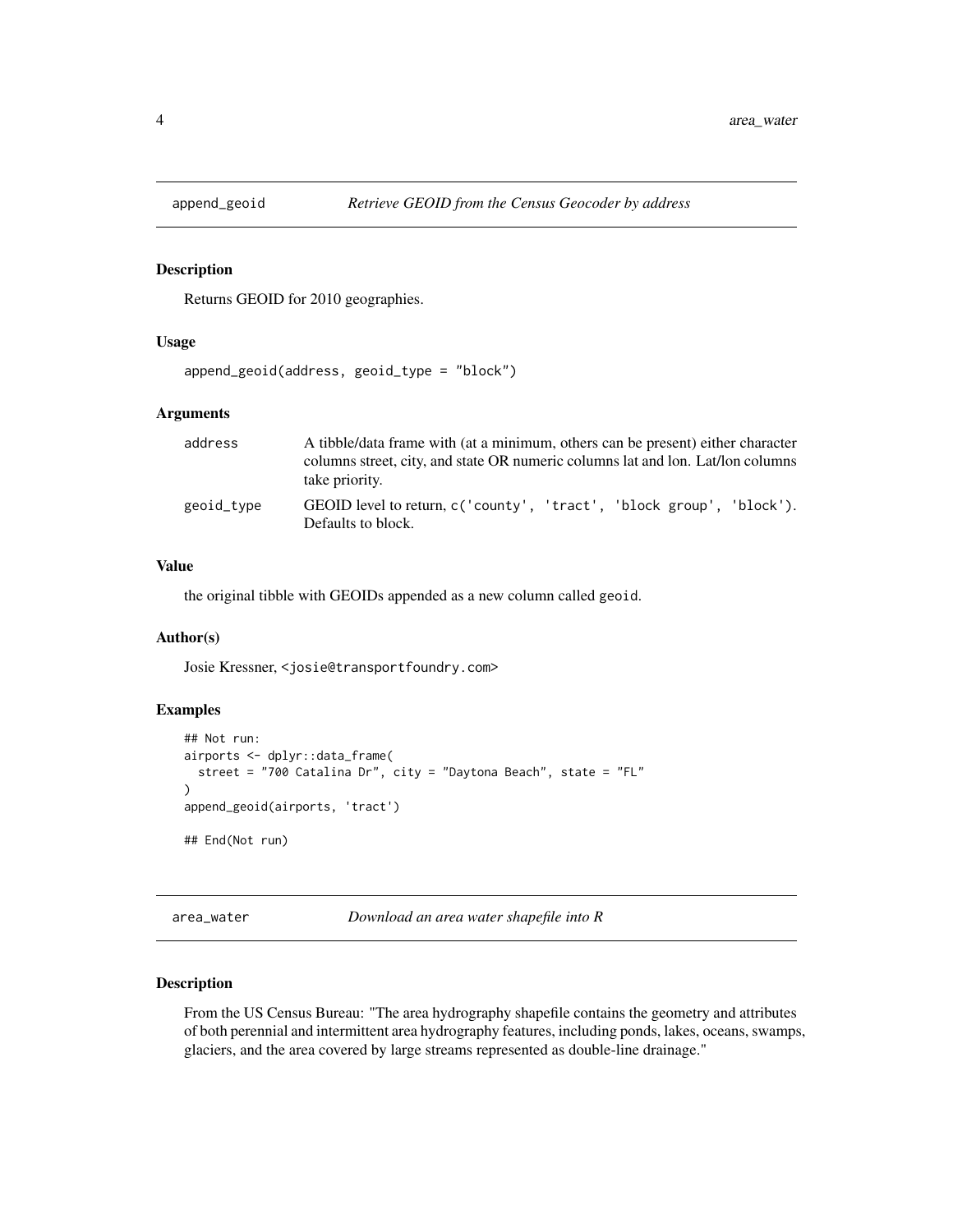## append_geoid — *Retrieve GEOID from the Census Geocoder by address*

### Description

Returns GEOID for 2010 geographies.

### Usage

```
append_geoid(address, geoid_type = "block")
```

### Arguments

| | |
|---|---|
| `address` | A tibble/data frame with (at a minimum, others can be present) either character columns street, city, and state OR numeric columns lat and lon. Lat/lon columns take priority. |
| `geoid_type` | GEOID level to return, `c('county', 'tract', 'block group', 'block')`. Defaults to block. |

### Value

the original tibble with GEOIDs appended as a new column called `geoid`.

### Author(s)

Josie Kressner, `<josie@transportfoundry.com>`

### Examples

```
## Not run:
airports <- dplyr::data_frame(
  street = "700 Catalina Dr", city = "Daytona Beach", state = "FL"
)
append_geoid(airports, 'tract')

## End(Not run)
```

## area_water — *Download an area water shapefile into R*

### Description

From the US Census Bureau: "The area hydrography shapefile contains the geometry and attributes of both perennial and intermittent area hydrography features, including ponds, lakes, oceans, swamps, glaciers, and the area covered by large streams represented as double-line drainage."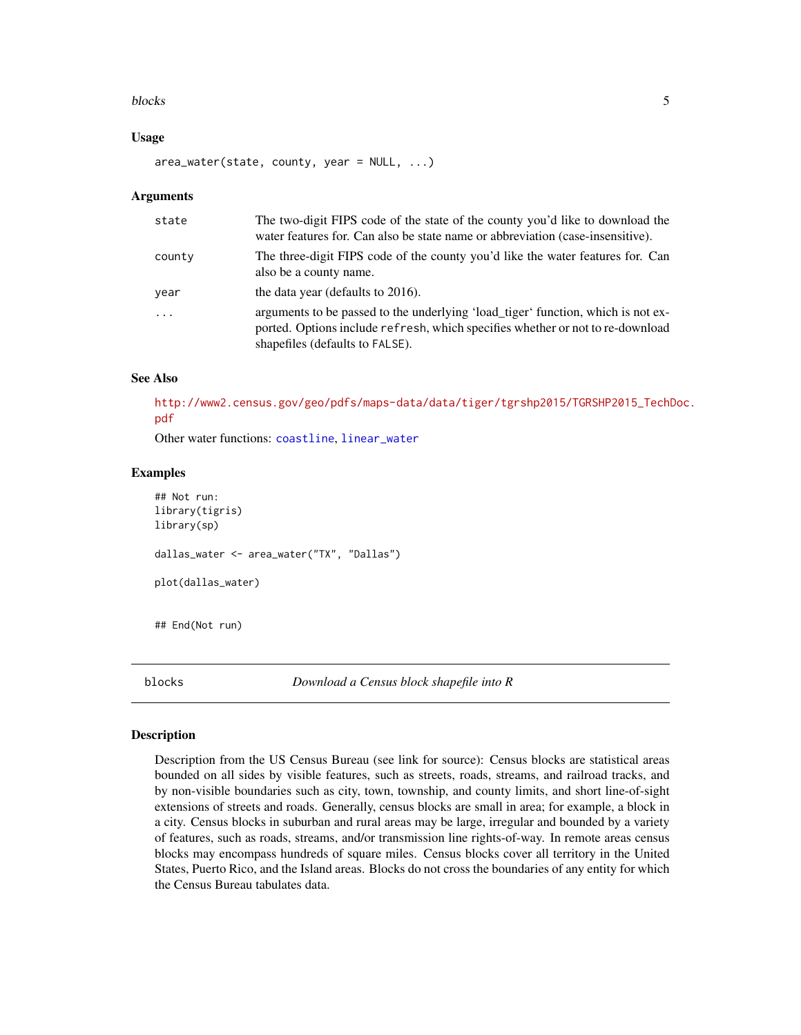### Usage

```
area_water(state, county, year = NULL, ...)
```

### Arguments

| | |
|---|---|
| state | The two-digit FIPS code of the state of the county you'd like to download the water features for. Can also be state name or abbreviation (case-insensitive). |
| county | The three-digit FIPS code of the county you'd like the water features for. Can also be a county name. |
| year | the data year (defaults to 2016). |
| ... | arguments to be passed to the underlying 'load_tiger' function, which is not exported. Options include `refresh`, which specifies whether or not to re-download shapefiles (defaults to `FALSE`). |

### See Also

http://www2.census.gov/geo/pdfs/maps-data/data/tiger/tgrshp2015/TGRSHP2015_TechDoc.pdf

Other water functions: `coastline`, `linear_water`

### Examples

```
## Not run:
library(tigris)
library(sp)

dallas_water <- area_water("TX", "Dallas")

plot(dallas_water)


## End(Not run)
```

---

## blocks — *Download a Census block shapefile into R*

### Description

Description from the US Census Bureau (see link for source): Census blocks are statistical areas bounded on all sides by visible features, such as streets, roads, streams, and railroad tracks, and by non-visible boundaries such as city, town, township, and county limits, and short line-of-sight extensions of streets and roads. Generally, census blocks are small in area; for example, a block in a city. Census blocks in suburban and rural areas may be large, irregular and bounded by a variety of features, such as roads, streams, and/or transmission line rights-of-way. In remote areas census blocks may encompass hundreds of square miles. Census blocks cover all territory in the United States, Puerto Rico, and the Island areas. Blocks do not cross the boundaries of any entity for which the Census Bureau tabulates data.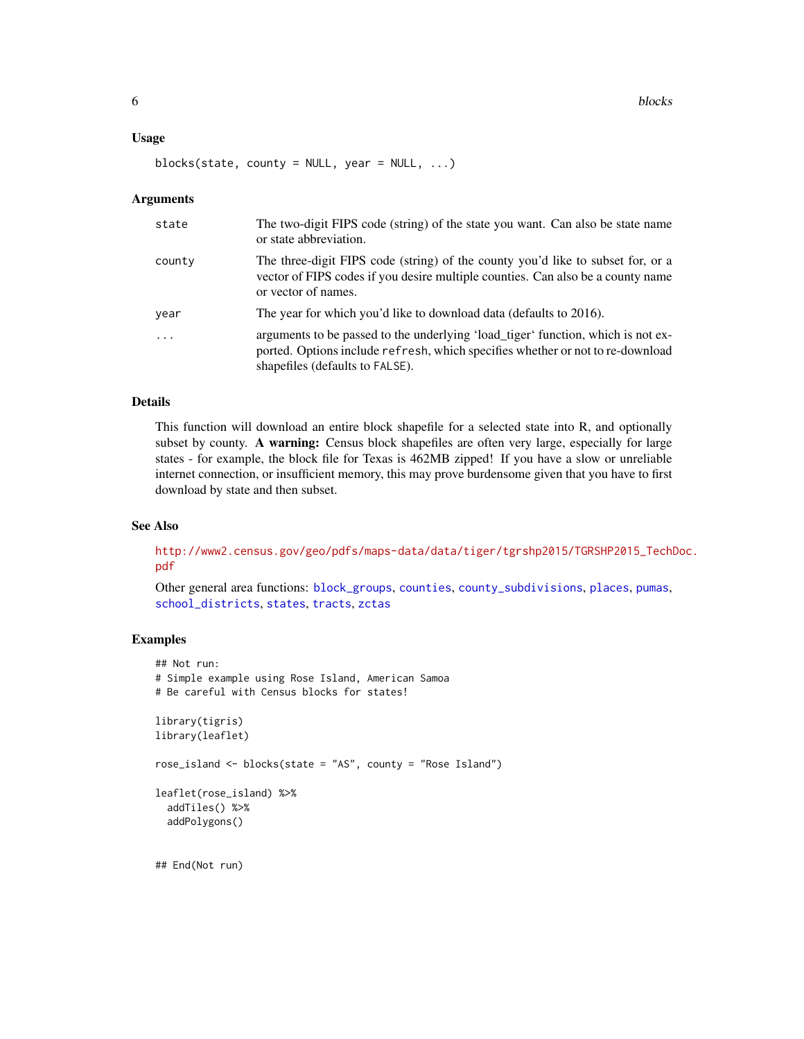### Usage

```
blocks(state, county = NULL, year = NULL, ...)
```

### Arguments

| | |
|---|---|
| `state` | The two-digit FIPS code (string) of the state you want. Can also be state name or state abbreviation. |
| `county` | The three-digit FIPS code (string) of the county you'd like to subset for, or a vector of FIPS codes if you desire multiple counties. Can also be a county name or vector of names. |
| `year` | The year for which you'd like to download data (defaults to 2016). |
| `...` | arguments to be passed to the underlying 'load_tiger' function, which is not exported. Options include `refresh`, which specifies whether or not to re-download shapefiles (defaults to `FALSE`). |

### Details

This function will download an entire block shapefile for a selected state into R, and optionally subset by county. **A warning:** Census block shapefiles are often very large, especially for large states - for example, the block file for Texas is 462MB zipped! If you have a slow or unreliable internet connection, or insufficient memory, this may prove burdensome given that you have to first download by state and then subset.

### See Also

http://www2.census.gov/geo/pdfs/maps-data/data/tiger/tgrshp2015/TGRSHP2015_TechDoc.pdf

Other general area functions: `block_groups`, `counties`, `county_subdivisions`, `places`, `pumas`, `school_districts`, `states`, `tracts`, `zctas`

### Examples

```
## Not run:
# Simple example using Rose Island, American Samoa
# Be careful with Census blocks for states!

library(tigris)
library(leaflet)

rose_island <- blocks(state = "AS", county = "Rose Island")

leaflet(rose_island) %>%
  addTiles() %>%
  addPolygons()


## End(Not run)
```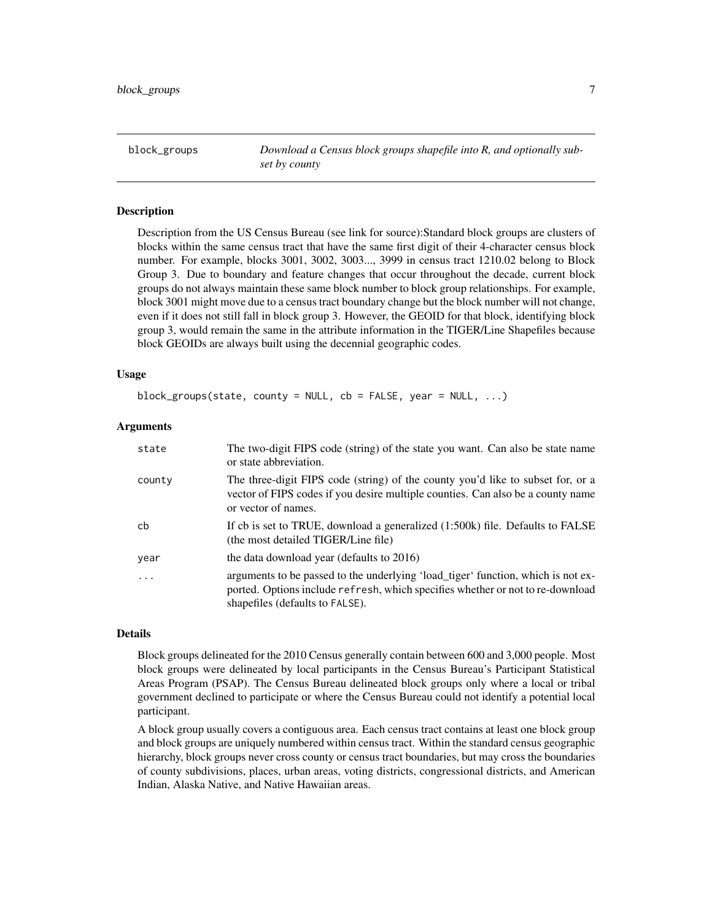# block_groups

*Download a Census block groups shapefile into R, and optionally subset by county*

## Description

Description from the US Census Bureau (see link for source):Standard block groups are clusters of blocks within the same census tract that have the same first digit of their 4-character census block number. For example, blocks 3001, 3002, 3003..., 3999 in census tract 1210.02 belong to Block Group 3. Due to boundary and feature changes that occur throughout the decade, current block groups do not always maintain these same block number to block group relationships. For example, block 3001 might move due to a census tract boundary change but the block number will not change, even if it does not still fall in block group 3. However, the GEOID for that block, identifying block group 3, would remain the same in the attribute information in the TIGER/Line Shapefiles because block GEOIDs are always built using the decennial geographic codes.

## Usage

```
block_groups(state, county = NULL, cb = FALSE, year = NULL, ...)
```

## Arguments

| | |
|---|---|
| state | The two-digit FIPS code (string) of the state you want. Can also be state name or state abbreviation. |
| county | The three-digit FIPS code (string) of the county you'd like to subset for, or a vector of FIPS codes if you desire multiple counties. Can also be a county name or vector of names. |
| cb | If cb is set to TRUE, download a generalized (1:500k) file. Defaults to FALSE (the most detailed TIGER/Line file) |
| year | the data download year (defaults to 2016) |
| ... | arguments to be passed to the underlying 'load_tiger' function, which is not exported. Options include `refresh`, which specifies whether or not to re-download shapefiles (defaults to `FALSE`). |

## Details

Block groups delineated for the 2010 Census generally contain between 600 and 3,000 people. Most block groups were delineated by local participants in the Census Bureau's Participant Statistical Areas Program (PSAP). The Census Bureau delineated block groups only where a local or tribal government declined to participate or where the Census Bureau could not identify a potential local participant.

A block group usually covers a contiguous area. Each census tract contains at least one block group and block groups are uniquely numbered within census tract. Within the standard census geographic hierarchy, block groups never cross county or census tract boundaries, but may cross the boundaries of county subdivisions, places, urban areas, voting districts, congressional districts, and American Indian, Alaska Native, and Native Hawaiian areas.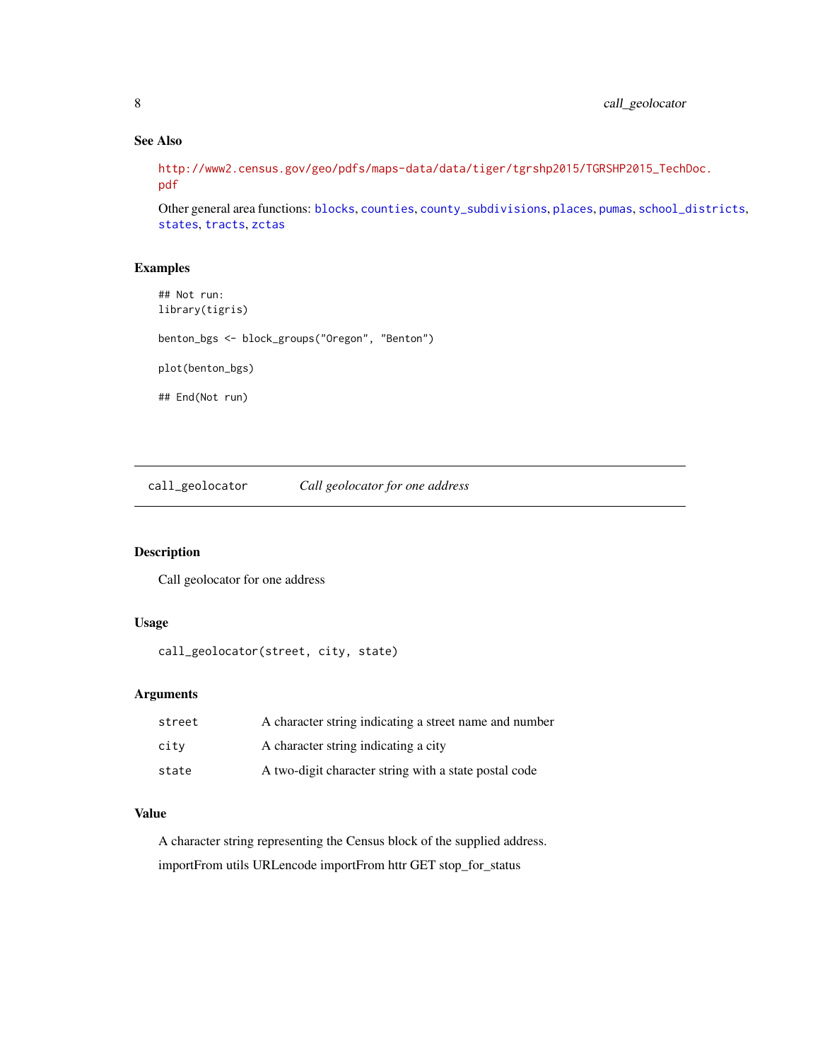### See Also

http://www2.census.gov/geo/pdfs/maps-data/data/tiger/tgrshp2015/TGRSHP2015_TechDoc.pdf

Other general area functions: blocks, counties, county_subdivisions, places, pumas, school_districts, states, tracts, zctas

### Examples

```
## Not run:
library(tigris)

benton_bgs <- block_groups("Oregon", "Benton")

plot(benton_bgs)

## End(Not run)
```

---

## call_geolocator    *Call geolocator for one address*

---

### Description

Call geolocator for one address

### Usage

```
call_geolocator(street, city, state)
```

### Arguments

| | |
|---|---|
| street | A character string indicating a street name and number |
| city | A character string indicating a city |
| state | A two-digit character string with a state postal code |

### Value

A character string representing the Census block of the supplied address.

importFrom utils URLencode importFrom httr GET stop_for_status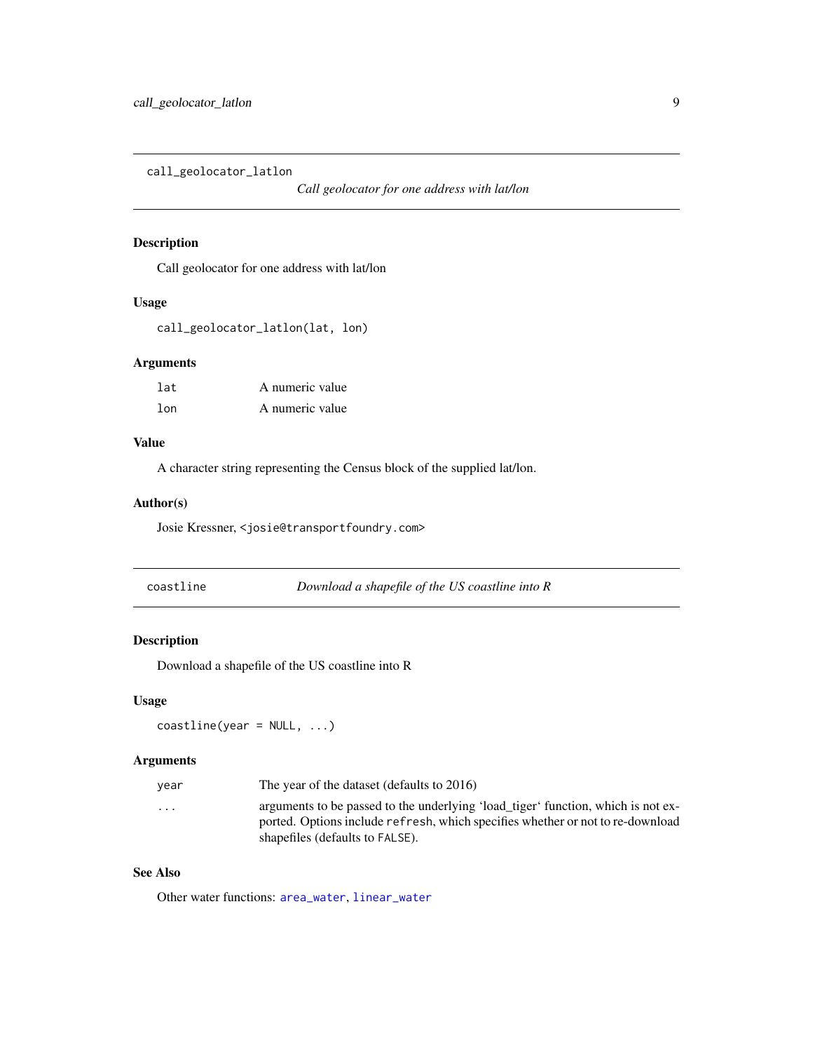## call_geolocator_latlon

*Call geolocator for one address with lat/lon*

### Description

Call geolocator for one address with lat/lon

### Usage

```
call_geolocator_latlon(lat, lon)
```

### Arguments

| | |
|---|---|
| `lat` | A numeric value |
| `lon` | A numeric value |

### Value

A character string representing the Census block of the supplied lat/lon.

### Author(s)

Josie Kressner, <josie@transportfoundry.com>

## coastline

*Download a shapefile of the US coastline into R*

### Description

Download a shapefile of the US coastline into R

### Usage

```
coastline(year = NULL, ...)
```

### Arguments

| | |
|---|---|
| `year` | The year of the dataset (defaults to 2016) |
| `...` | arguments to be passed to the underlying 'load_tiger' function, which is not exported. Options include `refresh`, which specifies whether or not to re-download shapefiles (defaults to `FALSE`). |

### See Also

Other water functions: area_water, linear_water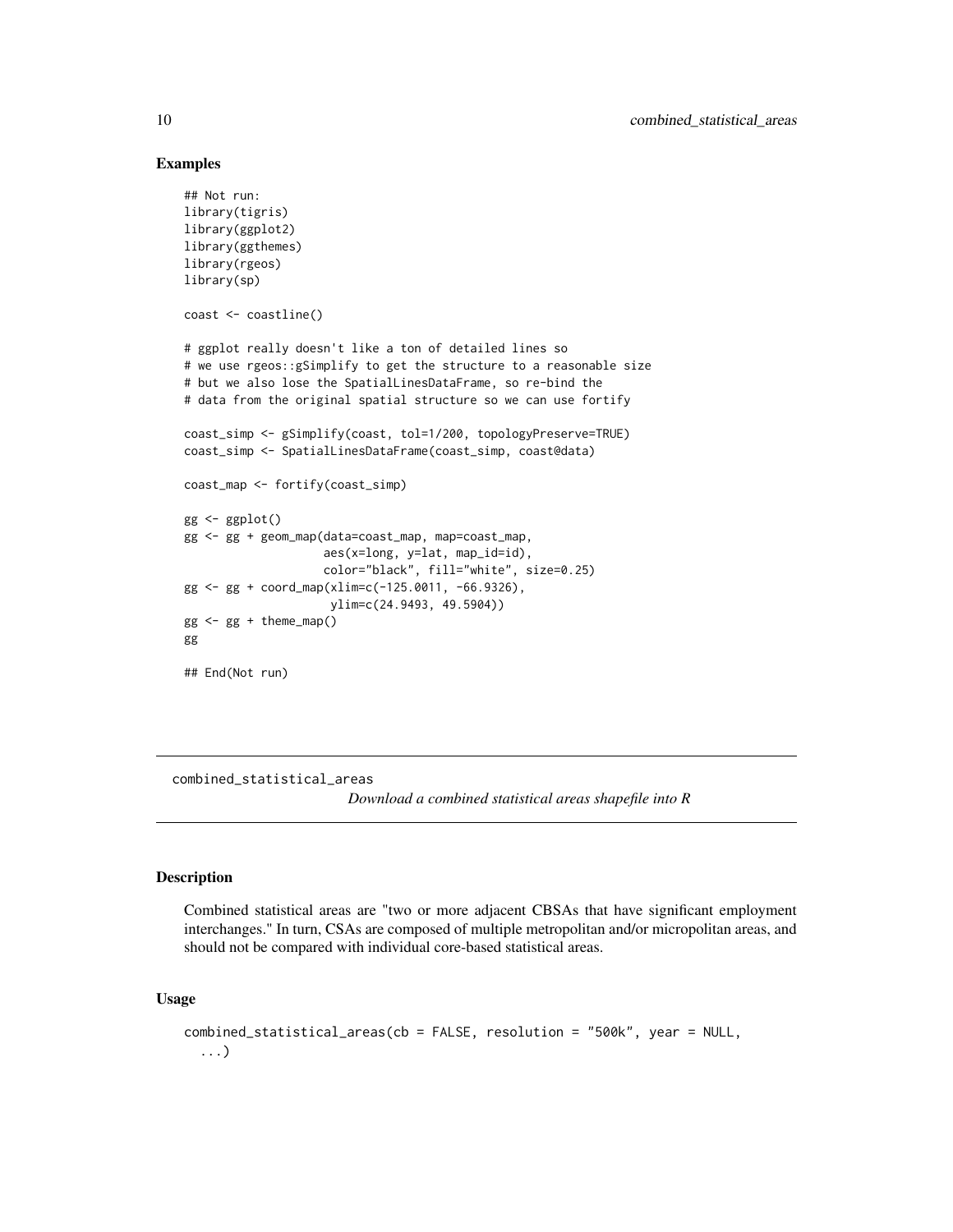### Examples

```
## Not run:
library(tigris)
library(ggplot2)
library(ggthemes)
library(rgeos)
library(sp)

coast <- coastline()

# ggplot really doesn't like a ton of detailed lines so
# we use rgeos::gSimplify to get the structure to a reasonable size
# but we also lose the SpatialLinesDataFrame, so re-bind the
# data from the original spatial structure so we can use fortify

coast_simp <- gSimplify(coast, tol=1/200, topologyPreserve=TRUE)
coast_simp <- SpatialLinesDataFrame(coast_simp, coast@data)

coast_map <- fortify(coast_simp)

gg <- ggplot()
gg <- gg + geom_map(data=coast_map, map=coast_map,
                    aes(x=long, y=lat, map_id=id),
                    color="black", fill="white", size=0.25)
gg <- gg + coord_map(xlim=c(-125.0011, -66.9326),
                     ylim=c(24.9493, 49.5904))
gg <- gg + theme_map()
gg

## End(Not run)
```

---

## combined_statistical_areas

*Download a combined statistical areas shapefile into R*

---

### Description

Combined statistical areas are "two or more adjacent CBSAs that have significant employment interchanges." In turn, CSAs are composed of multiple metropolitan and/or micropolitan areas, and should not be compared with individual core-based statistical areas.

### Usage

```
combined_statistical_areas(cb = FALSE, resolution = "500k", year = NULL,
  ...)
```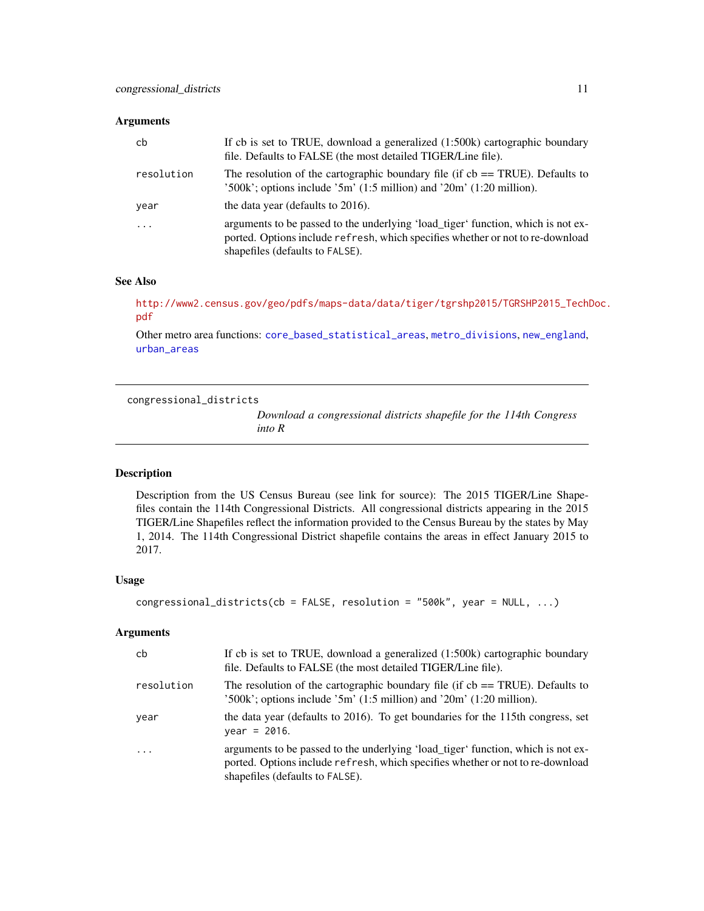### Arguments

| | |
|---|---|
| cb | If cb is set to TRUE, download a generalized (1:500k) cartographic boundary file. Defaults to FALSE (the most detailed TIGER/Line file). |
| resolution | The resolution of the cartographic boundary file (if cb == TRUE). Defaults to '500k'; options include '5m' (1:5 million) and '20m' (1:20 million). |
| year | the data year (defaults to 2016). |
| ... | arguments to be passed to the underlying 'load_tiger' function, which is not exported. Options include `refresh`, which specifies whether or not to re-download shapefiles (defaults to `FALSE`). |

### See Also

http://www2.census.gov/geo/pdfs/maps-data/data/tiger/tgrshp2015/TGRSHP2015_TechDoc.pdf

Other metro area functions: `core_based_statistical_areas`, `metro_divisions`, `new_england`, `urban_areas`

---

## congressional_districts

*Download a congressional districts shapefile for the 114th Congress into R*

---

### Description

Description from the US Census Bureau (see link for source): The 2015 TIGER/Line Shapefiles contain the 114th Congressional Districts. All congressional districts appearing in the 2015 TIGER/Line Shapefiles reflect the information provided to the Census Bureau by the states by May 1, 2014. The 114th Congressional District shapefile contains the areas in effect January 2015 to 2017.

### Usage

```
congressional_districts(cb = FALSE, resolution = "500k", year = NULL, ...)
```

### Arguments

| | |
|---|---|
| cb | If cb is set to TRUE, download a generalized (1:500k) cartographic boundary file. Defaults to FALSE (the most detailed TIGER/Line file). |
| resolution | The resolution of the cartographic boundary file (if cb == TRUE). Defaults to '500k'; options include '5m' (1:5 million) and '20m' (1:20 million). |
| year | the data year (defaults to 2016). To get boundaries for the 115th congress, set `year = 2016`. |
| ... | arguments to be passed to the underlying 'load_tiger' function, which is not exported. Options include `refresh`, which specifies whether or not to re-download shapefiles (defaults to `FALSE`). |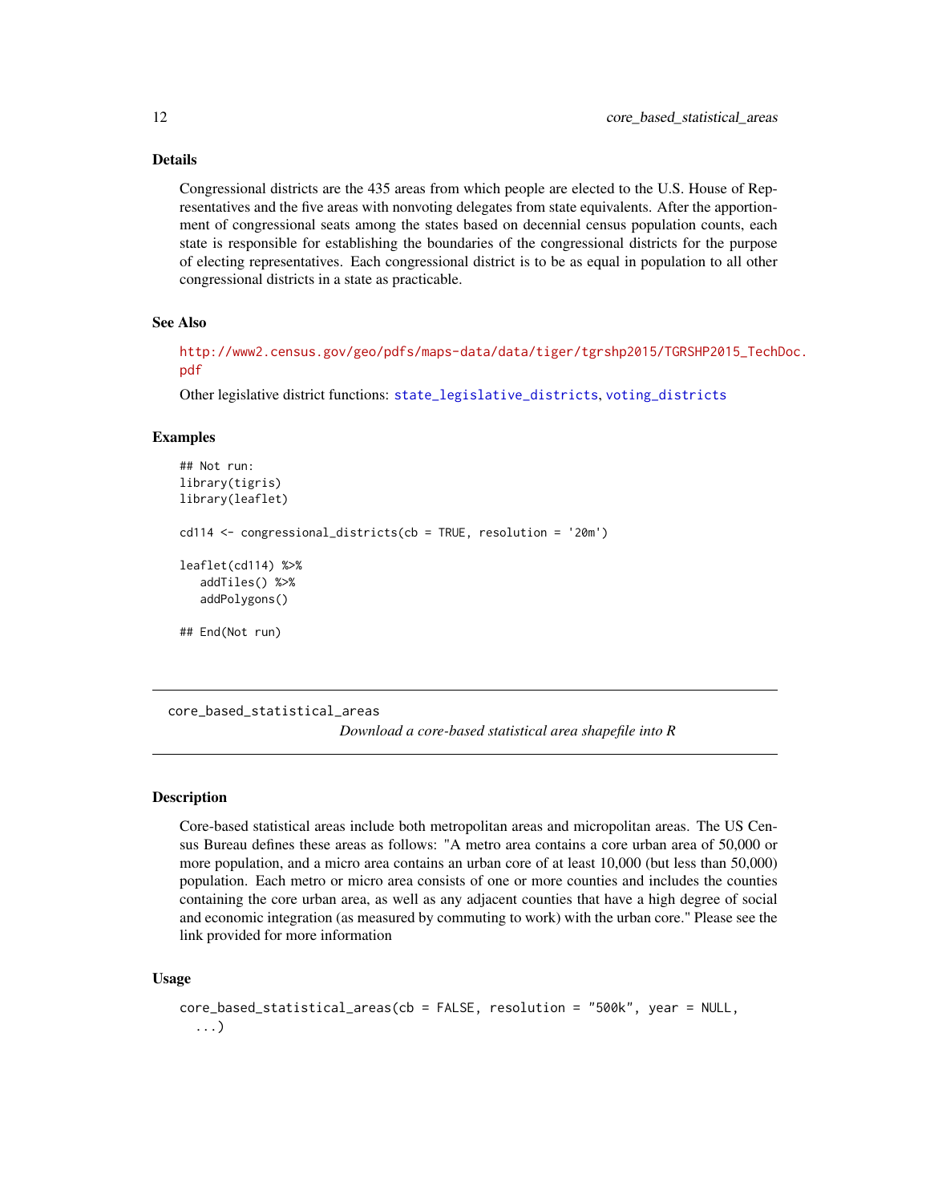### Details

Congressional districts are the 435 areas from which people are elected to the U.S. House of Representatives and the five areas with nonvoting delegates from state equivalents. After the apportionment of congressional seats among the states based on decennial census population counts, each state is responsible for establishing the boundaries of the congressional districts for the purpose of electing representatives. Each congressional district is to be as equal in population to all other congressional districts in a state as practicable.

### See Also

http://www2.census.gov/geo/pdfs/maps-data/data/tiger/tgrshp2015/TGRSHP2015_TechDoc.pdf

Other legislative district functions: `state_legislative_districts`, `voting_districts`

### Examples

```
## Not run:
library(tigris)
library(leaflet)

cd114 <- congressional_districts(cb = TRUE, resolution = '20m')

leaflet(cd114) %>%
   addTiles() %>%
   addPolygons()

## End(Not run)
```

---

## core_based_statistical_areas

*Download a core-based statistical area shapefile into R*

---

### Description

Core-based statistical areas include both metropolitan areas and micropolitan areas. The US Census Bureau defines these areas as follows: "A metro area contains a core urban area of 50,000 or more population, and a micro area contains an urban core of at least 10,000 (but less than 50,000) population. Each metro or micro area consists of one or more counties and includes the counties containing the core urban area, as well as any adjacent counties that have a high degree of social and economic integration (as measured by commuting to work) with the urban core." Please see the link provided for more information

### Usage

```
core_based_statistical_areas(cb = FALSE, resolution = "500k", year = NULL,
  ...)
```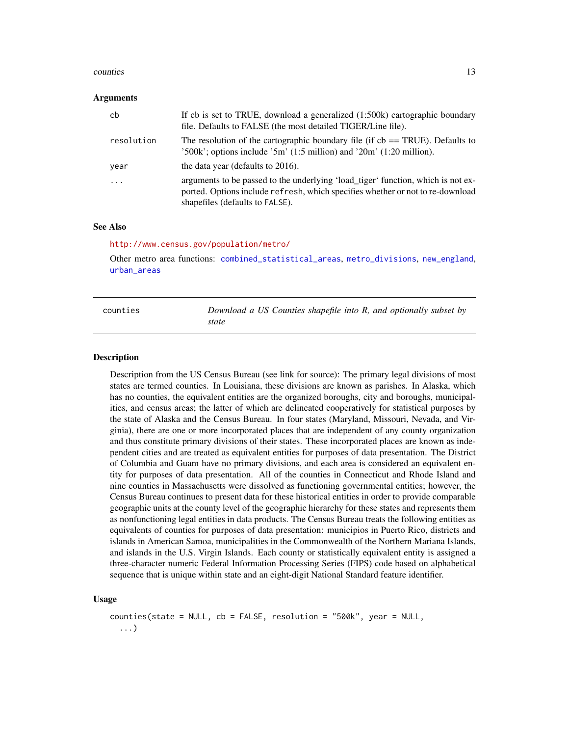### Arguments

| | |
|---|---|
| cb | If cb is set to TRUE, download a generalized (1:500k) cartographic boundary file. Defaults to FALSE (the most detailed TIGER/Line file). |
| resolution | The resolution of the cartographic boundary file (if cb == TRUE). Defaults to '500k'; options include '5m' (1:5 million) and '20m' (1:20 million). |
| year | the data year (defaults to 2016). |
| ... | arguments to be passed to the underlying 'load_tiger' function, which is not exported. Options include `refresh`, which specifies whether or not to re-download shapefiles (defaults to `FALSE`). |

### See Also

http://www.census.gov/population/metro/

Other metro area functions: `combined_statistical_areas`, `metro_divisions`, `new_england`, `urban_areas`

---

## counties — *Download a US Counties shapefile into R, and optionally subset by state*

---

### Description

Description from the US Census Bureau (see link for source): The primary legal divisions of most states are termed counties. In Louisiana, these divisions are known as parishes. In Alaska, which has no counties, the equivalent entities are the organized boroughs, city and boroughs, municipalities, and census areas; the latter of which are delineated cooperatively for statistical purposes by the state of Alaska and the Census Bureau. In four states (Maryland, Missouri, Nevada, and Virginia), there are one or more incorporated places that are independent of any county organization and thus constitute primary divisions of their states. These incorporated places are known as independent cities and are treated as equivalent entities for purposes of data presentation. The District of Columbia and Guam have no primary divisions, and each area is considered an equivalent entity for purposes of data presentation. All of the counties in Connecticut and Rhode Island and nine counties in Massachusetts were dissolved as functioning governmental entities; however, the Census Bureau continues to present data for these historical entities in order to provide comparable geographic units at the county level of the geographic hierarchy for these states and represents them as nonfunctioning legal entities in data products. The Census Bureau treats the following entities as equivalents of counties for purposes of data presentation: municipios in Puerto Rico, districts and islands in American Samoa, municipalities in the Commonwealth of the Northern Mariana Islands, and islands in the U.S. Virgin Islands. Each county or statistically equivalent entity is assigned a three-character numeric Federal Information Processing Series (FIPS) code based on alphabetical sequence that is unique within state and an eight-digit National Standard feature identifier.

### Usage

```
counties(state = NULL, cb = FALSE, resolution = "500k", year = NULL,
  ...)
```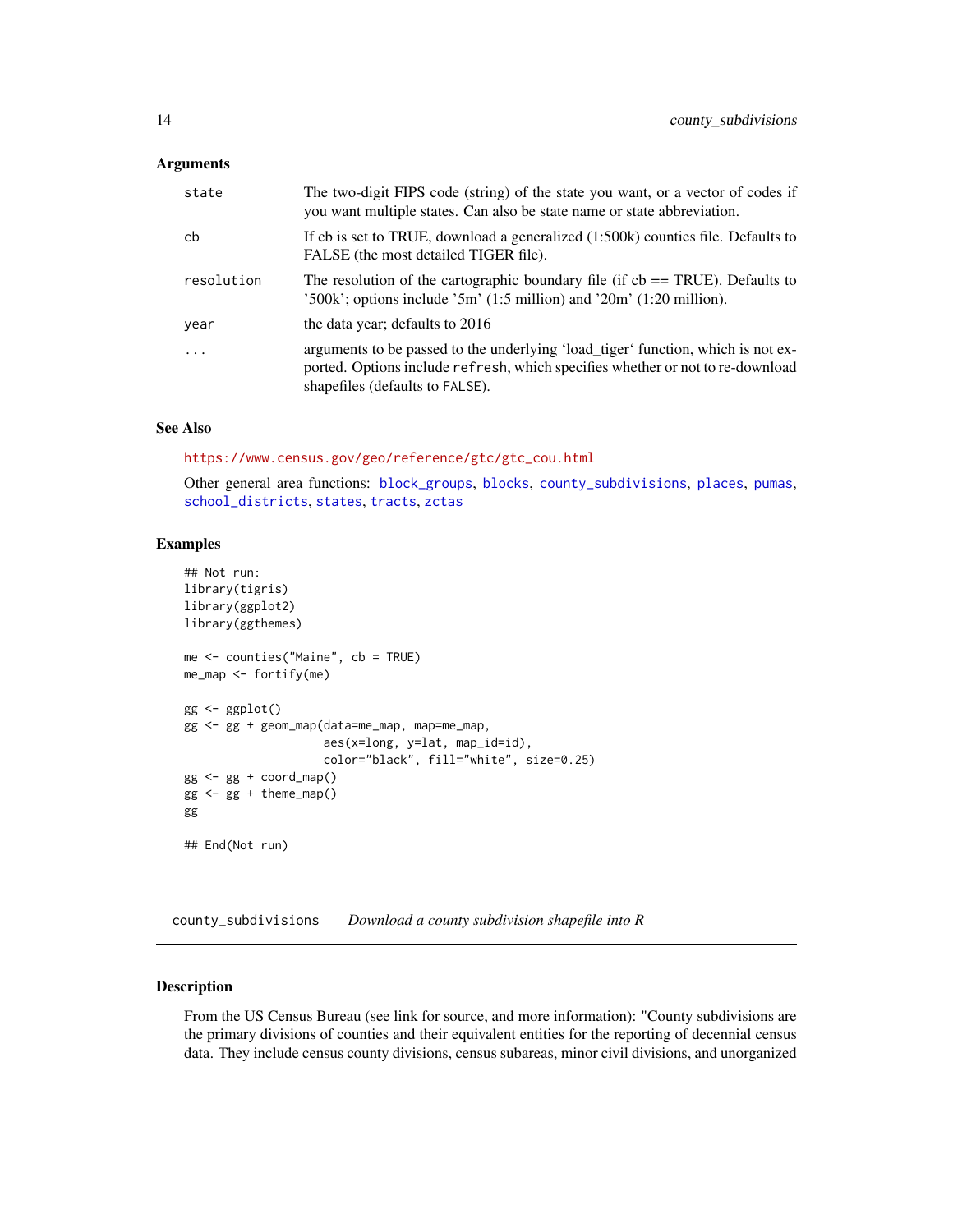### Arguments

| | |
|---|---|
| state | The two-digit FIPS code (string) of the state you want, or a vector of codes if you want multiple states. Can also be state name or state abbreviation. |
| cb | If cb is set to TRUE, download a generalized (1:500k) counties file. Defaults to FALSE (the most detailed TIGER file). |
| resolution | The resolution of the cartographic boundary file (if cb == TRUE). Defaults to '500k'; options include '5m' (1:5 million) and '20m' (1:20 million). |
| year | the data year; defaults to 2016 |
| ... | arguments to be passed to the underlying 'load_tiger' function, which is not exported. Options include `refresh`, which specifies whether or not to re-download shapefiles (defaults to `FALSE`). |

### See Also

https://www.census.gov/geo/reference/gtc/gtc_cou.html

Other general area functions: block_groups, blocks, county_subdivisions, places, pumas, school_districts, states, tracts, zctas

### Examples

```
## Not run:
library(tigris)
library(ggplot2)
library(ggthemes)

me <- counties("Maine", cb = TRUE)
me_map <- fortify(me)

gg <- ggplot()
gg <- gg + geom_map(data=me_map, map=me_map,
                    aes(x=long, y=lat, map_id=id),
                    color="black", fill="white", size=0.25)
gg <- gg + coord_map()
gg <- gg + theme_map()
gg

## End(Not run)
```

---

## county_subdivisions — *Download a county subdivision shapefile into R*

### Description

From the US Census Bureau (see link for source, and more information): "County subdivisions are the primary divisions of counties and their equivalent entities for the reporting of decennial census data. They include census county divisions, census subareas, minor civil divisions, and unorganized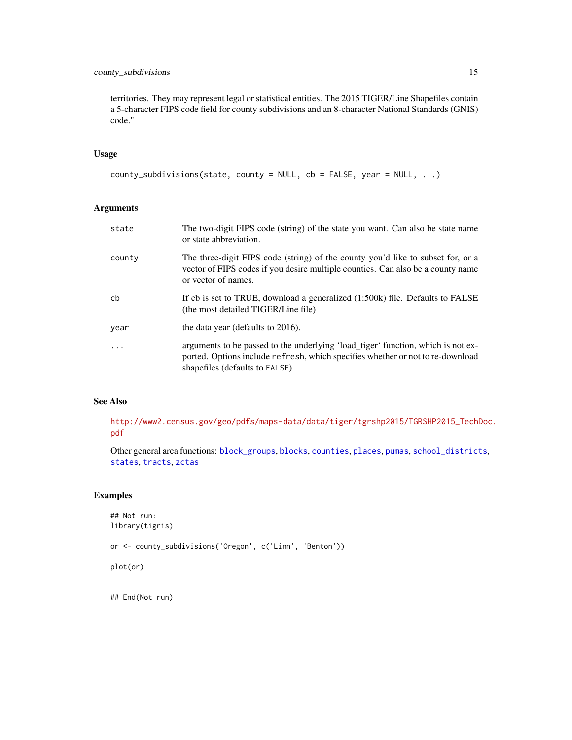territories. They may represent legal or statistical entities. The 2015 TIGER/Line Shapefiles contain a 5-character FIPS code field for county subdivisions and an 8-character National Standards (GNIS) code."

## Usage

```
county_subdivisions(state, county = NULL, cb = FALSE, year = NULL, ...)
```

## Arguments

| | |
|---|---|
| `state` | The two-digit FIPS code (string) of the state you want. Can also be state name or state abbreviation. |
| `county` | The three-digit FIPS code (string) of the county you'd like to subset for, or a vector of FIPS codes if you desire multiple counties. Can also be a county name or vector of names. |
| `cb` | If cb is set to TRUE, download a generalized (1:500k) file. Defaults to FALSE (the most detailed TIGER/Line file) |
| `year` | the data year (defaults to 2016). |
| `...` | arguments to be passed to the underlying 'load_tiger' function, which is not exported. Options include `refresh`, which specifies whether or not to re-download shapefiles (defaults to `FALSE`). |

## See Also

http://www2.census.gov/geo/pdfs/maps-data/data/tiger/tgrshp2015/TGRSHP2015_TechDoc.pdf

Other general area functions: `block_groups`, `blocks`, `counties`, `places`, `pumas`, `school_districts`, `states`, `tracts`, `zctas`

## Examples

```
## Not run:
library(tigris)

or <- county_subdivisions('Oregon', c('Linn', 'Benton'))

plot(or)


## End(Not run)
```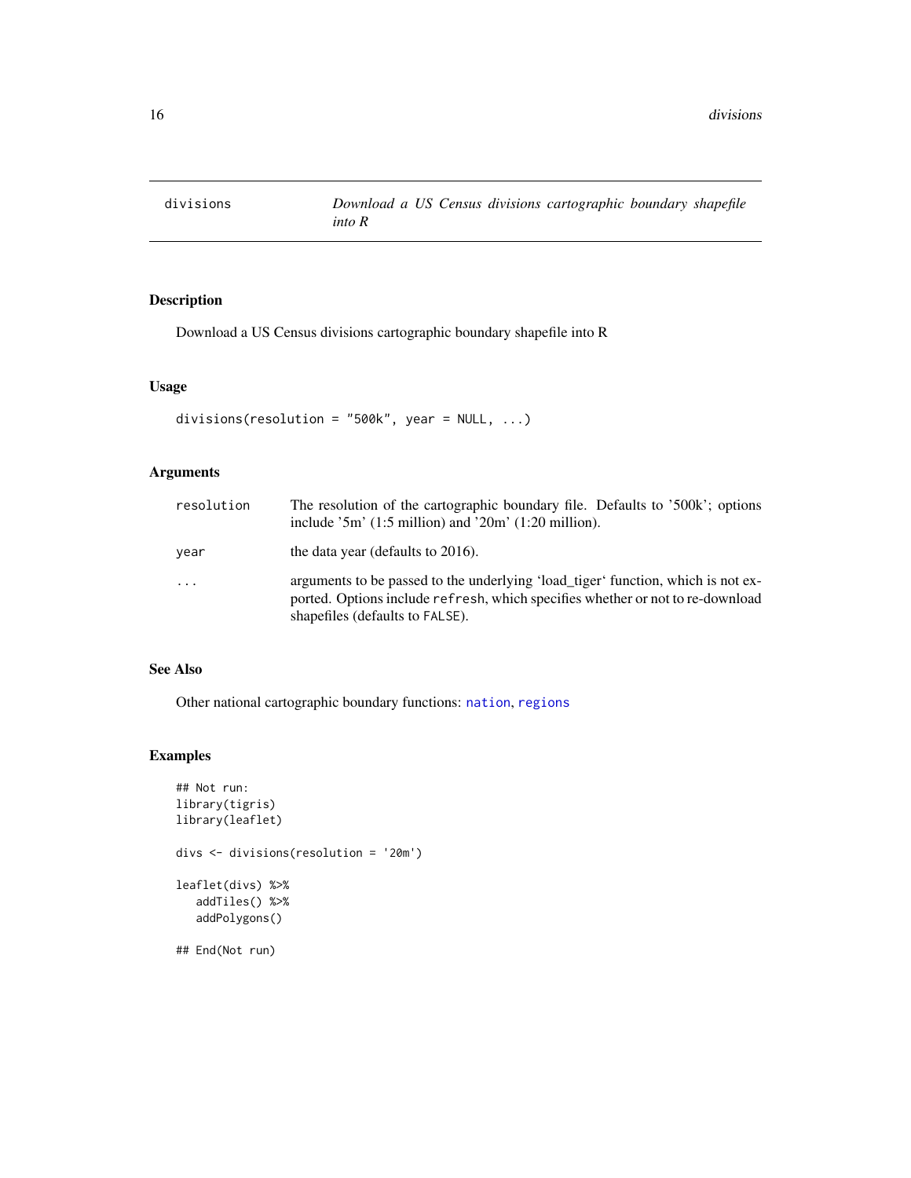# divisions — *Download a US Census divisions cartographic boundary shapefile into R*

## Description

Download a US Census divisions cartographic boundary shapefile into R

## Usage

```
divisions(resolution = "500k", year = NULL, ...)
```

## Arguments

| | |
|---|---|
| resolution | The resolution of the cartographic boundary file. Defaults to '500k'; options include '5m' (1:5 million) and '20m' (1:20 million). |
| year | the data year (defaults to 2016). |
| ... | arguments to be passed to the underlying 'load_tiger' function, which is not exported. Options include `refresh`, which specifies whether or not to re-download shapefiles (defaults to `FALSE`). |

## See Also

Other national cartographic boundary functions: `nation`, `regions`

## Examples

```
## Not run:
library(tigris)
library(leaflet)

divs <- divisions(resolution = '20m')

leaflet(divs) %>%
   addTiles() %>%
   addPolygons()

## End(Not run)
```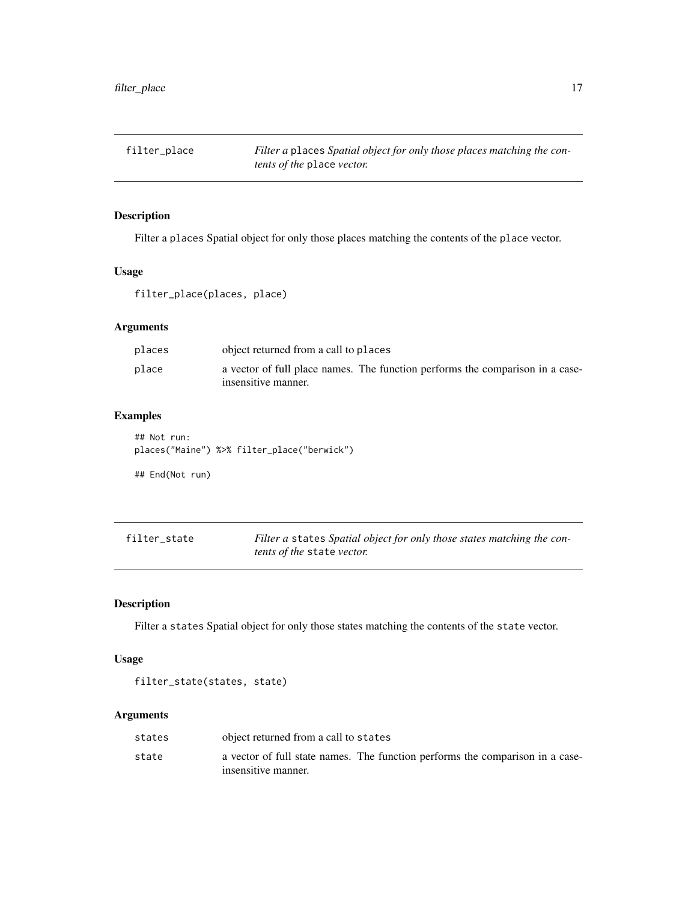## filter_place

*Filter a `places` Spatial object for only those places matching the contents of the `place` vector.*

### Description

Filter a `places` Spatial object for only those places matching the contents of the `place` vector.

### Usage

```
filter_place(places, place)
```

### Arguments

| | |
|---|---|
| `places` | object returned from a call to `places` |
| `place` | a vector of full place names. The function performs the comparison in a case-insensitive manner. |

### Examples

```
## Not run:
places("Maine") %>% filter_place("berwick")

## End(Not run)
```

## filter_state

*Filter a `states` Spatial object for only those states matching the contents of the `state` vector.*

### Description

Filter a `states` Spatial object for only those states matching the contents of the `state` vector.

### Usage

```
filter_state(states, state)
```

### Arguments

| | |
|---|---|
| `states` | object returned from a call to `states` |
| `state` | a vector of full state names. The function performs the comparison in a case-insensitive manner. |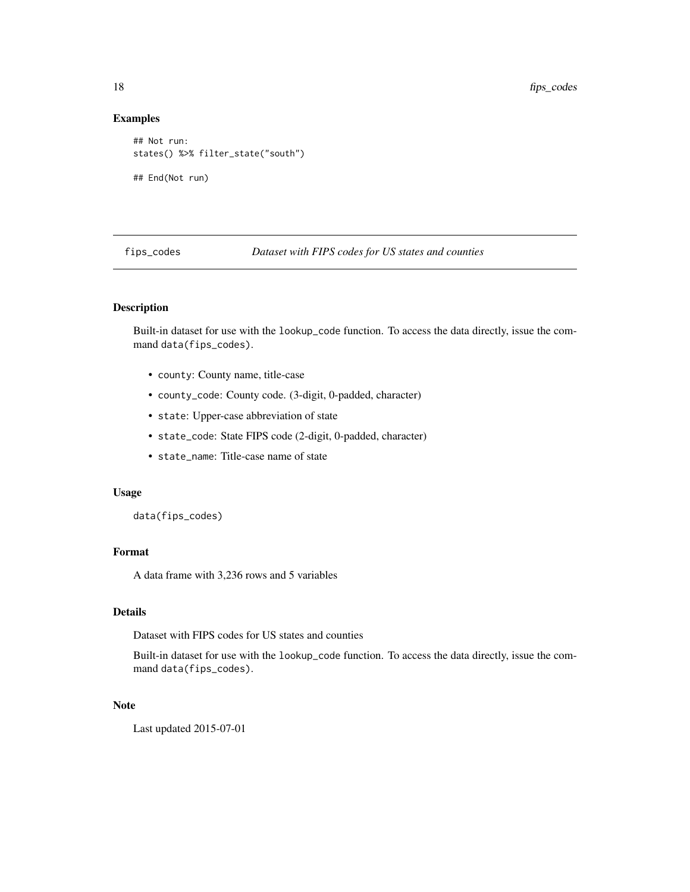### Examples

```
## Not run:
states() %>% filter_state("south")

## End(Not run)
```

---

## fips_codes — *Dataset with FIPS codes for US states and counties*

---

### Description

Built-in dataset for use with the `lookup_code` function. To access the data directly, issue the command `data(fips_codes)`.

- `county`: County name, title-case
- `county_code`: County code. (3-digit, 0-padded, character)
- `state`: Upper-case abbreviation of state
- `state_code`: State FIPS code (2-digit, 0-padded, character)
- `state_name`: Title-case name of state

### Usage

```
data(fips_codes)
```

### Format

A data frame with 3,236 rows and 5 variables

### Details

Dataset with FIPS codes for US states and counties

Built-in dataset for use with the `lookup_code` function. To access the data directly, issue the command `data(fips_codes)`.

### Note

Last updated 2015-07-01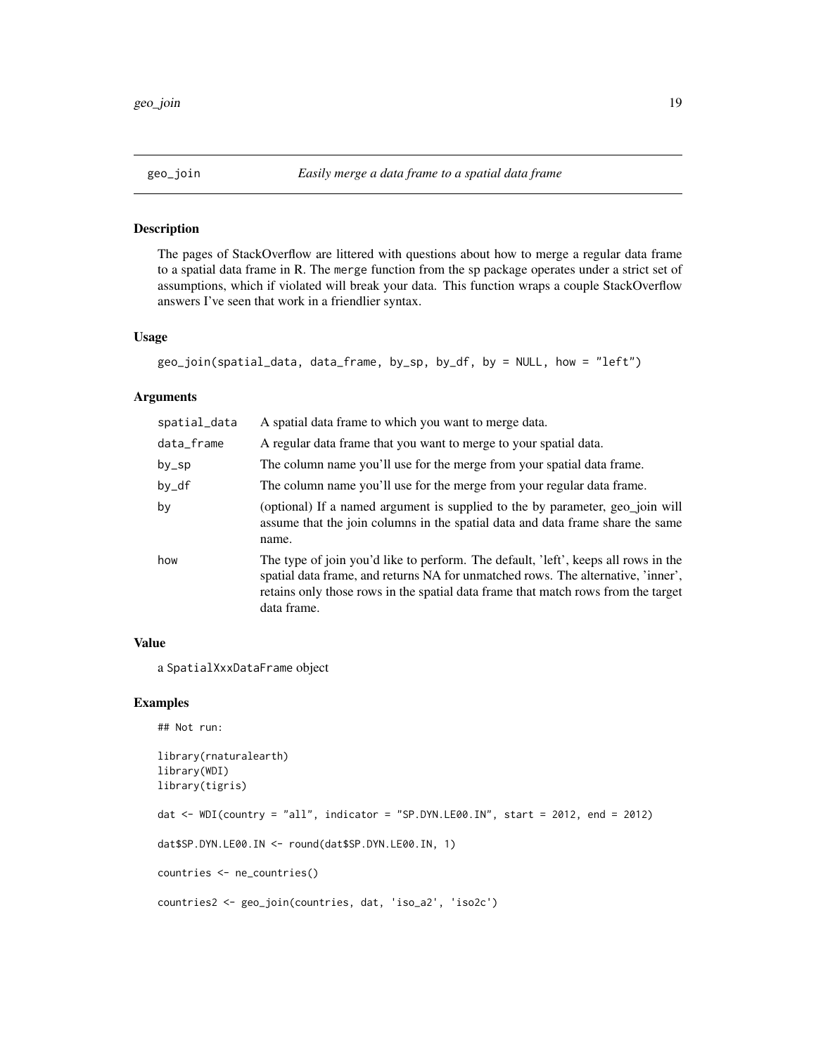## geo_join — *Easily merge a data frame to a spatial data frame*

### Description

The pages of StackOverflow are littered with questions about how to merge a regular data frame to a spatial data frame in R. The `merge` function from the sp package operates under a strict set of assumptions, which if violated will break your data. This function wraps a couple StackOverflow answers I've seen that work in a friendlier syntax.

### Usage

```
geo_join(spatial_data, data_frame, by_sp, by_df, by = NULL, how = "left")
```

### Arguments

| | |
|---|---|
| spatial_data | A spatial data frame to which you want to merge data. |
| data_frame | A regular data frame that you want to merge to your spatial data. |
| by_sp | The column name you'll use for the merge from your spatial data frame. |
| by_df | The column name you'll use for the merge from your regular data frame. |
| by | (optional) If a named argument is supplied to the by parameter, geo_join will assume that the join columns in the spatial data and data frame share the same name. |
| how | The type of join you'd like to perform. The default, 'left', keeps all rows in the spatial data frame, and returns NA for unmatched rows. The alternative, 'inner', retains only those rows in the spatial data frame that match rows from the target data frame. |

### Value

a `SpatialXxxDataFrame` object

### Examples

```
## Not run:

library(rnaturalearth)
library(WDI)
library(tigris)

dat <- WDI(country = "all", indicator = "SP.DYN.LE00.IN", start = 2012, end = 2012)

dat$SP.DYN.LE00.IN <- round(dat$SP.DYN.LE00.IN, 1)

countries <- ne_countries()

countries2 <- geo_join(countries, dat, 'iso_a2', 'iso2c')
```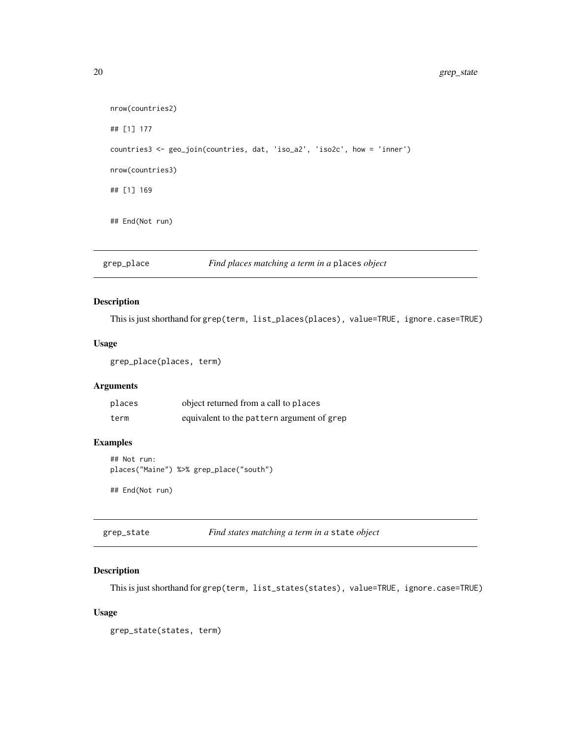```
nrow(countries2)

## [1] 177

countries3 <- geo_join(countries, dat, 'iso_a2', 'iso2c', how = 'inner')

nrow(countries3)

## [1] 169

## End(Not run)
```

---

## grep_place — *Find places matching a term in a* `places` *object*

### Description

This is just shorthand for `grep(term, list_places(places), value=TRUE, ignore.case=TRUE)`

### Usage

```
grep_place(places, term)
```

### Arguments

| | |
|---|---|
| `places` | object returned from a call to `places` |
| `term` | equivalent to the `pattern` argument of `grep` |

### Examples

```
## Not run:
places("Maine") %>% grep_place("south")

## End(Not run)
```

---

## grep_state — *Find states matching a term in a* `state` *object*

### Description

This is just shorthand for `grep(term, list_states(states), value=TRUE, ignore.case=TRUE)`

### Usage

```
grep_state(states, term)
```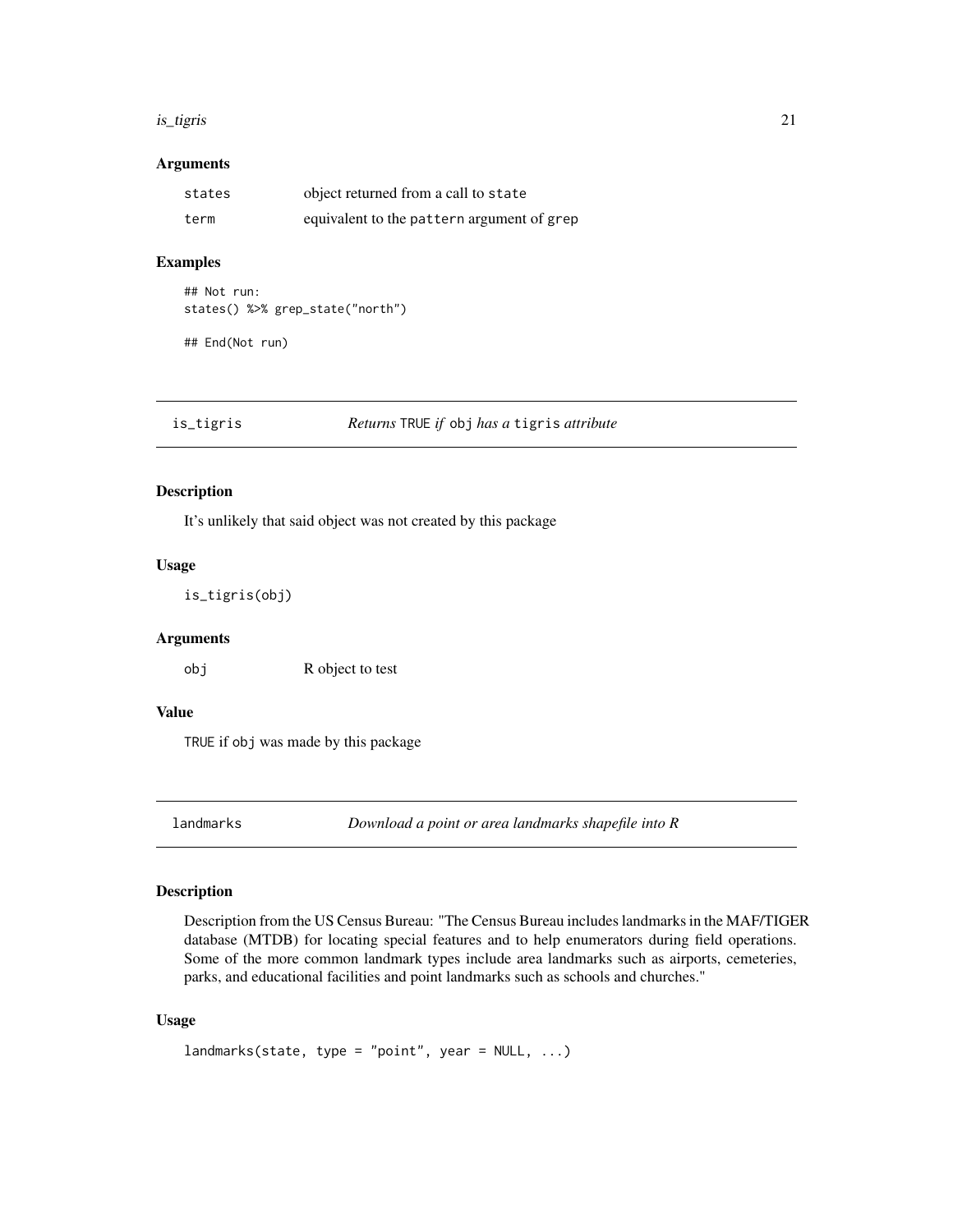### Arguments

| | |
|---|---|
| `states` | object returned from a call to `state` |
| `term` | equivalent to the `pattern` argument of `grep` |

### Examples

```
## Not run:
states() %>% grep_state("north")

## End(Not run)
```

## is_tigris — *Returns* `TRUE` *if* `obj` *has a* `tigris` *attribute*

### Description

It's unlikely that said object was not created by this package

### Usage

```
is_tigris(obj)
```

### Arguments

| | |
|---|---|
| `obj` | R object to test |

### Value

`TRUE` if `obj` was made by this package

## landmarks — *Download a point or area landmarks shapefile into R*

### Description

Description from the US Census Bureau: "The Census Bureau includes landmarks in the MAF/TIGER database (MTDB) for locating special features and to help enumerators during field operations. Some of the more common landmark types include area landmarks such as airports, cemeteries, parks, and educational facilities and point landmarks such as schools and churches."

### Usage

```
landmarks(state, type = "point", year = NULL, ...)
```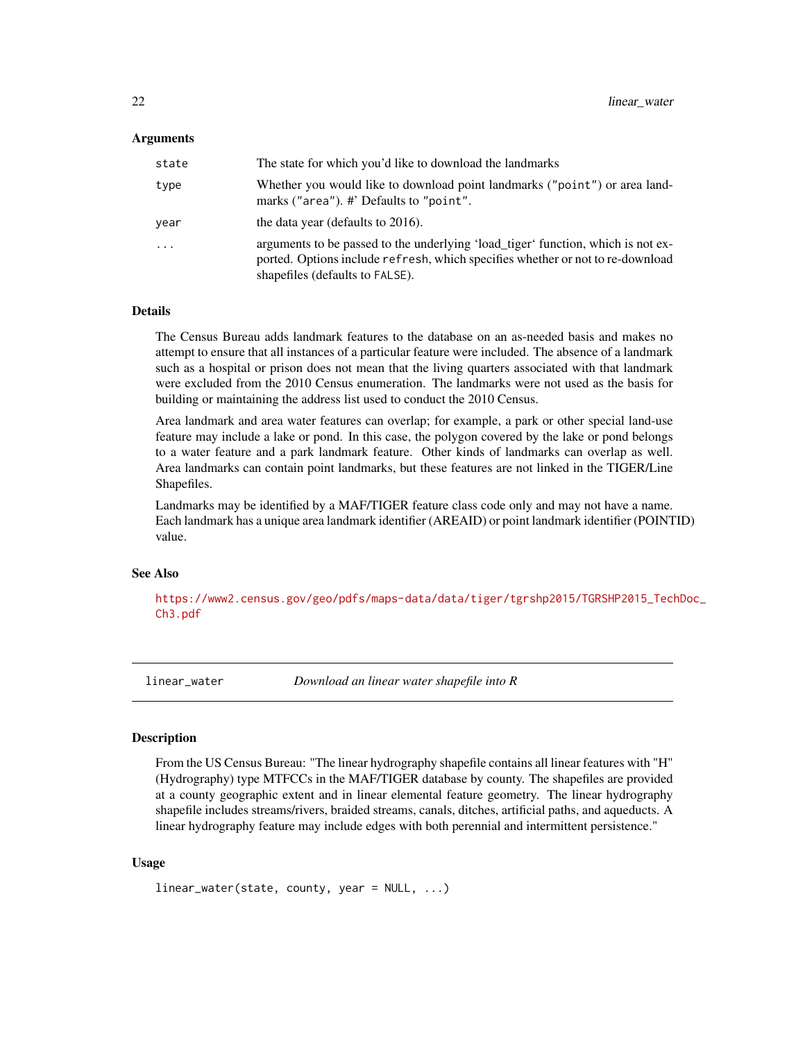### Arguments

| | |
|---|---|
| `state` | The state for which you'd like to download the landmarks |
| `type` | Whether you would like to download point landmarks (`"point"`) or area landmarks (`"area"`). #' Defaults to `"point"`. |
| `year` | the data year (defaults to 2016). |
| `...` | arguments to be passed to the underlying 'load_tiger' function, which is not exported. Options include `refresh`, which specifies whether or not to re-download shapefiles (defaults to `FALSE`). |

### Details

The Census Bureau adds landmark features to the database on an as-needed basis and makes no attempt to ensure that all instances of a particular feature were included. The absence of a landmark such as a hospital or prison does not mean that the living quarters associated with that landmark were excluded from the 2010 Census enumeration. The landmarks were not used as the basis for building or maintaining the address list used to conduct the 2010 Census.

Area landmark and area water features can overlap; for example, a park or other special land-use feature may include a lake or pond. In this case, the polygon covered by the lake or pond belongs to a water feature and a park landmark feature. Other kinds of landmarks can overlap as well. Area landmarks can contain point landmarks, but these features are not linked in the TIGER/Line Shapefiles.

Landmarks may be identified by a MAF/TIGER feature class code only and may not have a name. Each landmark has a unique area landmark identifier (AREAID) or point landmark identifier (POINTID) value.

### See Also

https://www2.census.gov/geo/pdfs/maps-data/data/tiger/tgrshp2015/TGRSHP2015_TechDoc_Ch3.pdf

---

## linear_water — *Download an linear water shapefile into R*

### Description

From the US Census Bureau: "The linear hydrography shapefile contains all linear features with "H" (Hydrography) type MTFCCs in the MAF/TIGER database by county. The shapefiles are provided at a county geographic extent and in linear elemental feature geometry. The linear hydrography shapefile includes streams/rivers, braided streams, canals, ditches, artificial paths, and aqueducts. A linear hydrography feature may include edges with both perennial and intermittent persistence."

### Usage

```
linear_water(state, county, year = NULL, ...)
```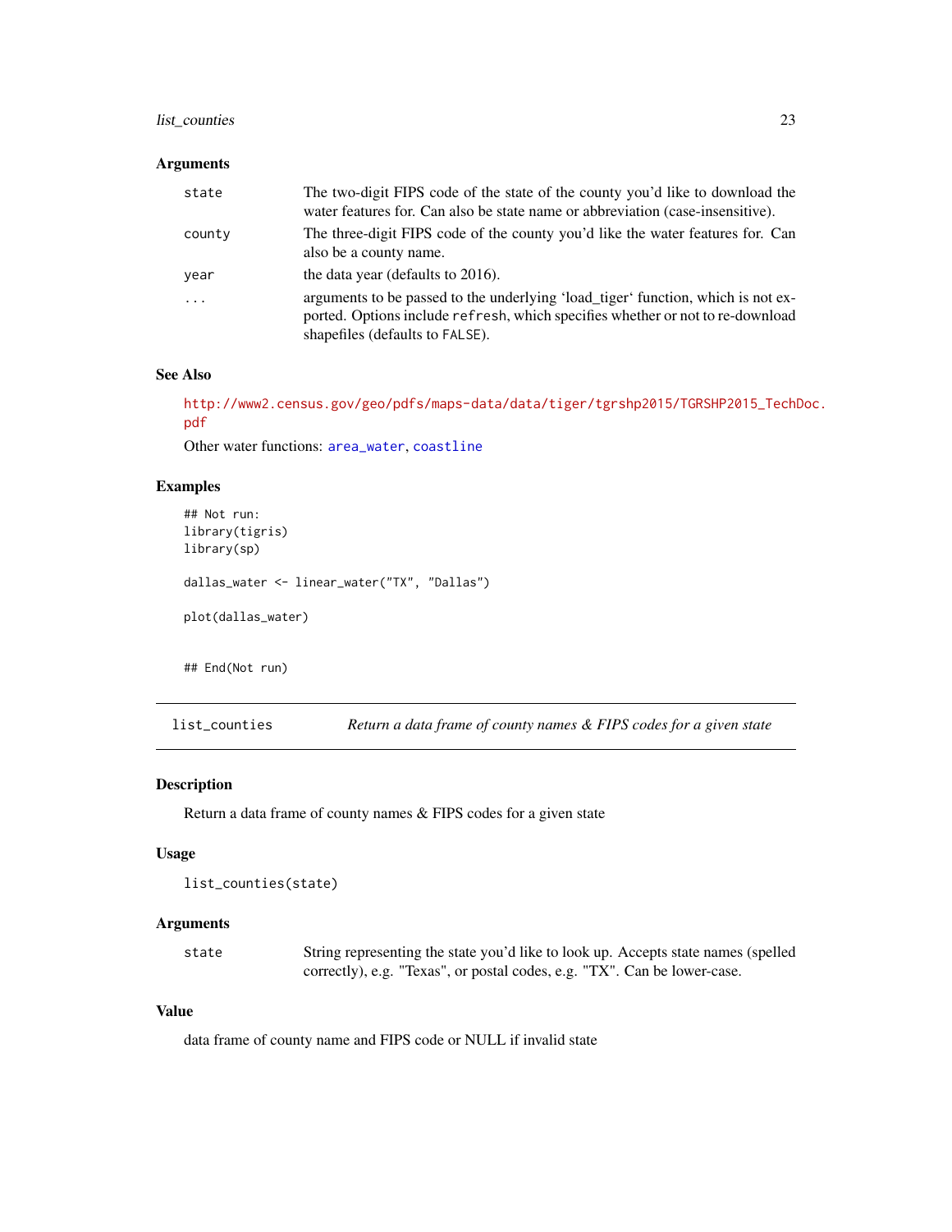### Arguments

| | |
|---|---|
| state | The two-digit FIPS code of the state of the county you'd like to download the water features for. Can also be state name or abbreviation (case-insensitive). |
| county | The three-digit FIPS code of the county you'd like the water features for. Can also be a county name. |
| year | the data year (defaults to 2016). |
| ... | arguments to be passed to the underlying 'load_tiger' function, which is not exported. Options include `refresh`, which specifies whether or not to re-download shapefiles (defaults to `FALSE`). |

### See Also

http://www2.census.gov/geo/pdfs/maps-data/data/tiger/tgrshp2015/TGRSHP2015_TechDoc.pdf

Other water functions: `area_water`, `coastline`

### Examples

```
## Not run:
library(tigris)
library(sp)

dallas_water <- linear_water("TX", "Dallas")

plot(dallas_water)


## End(Not run)
```

---

## list_counties — *Return a data frame of county names & FIPS codes for a given state*

### Description

Return a data frame of county names & FIPS codes for a given state

### Usage

```
list_counties(state)
```

### Arguments

| | |
|---|---|
| state | String representing the state you'd like to look up. Accepts state names (spelled correctly), e.g. "Texas", or postal codes, e.g. "TX". Can be lower-case. |

### Value

data frame of county name and FIPS code or NULL if invalid state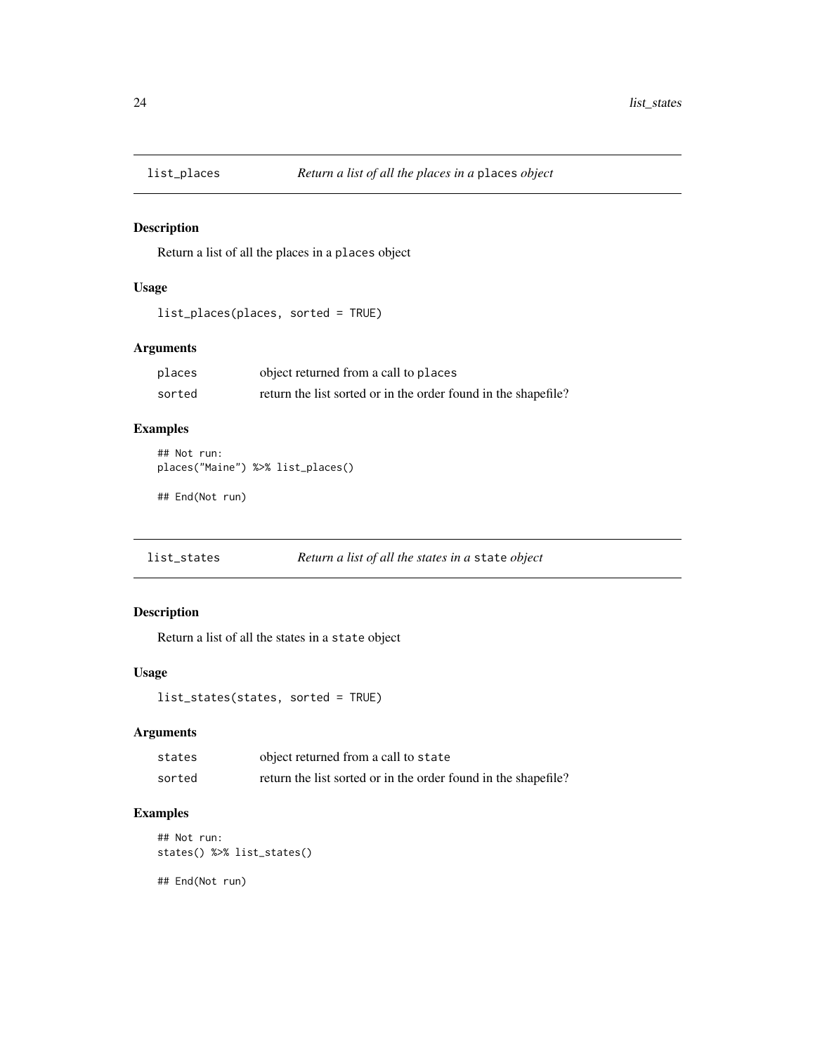## list_places — *Return a list of all the places in a* `places` *object*

### Description

Return a list of all the places in a `places` object

### Usage

```
list_places(places, sorted = TRUE)
```

### Arguments

| | |
|---|---|
| `places` | object returned from a call to `places` |
| `sorted` | return the list sorted or in the order found in the shapefile? |

### Examples

```
## Not run:
places("Maine") %>% list_places()

## End(Not run)
```

## list_states — *Return a list of all the states in a* `state` *object*

### Description

Return a list of all the states in a `state` object

### Usage

```
list_states(states, sorted = TRUE)
```

### Arguments

| | |
|---|---|
| `states` | object returned from a call to `state` |
| `sorted` | return the list sorted or in the order found in the shapefile? |

### Examples

```
## Not run:
states() %>% list_states()

## End(Not run)
```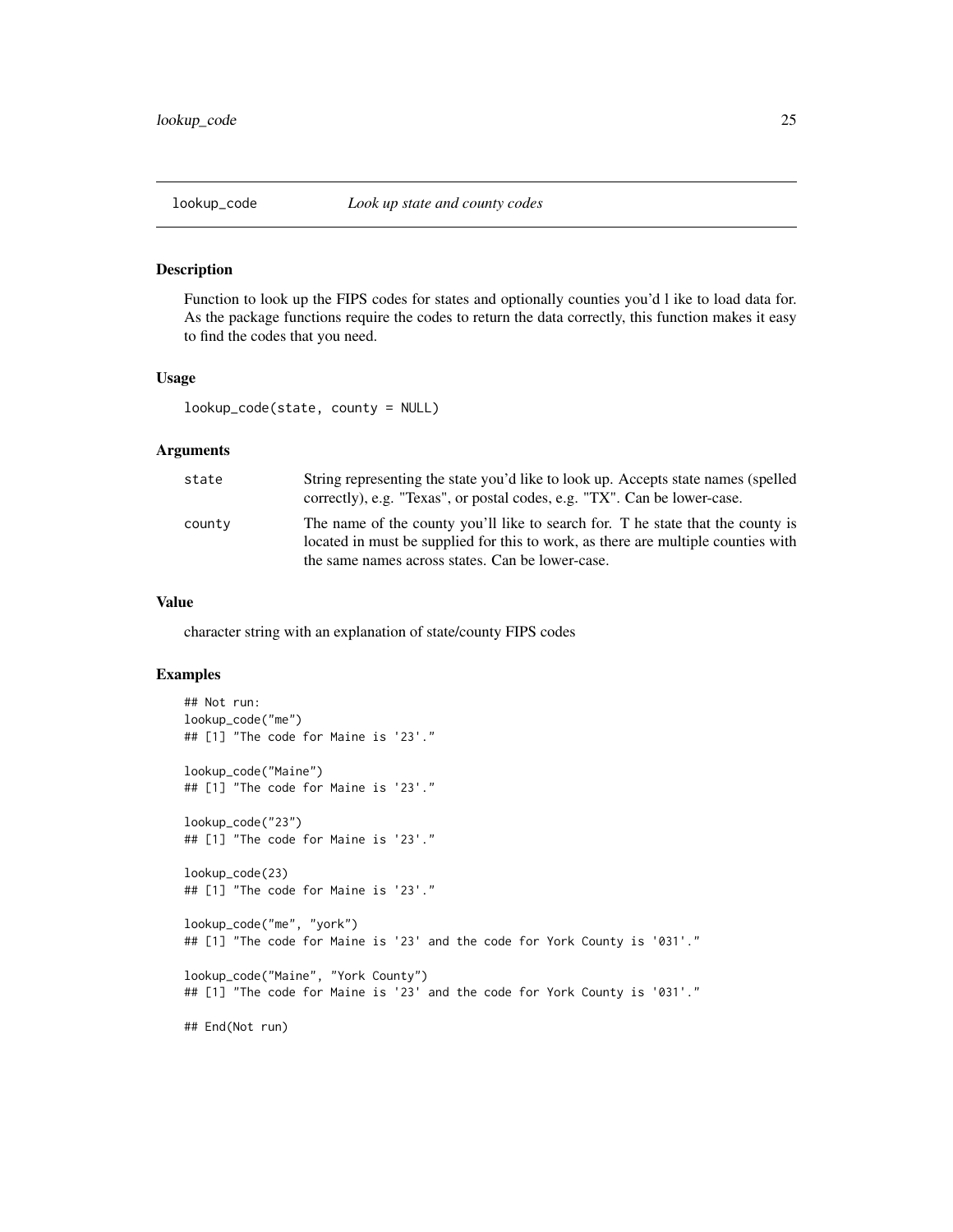# lookup_code — *Look up state and county codes*

## Description

Function to look up the FIPS codes for states and optionally counties you'd l ike to load data for. As the package functions require the codes to return the data correctly, this function makes it easy to find the codes that you need.

## Usage

```
lookup_code(state, county = NULL)
```

## Arguments

| | |
|---|---|
| state | String representing the state you'd like to look up. Accepts state names (spelled correctly), e.g. "Texas", or postal codes, e.g. "TX". Can be lower-case. |
| county | The name of the county you'll like to search for. T he state that the county is located in must be supplied for this to work, as there are multiple counties with the same names across states. Can be lower-case. |

## Value

character string with an explanation of state/county FIPS codes

## Examples

```
## Not run:
lookup_code("me")
## [1] "The code for Maine is '23'."

lookup_code("Maine")
## [1] "The code for Maine is '23'."

lookup_code("23")
## [1] "The code for Maine is '23'."

lookup_code(23)
## [1] "The code for Maine is '23'."

lookup_code("me", "york")
## [1] "The code for Maine is '23' and the code for York County is '031'."

lookup_code("Maine", "York County")
## [1] "The code for Maine is '23' and the code for York County is '031'."

## End(Not run)
```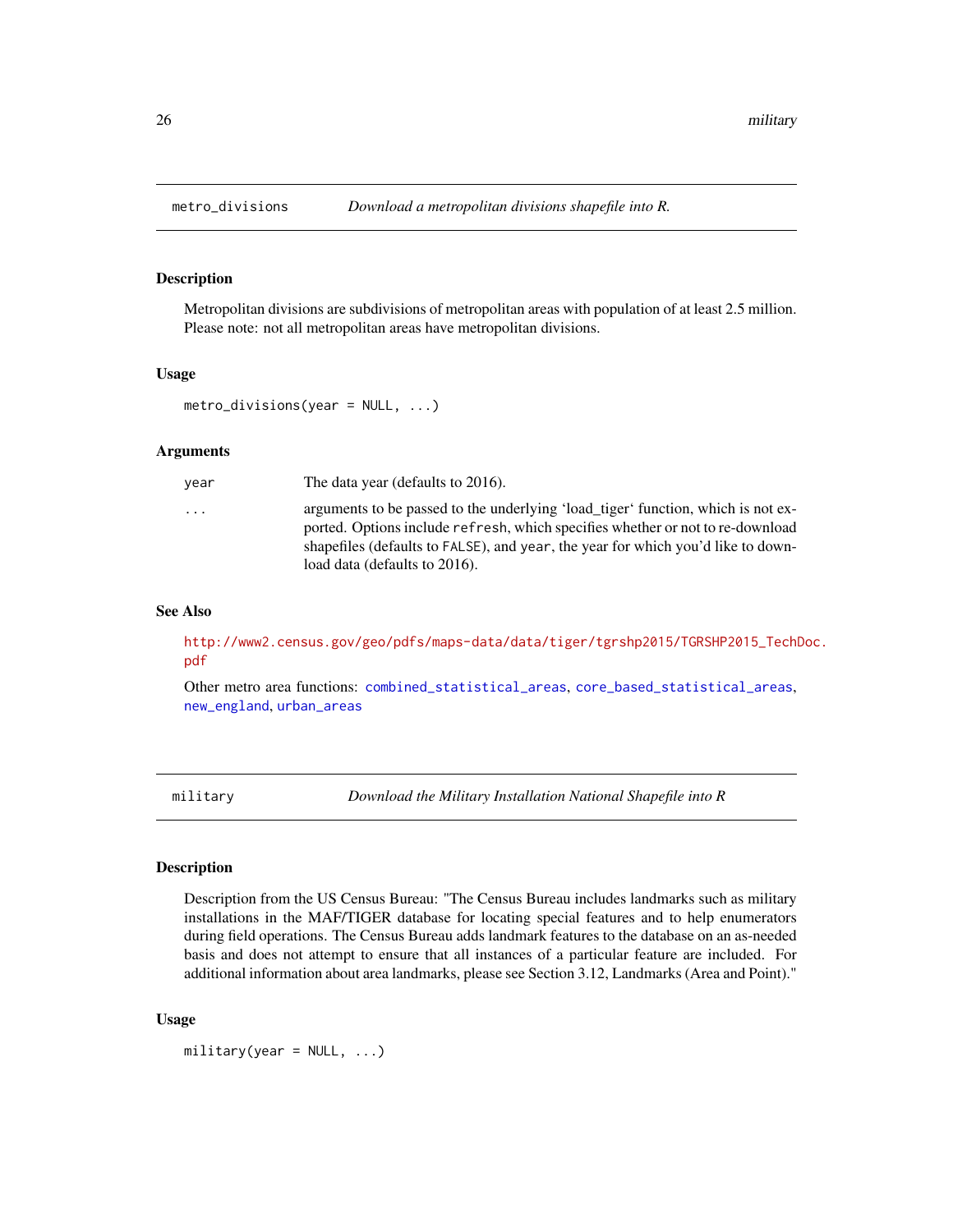## metro_divisions — *Download a metropolitan divisions shapefile into R.*

### Description

Metropolitan divisions are subdivisions of metropolitan areas with population of at least 2.5 million. Please note: not all metropolitan areas have metropolitan divisions.

### Usage

```
metro_divisions(year = NULL, ...)
```

### Arguments

| | |
|---|---|
| `year` | The data year (defaults to 2016). |
| `...` | arguments to be passed to the underlying 'load_tiger' function, which is not exported. Options include `refresh`, which specifies whether or not to re-download shapefiles (defaults to `FALSE`), and `year`, the year for which you'd like to download data (defaults to 2016). |

### See Also

http://www2.census.gov/geo/pdfs/maps-data/data/tiger/tgrshp2015/TGRSHP2015_TechDoc.pdf

Other metro area functions: `combined_statistical_areas`, `core_based_statistical_areas`, `new_england`, `urban_areas`

## military — *Download the Military Installation National Shapefile into R*

### Description

Description from the US Census Bureau: "The Census Bureau includes landmarks such as military installations in the MAF/TIGER database for locating special features and to help enumerators during field operations. The Census Bureau adds landmark features to the database on an as-needed basis and does not attempt to ensure that all instances of a particular feature are included. For additional information about area landmarks, please see Section 3.12, Landmarks (Area and Point)."

### Usage

```
military(year = NULL, ...)
```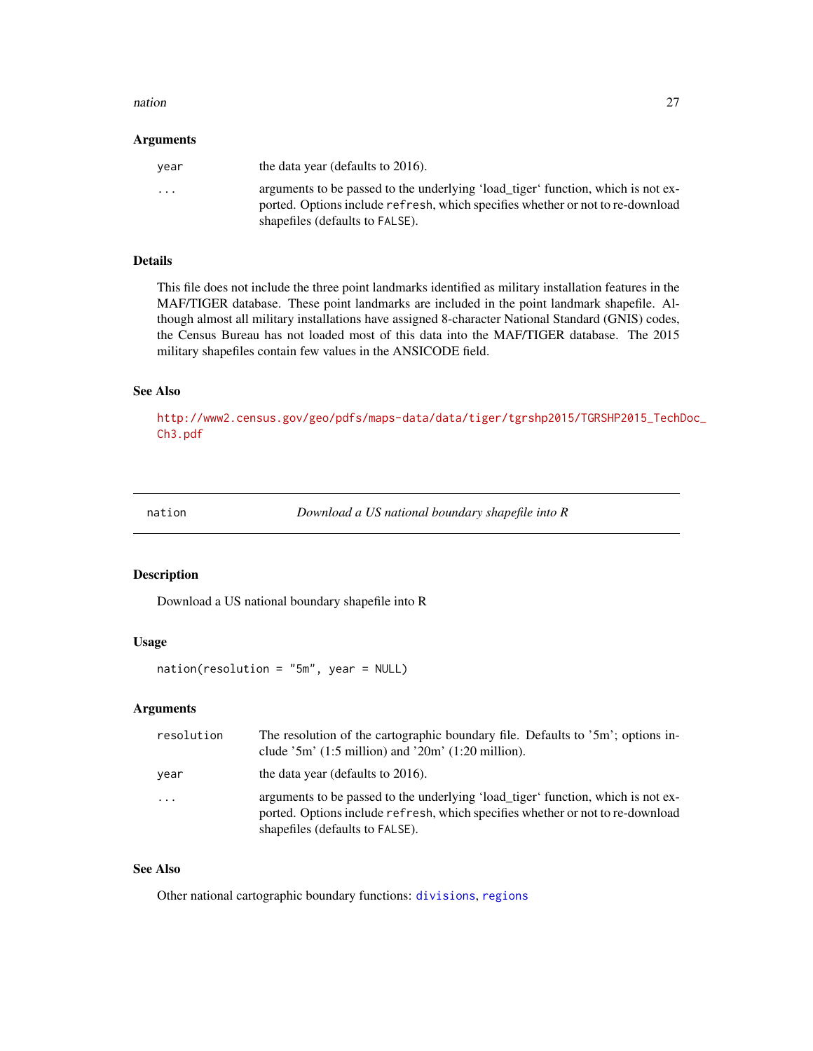## Arguments

| | |
|---|---|
| year | the data year (defaults to 2016). |
| ... | arguments to be passed to the underlying 'load_tiger' function, which is not exported. Options include `refresh`, which specifies whether or not to re-download shapefiles (defaults to `FALSE`). |

## Details

This file does not include the three point landmarks identified as military installation features in the MAF/TIGER database. These point landmarks are included in the point landmark shapefile. Although almost all military installations have assigned 8-character National Standard (GNIS) codes, the Census Bureau has not loaded most of this data into the MAF/TIGER database. The 2015 military shapefiles contain few values in the ANSICODE field.

## See Also

http://www2.census.gov/geo/pdfs/maps-data/data/tiger/tgrshp2015/TGRSHP2015_TechDoc_Ch3.pdf

---

# nation — *Download a US national boundary shapefile into R*

## Description

Download a US national boundary shapefile into R

## Usage

```
nation(resolution = "5m", year = NULL)
```

## Arguments

| | |
|---|---|
| resolution | The resolution of the cartographic boundary file. Defaults to '5m'; options include '5m' (1:5 million) and '20m' (1:20 million). |
| year | the data year (defaults to 2016). |
| ... | arguments to be passed to the underlying 'load_tiger' function, which is not exported. Options include `refresh`, which specifies whether or not to re-download shapefiles (defaults to `FALSE`). |

## See Also

Other national cartographic boundary functions: `divisions`, `regions`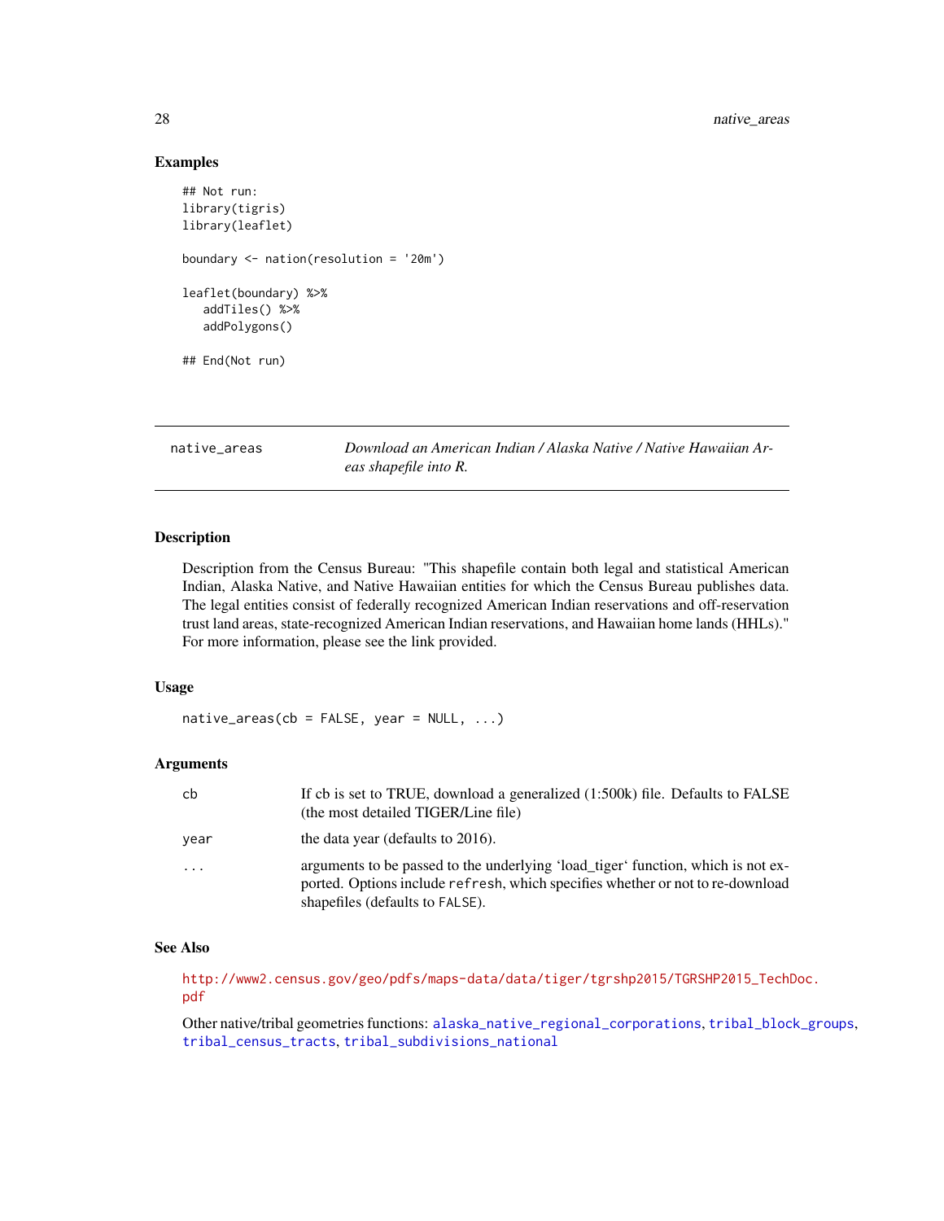### Examples

```
## Not run:
library(tigris)
library(leaflet)

boundary <- nation(resolution = '20m')

leaflet(boundary) %>%
   addTiles() %>%
   addPolygons()

## End(Not run)
```

---

## native_areas — *Download an American Indian / Alaska Native / Native Hawaiian Areas shapefile into R.*

---

### Description

Description from the Census Bureau: "This shapefile contain both legal and statistical American Indian, Alaska Native, and Native Hawaiian entities for which the Census Bureau publishes data. The legal entities consist of federally recognized American Indian reservations and off-reservation trust land areas, state-recognized American Indian reservations, and Hawaiian home lands (HHLs)." For more information, please see the link provided.

### Usage

```
native_areas(cb = FALSE, year = NULL, ...)
```

### Arguments

| | |
|---|---|
| cb | If cb is set to TRUE, download a generalized (1:500k) file. Defaults to FALSE (the most detailed TIGER/Line file) |
| year | the data year (defaults to 2016). |
| ... | arguments to be passed to the underlying 'load_tiger' function, which is not exported. Options include `refresh`, which specifies whether or not to re-download shapefiles (defaults to `FALSE`). |

### See Also

http://www2.census.gov/geo/pdfs/maps-data/data/tiger/tgrshp2015/TGRSHP2015_TechDoc.pdf

Other native/tribal geometries functions: `alaska_native_regional_corporations`, `tribal_block_groups`, `tribal_census_tracts`, `tribal_subdivisions_national`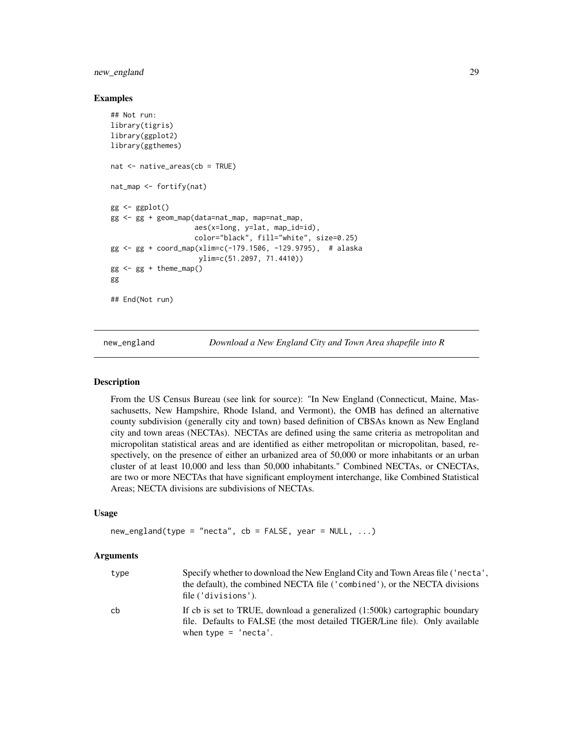### Examples

```
## Not run:
library(tigris)
library(ggplot2)
library(ggthemes)

nat <- native_areas(cb = TRUE)

nat_map <- fortify(nat)

gg <- ggplot()
gg <- gg + geom_map(data=nat_map, map=nat_map,
                    aes(x=long, y=lat, map_id=id),
                    color="black", fill="white", size=0.25)
gg <- gg + coord_map(xlim=c(-179.1506, -129.9795),  # alaska
                     ylim=c(51.2097, 71.4410))
gg <- gg + theme_map()
gg

## End(Not run)
```

---

## new_england — *Download a New England City and Town Area shapefile into R*

### Description

From the US Census Bureau (see link for source): "In New England (Connecticut, Maine, Massachusetts, New Hampshire, Rhode Island, and Vermont), the OMB has defined an alternative county subdivision (generally city and town) based definition of CBSAs known as New England city and town areas (NECTAs). NECTAs are defined using the same criteria as metropolitan and micropolitan statistical areas and are identified as either metropolitan or micropolitan, based, respectively, on the presence of either an urbanized area of 50,000 or more inhabitants or an urban cluster of at least 10,000 and less than 50,000 inhabitants." Combined NECTAs, or CNECTAs, are two or more NECTAs that have significant employment interchange, like Combined Statistical Areas; NECTA divisions are subdivisions of NECTAs.

### Usage

```
new_england(type = "necta", cb = FALSE, year = NULL, ...)
```

### Arguments

| | |
|---|---|
| type | Specify whether to download the New England City and Town Areas file ('necta', the default), the combined NECTA file ('combined'), or the NECTA divisions file ('divisions'). |
| cb | If cb is set to TRUE, download a generalized (1:500k) cartographic boundary file. Defaults to FALSE (the most detailed TIGER/Line file). Only available when type = 'necta'. |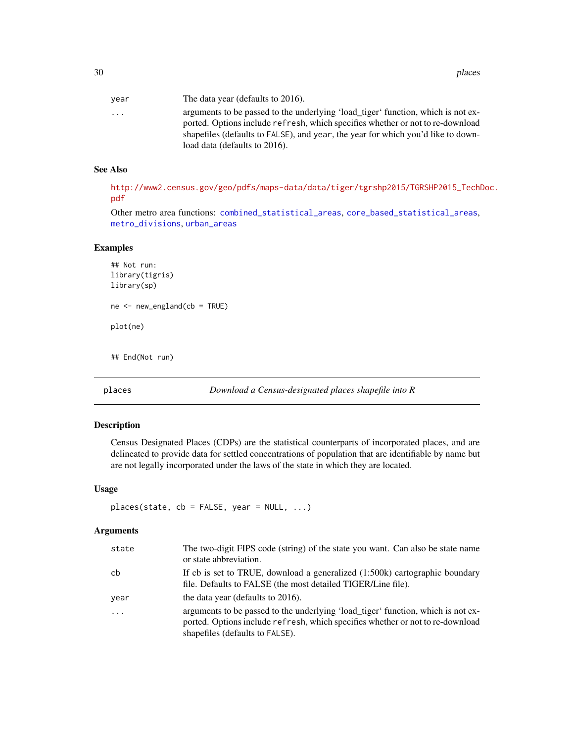| | |
|---|---|
| year | The data year (defaults to 2016). |
| ... | arguments to be passed to the underlying 'load_tiger' function, which is not exported. Options include refresh, which specifies whether or not to re-download shapefiles (defaults to FALSE), and year, the year for which you'd like to download data (defaults to 2016). |

### See Also

http://www2.census.gov/geo/pdfs/maps-data/data/tiger/tgrshp2015/TGRSHP2015_TechDoc.pdf

Other metro area functions: combined_statistical_areas, core_based_statistical_areas, metro_divisions, urban_areas

### Examples

```
## Not run:
library(tigris)
library(sp)

ne <- new_england(cb = TRUE)

plot(ne)


## End(Not run)
```

---

## places — *Download a Census-designated places shapefile into R*

### Description

Census Designated Places (CDPs) are the statistical counterparts of incorporated places, and are delineated to provide data for settled concentrations of population that are identifiable by name but are not legally incorporated under the laws of the state in which they are located.

### Usage

```
places(state, cb = FALSE, year = NULL, ...)
```

### Arguments

| | |
|---|---|
| state | The two-digit FIPS code (string) of the state you want. Can also be state name or state abbreviation. |
| cb | If cb is set to TRUE, download a generalized (1:500k) cartographic boundary file. Defaults to FALSE (the most detailed TIGER/Line file). |
| year | the data year (defaults to 2016). |
| ... | arguments to be passed to the underlying 'load_tiger' function, which is not exported. Options include refresh, which specifies whether or not to re-download shapefiles (defaults to FALSE). |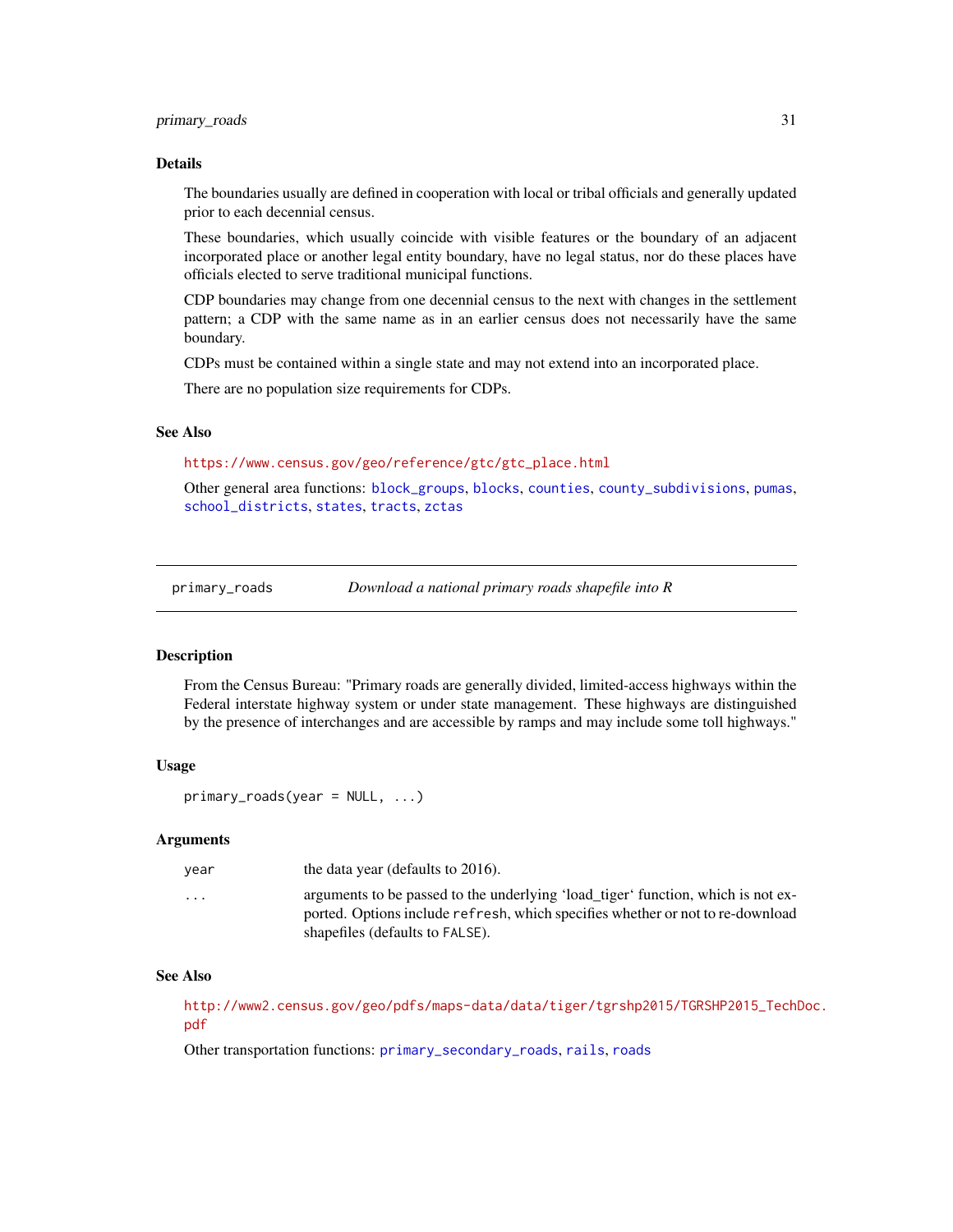### Details

The boundaries usually are defined in cooperation with local or tribal officials and generally updated prior to each decennial census.

These boundaries, which usually coincide with visible features or the boundary of an adjacent incorporated place or another legal entity boundary, have no legal status, nor do these places have officials elected to serve traditional municipal functions.

CDP boundaries may change from one decennial census to the next with changes in the settlement pattern; a CDP with the same name as in an earlier census does not necessarily have the same boundary.

CDPs must be contained within a single state and may not extend into an incorporated place.

There are no population size requirements for CDPs.

### See Also

https://www.census.gov/geo/reference/gtc/gtc_place.html

Other general area functions: `block_groups`, `blocks`, `counties`, `county_subdivisions`, `pumas`, `school_districts`, `states`, `tracts`, `zctas`

---

## primary_roads — *Download a national primary roads shapefile into R*

### Description

From the Census Bureau: "Primary roads are generally divided, limited-access highways within the Federal interstate highway system or under state management. These highways are distinguished by the presence of interchanges and are accessible by ramps and may include some toll highways."

### Usage

```
primary_roads(year = NULL, ...)
```

### Arguments

| | |
|---|---|
| `year` | the data year (defaults to 2016). |
| `...` | arguments to be passed to the underlying 'load_tiger' function, which is not exported. Options include `refresh`, which specifies whether or not to re-download shapefiles (defaults to `FALSE`). |

### See Also

http://www2.census.gov/geo/pdfs/maps-data/data/tiger/tgrshp2015/TGRSHP2015_TechDoc.pdf

Other transportation functions: `primary_secondary_roads`, `rails`, `roads`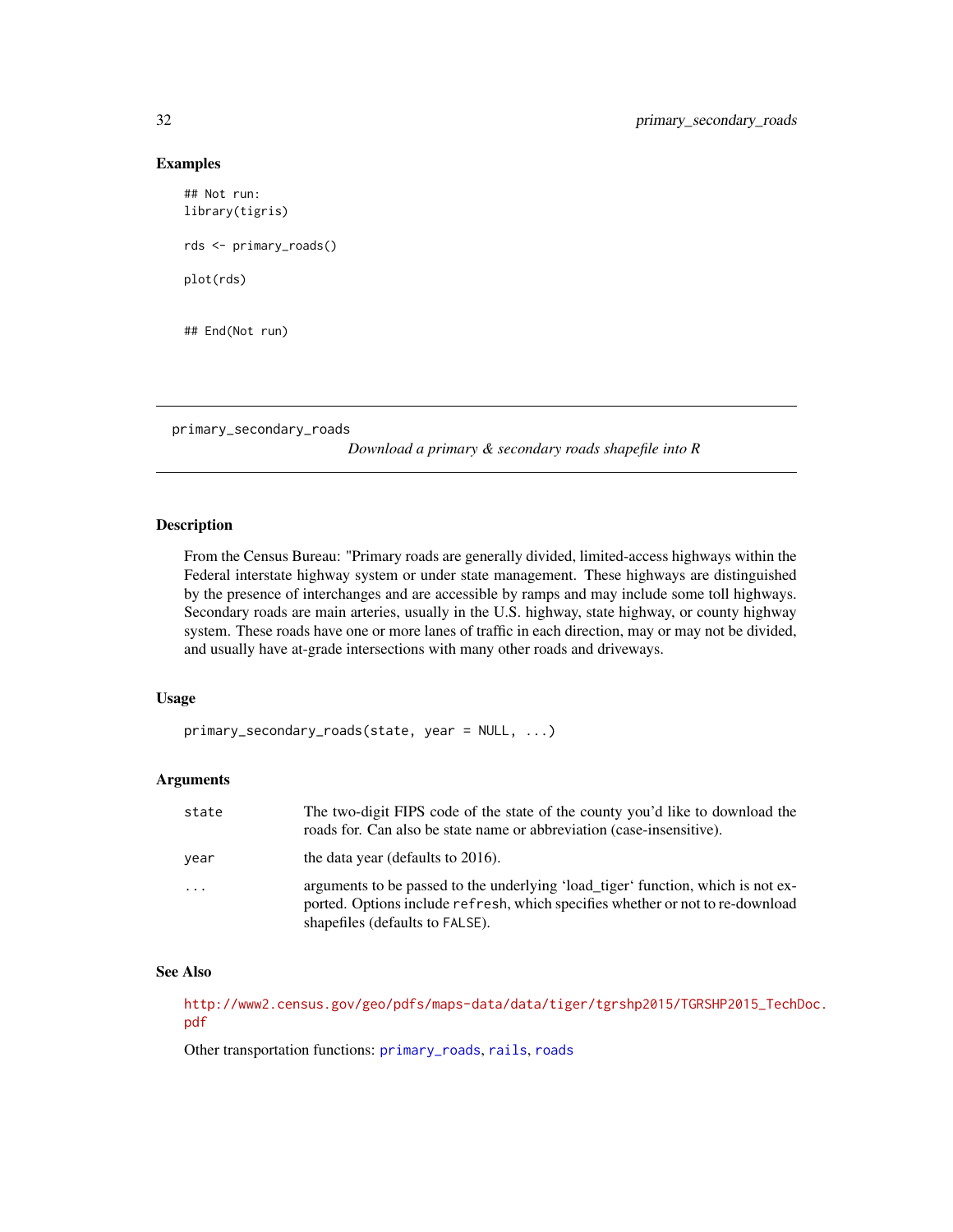### Examples

```
## Not run:
library(tigris)

rds <- primary_roads()

plot(rds)


## End(Not run)
```

---

## primary_secondary_roads

*Download a primary & secondary roads shapefile into R*

---

### Description

From the Census Bureau: "Primary roads are generally divided, limited-access highways within the Federal interstate highway system or under state management. These highways are distinguished by the presence of interchanges and are accessible by ramps and may include some toll highways. Secondary roads are main arteries, usually in the U.S. highway, state highway, or county highway system. These roads have one or more lanes of traffic in each direction, may or may not be divided, and usually have at-grade intersections with many other roads and driveways.

### Usage

```
primary_secondary_roads(state, year = NULL, ...)
```

### Arguments

| | |
|---|---|
| state | The two-digit FIPS code of the state of the county you'd like to download the roads for. Can also be state name or abbreviation (case-insensitive). |
| year | the data year (defaults to 2016). |
| ... | arguments to be passed to the underlying 'load_tiger' function, which is not exported. Options include `refresh`, which specifies whether or not to re-download shapefiles (defaults to `FALSE`). |

### See Also

http://www2.census.gov/geo/pdfs/maps-data/data/tiger/tgrshp2015/TGRSHP2015_TechDoc.pdf

Other transportation functions: primary_roads, rails, roads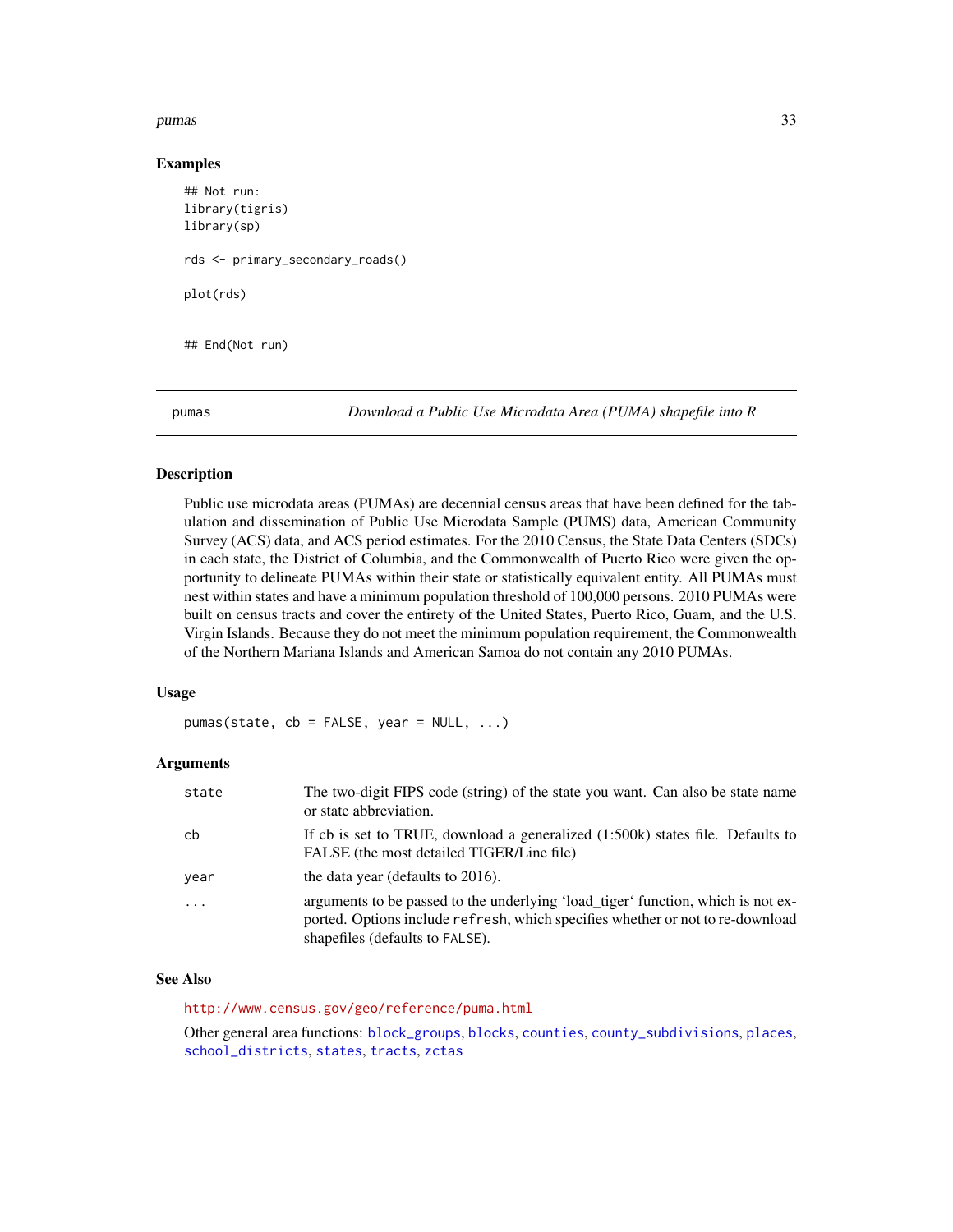### Examples

```
## Not run:
library(tigris)
library(sp)

rds <- primary_secondary_roads()

plot(rds)


## End(Not run)
```

---

## pumas — *Download a Public Use Microdata Area (PUMA) shapefile into R*

### Description

Public use microdata areas (PUMAs) are decennial census areas that have been defined for the tabulation and dissemination of Public Use Microdata Sample (PUMS) data, American Community Survey (ACS) data, and ACS period estimates. For the 2010 Census, the State Data Centers (SDCs) in each state, the District of Columbia, and the Commonwealth of Puerto Rico were given the opportunity to delineate PUMAs within their state or statistically equivalent entity. All PUMAs must nest within states and have a minimum population threshold of 100,000 persons. 2010 PUMAs were built on census tracts and cover the entirety of the United States, Puerto Rico, Guam, and the U.S. Virgin Islands. Because they do not meet the minimum population requirement, the Commonwealth of the Northern Mariana Islands and American Samoa do not contain any 2010 PUMAs.

### Usage

```
pumas(state, cb = FALSE, year = NULL, ...)
```

### Arguments

| | |
|---|---|
| `state` | The two-digit FIPS code (string) of the state you want. Can also be state name or state abbreviation. |
| `cb` | If cb is set to TRUE, download a generalized (1:500k) states file. Defaults to FALSE (the most detailed TIGER/Line file) |
| `year` | the data year (defaults to 2016). |
| `...` | arguments to be passed to the underlying 'load_tiger' function, which is not exported. Options include `refresh`, which specifies whether or not to re-download shapefiles (defaults to `FALSE`). |

### See Also

http://www.census.gov/geo/reference/puma.html

Other general area functions: block_groups, blocks, counties, county_subdivisions, places, school_districts, states, tracts, zctas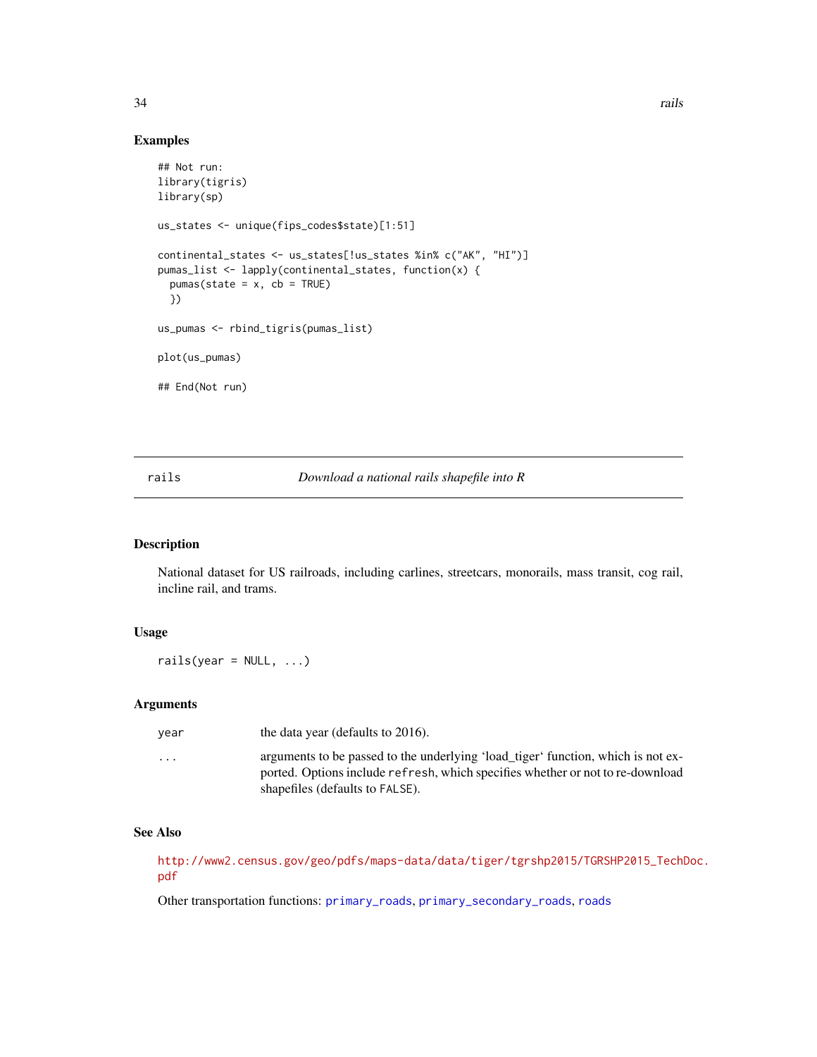## Examples

```
## Not run:
library(tigris)
library(sp)

us_states <- unique(fips_codes$state)[1:51]

continental_states <- us_states[!us_states %in% c("AK", "HI")]
pumas_list <- lapply(continental_states, function(x) {
  pumas(state = x, cb = TRUE)
  })

us_pumas <- rbind_tigris(pumas_list)

plot(us_pumas)

## End(Not run)
```

---

# rails — *Download a national rails shapefile into R*

## Description

National dataset for US railroads, including carlines, streetcars, monorails, mass transit, cog rail, incline rail, and trams.

## Usage

```
rails(year = NULL, ...)
```

## Arguments

| | |
|---|---|
| year | the data year (defaults to 2016). |
| ... | arguments to be passed to the underlying 'load_tiger' function, which is not exported. Options include refresh, which specifies whether or not to re-download shapefiles (defaults to FALSE). |

## See Also

http://www2.census.gov/geo/pdfs/maps-data/data/tiger/tgrshp2015/TGRSHP2015_TechDoc.pdf

Other transportation functions: primary_roads, primary_secondary_roads, roads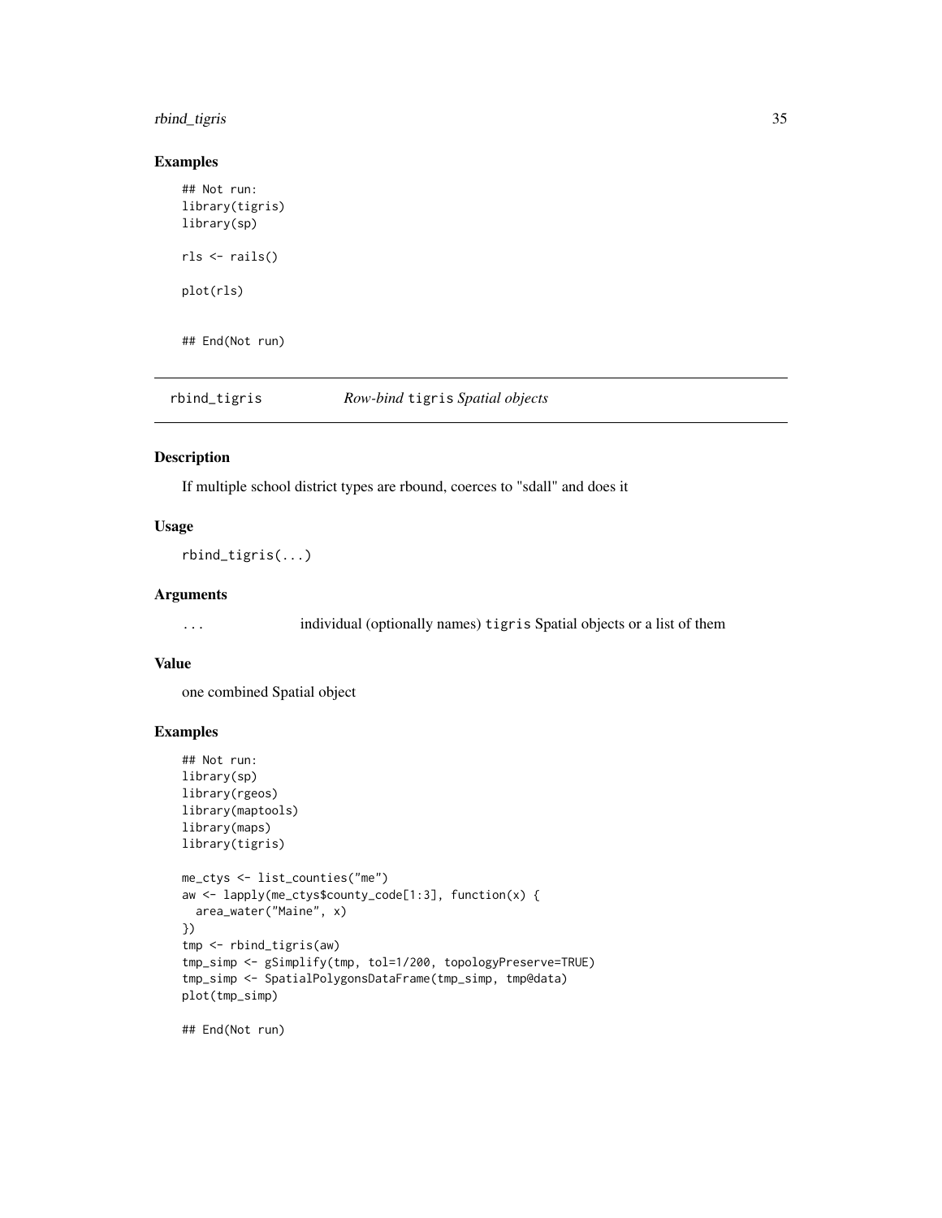## Examples

```
## Not run:
library(tigris)
library(sp)

rls <- rails()

plot(rls)


## End(Not run)
```

---

# rbind_tigris    *Row-bind* tigris *Spatial objects*

## Description

If multiple school district types are rbound, coerces to "sdall" and does it

## Usage

```
rbind_tigris(...)
```

## Arguments

| | |
|---|---|
| ... | individual (optionally names) tigris Spatial objects or a list of them |

## Value

one combined Spatial object

## Examples

```
## Not run:
library(sp)
library(rgeos)
library(maptools)
library(maps)
library(tigris)

me_ctys <- list_counties("me")
aw <- lapply(me_ctys$county_code[1:3], function(x) {
  area_water("Maine", x)
})
tmp <- rbind_tigris(aw)
tmp_simp <- gSimplify(tmp, tol=1/200, topologyPreserve=TRUE)
tmp_simp <- SpatialPolygonsDataFrame(tmp_simp, tmp@data)
plot(tmp_simp)

## End(Not run)
```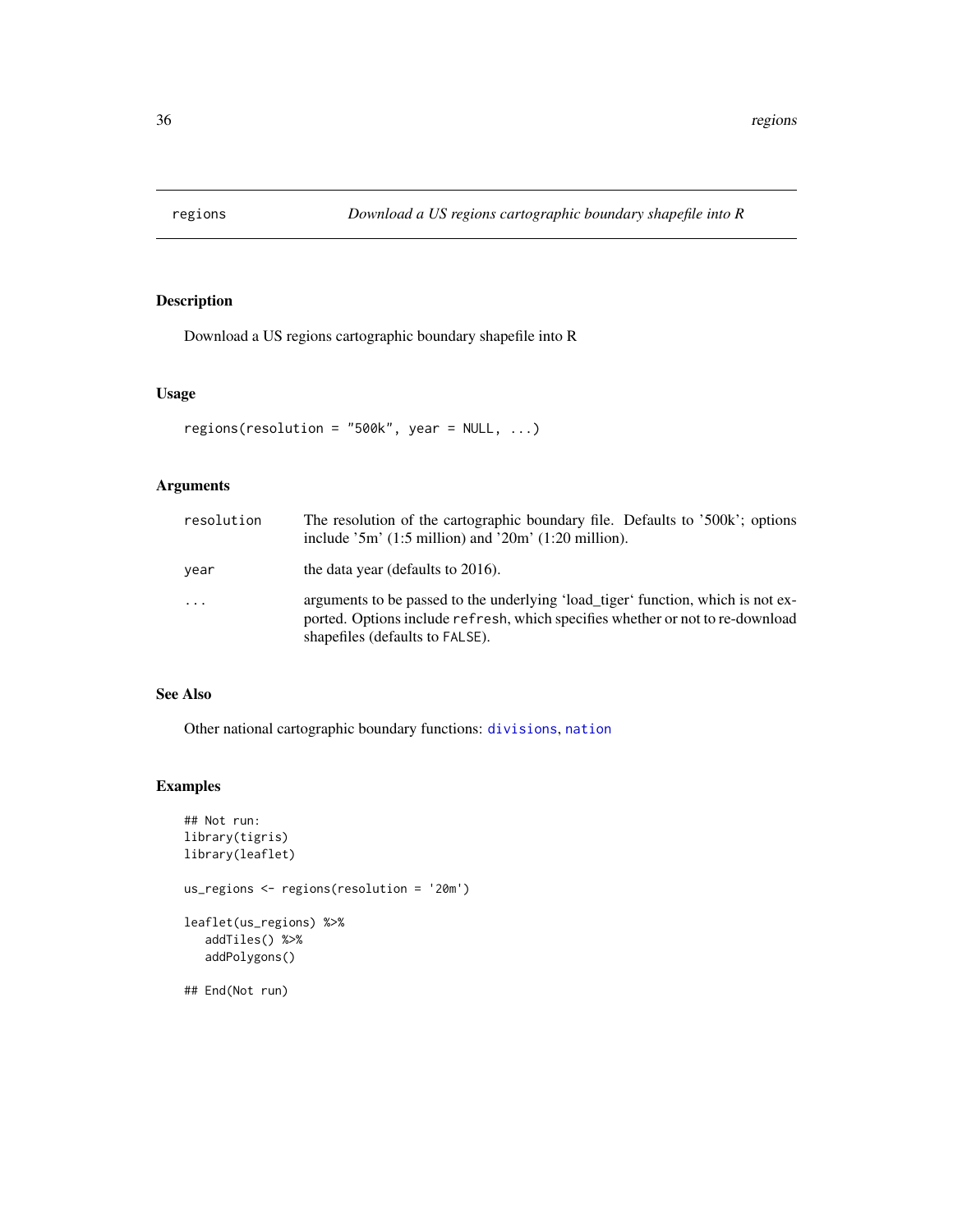# regions — *Download a US regions cartographic boundary shapefile into R*

## Description

Download a US regions cartographic boundary shapefile into R

## Usage

```
regions(resolution = "500k", year = NULL, ...)
```

## Arguments

| | |
|---|---|
| resolution | The resolution of the cartographic boundary file. Defaults to '500k'; options include '5m' (1:5 million) and '20m' (1:20 million). |
| year | the data year (defaults to 2016). |
| ... | arguments to be passed to the underlying 'load_tiger' function, which is not exported. Options include `refresh`, which specifies whether or not to re-download shapefiles (defaults to `FALSE`). |

## See Also

Other national cartographic boundary functions: `divisions`, `nation`

## Examples

```
## Not run:
library(tigris)
library(leaflet)

us_regions <- regions(resolution = '20m')

leaflet(us_regions) %>%
   addTiles() %>%
   addPolygons()

## End(Not run)
```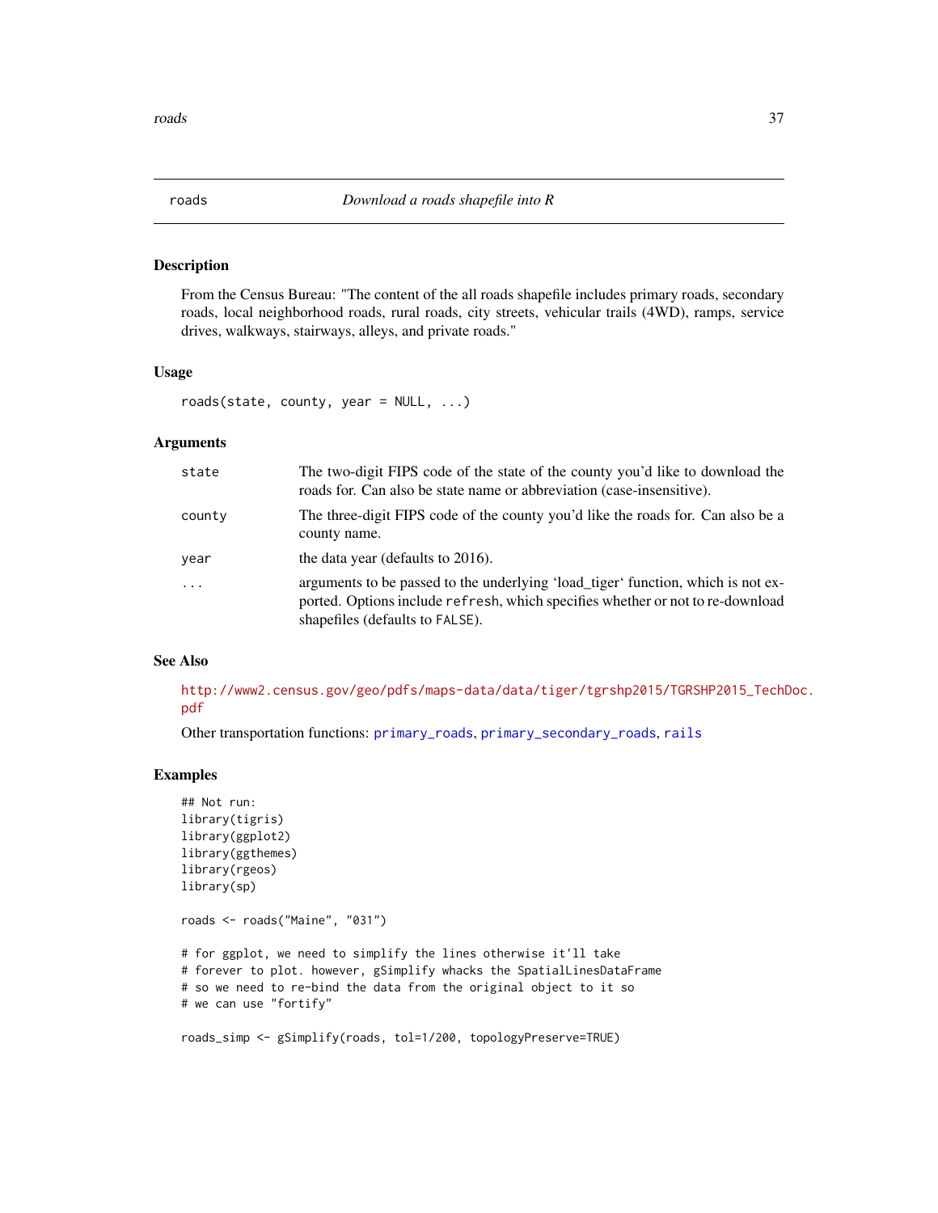## roads — *Download a roads shapefile into R*

### Description

From the Census Bureau: "The content of the all roads shapefile includes primary roads, secondary roads, local neighborhood roads, rural roads, city streets, vehicular trails (4WD), ramps, service drives, walkways, stairways, alleys, and private roads."

### Usage

```
roads(state, county, year = NULL, ...)
```

### Arguments

| | |
|---|---|
| state | The two-digit FIPS code of the state of the county you'd like to download the roads for. Can also be state name or abbreviation (case-insensitive). |
| county | The three-digit FIPS code of the county you'd like the roads for. Can also be a county name. |
| year | the data year (defaults to 2016). |
| ... | arguments to be passed to the underlying 'load_tiger' function, which is not exported. Options include `refresh`, which specifies whether or not to re-download shapefiles (defaults to `FALSE`). |

### See Also

http://www2.census.gov/geo/pdfs/maps-data/data/tiger/tgrshp2015/TGRSHP2015_TechDoc.pdf

Other transportation functions: primary_roads, primary_secondary_roads, rails

### Examples

```
## Not run:
library(tigris)
library(ggplot2)
library(ggthemes)
library(rgeos)
library(sp)

roads <- roads("Maine", "031")

# for ggplot, we need to simplify the lines otherwise it'll take
# forever to plot. however, gSimplify whacks the SpatialLinesDataFrame
# so we need to re-bind the data from the original object to it so
# we can use "fortify"

roads_simp <- gSimplify(roads, tol=1/200, topologyPreserve=TRUE)
```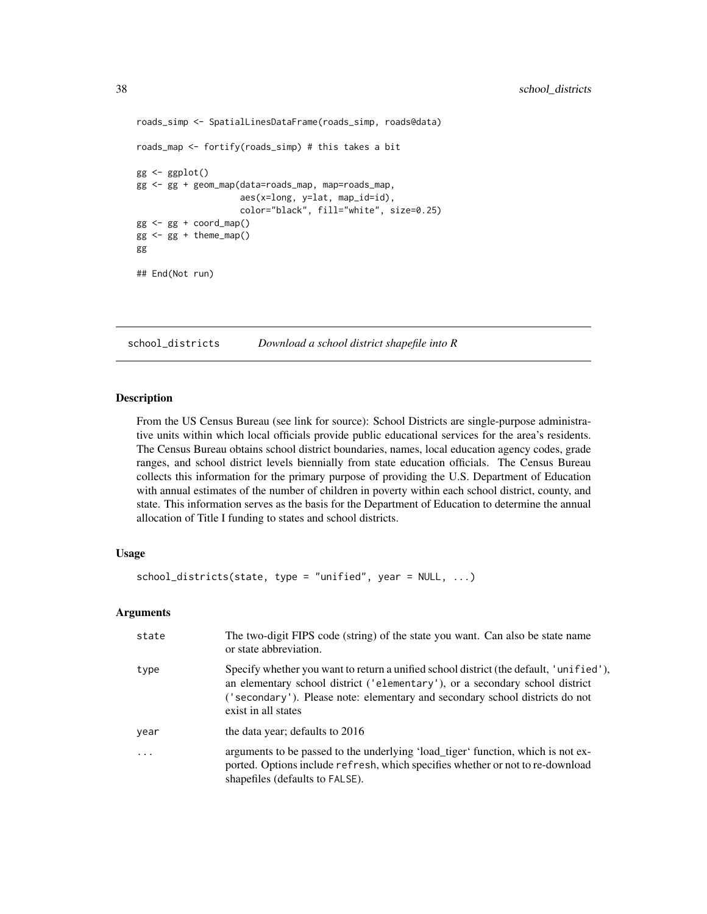```
roads_simp <- SpatialLinesDataFrame(roads_simp, roads@data)

roads_map <- fortify(roads_simp) # this takes a bit

gg <- ggplot()
gg <- gg + geom_map(data=roads_map, map=roads_map,
                    aes(x=long, y=lat, map_id=id),
                    color="black", fill="white", size=0.25)
gg <- gg + coord_map()
gg <- gg + theme_map()
gg

## End(Not run)
```

## school_districts *Download a school district shapefile into R*

### Description

From the US Census Bureau (see link for source): School Districts are single-purpose administrative units within which local officials provide public educational services for the area's residents. The Census Bureau obtains school district boundaries, names, local education agency codes, grade ranges, and school district levels biennially from state education officials. The Census Bureau collects this information for the primary purpose of providing the U.S. Department of Education with annual estimates of the number of children in poverty within each school district, county, and state. This information serves as the basis for the Department of Education to determine the annual allocation of Title I funding to states and school districts.

### Usage

```
school_districts(state, type = "unified", year = NULL, ...)
```

### Arguments

| | |
|---|---|
| state | The two-digit FIPS code (string) of the state you want. Can also be state name or state abbreviation. |
| type | Specify whether you want to return a unified school district (the default, 'unified'), an elementary school district ('elementary'), or a secondary school district ('secondary'). Please note: elementary and secondary school districts do not exist in all states |
| year | the data year; defaults to 2016 |
| ... | arguments to be passed to the underlying 'load_tiger' function, which is not exported. Options include refresh, which specifies whether or not to re-download shapefiles (defaults to FALSE). |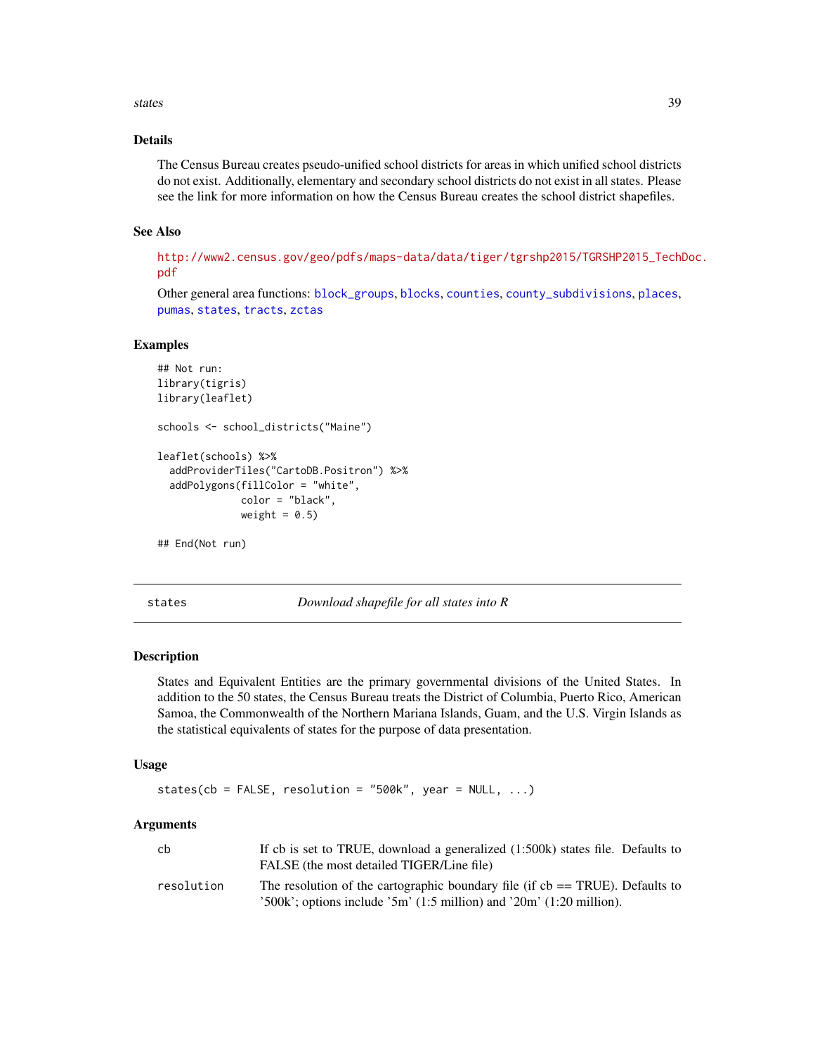### Details

The Census Bureau creates pseudo-unified school districts for areas in which unified school districts do not exist. Additionally, elementary and secondary school districts do not exist in all states. Please see the link for more information on how the Census Bureau creates the school district shapefiles.

### See Also

http://www2.census.gov/geo/pdfs/maps-data/data/tiger/tgrshp2015/TGRSHP2015_TechDoc.pdf

Other general area functions: block_groups, blocks, counties, county_subdivisions, places, pumas, states, tracts, zctas

### Examples

```
## Not run:
library(tigris)
library(leaflet)

schools <- school_districts("Maine")

leaflet(schools) %>%
  addProviderTiles("CartoDB.Positron") %>%
  addPolygons(fillColor = "white",
              color = "black",
              weight = 0.5)

## End(Not run)
```

---

## states — *Download shapefile for all states into R*

### Description

States and Equivalent Entities are the primary governmental divisions of the United States. In addition to the 50 states, the Census Bureau treats the District of Columbia, Puerto Rico, American Samoa, the Commonwealth of the Northern Mariana Islands, Guam, and the U.S. Virgin Islands as the statistical equivalents of states for the purpose of data presentation.

### Usage

```
states(cb = FALSE, resolution = "500k", year = NULL, ...)
```

### Arguments

| | |
|---|---|
| cb | If cb is set to TRUE, download a generalized (1:500k) states file. Defaults to FALSE (the most detailed TIGER/Line file) |
| resolution | The resolution of the cartographic boundary file (if cb == TRUE). Defaults to '500k'; options include '5m' (1:5 million) and '20m' (1:20 million). |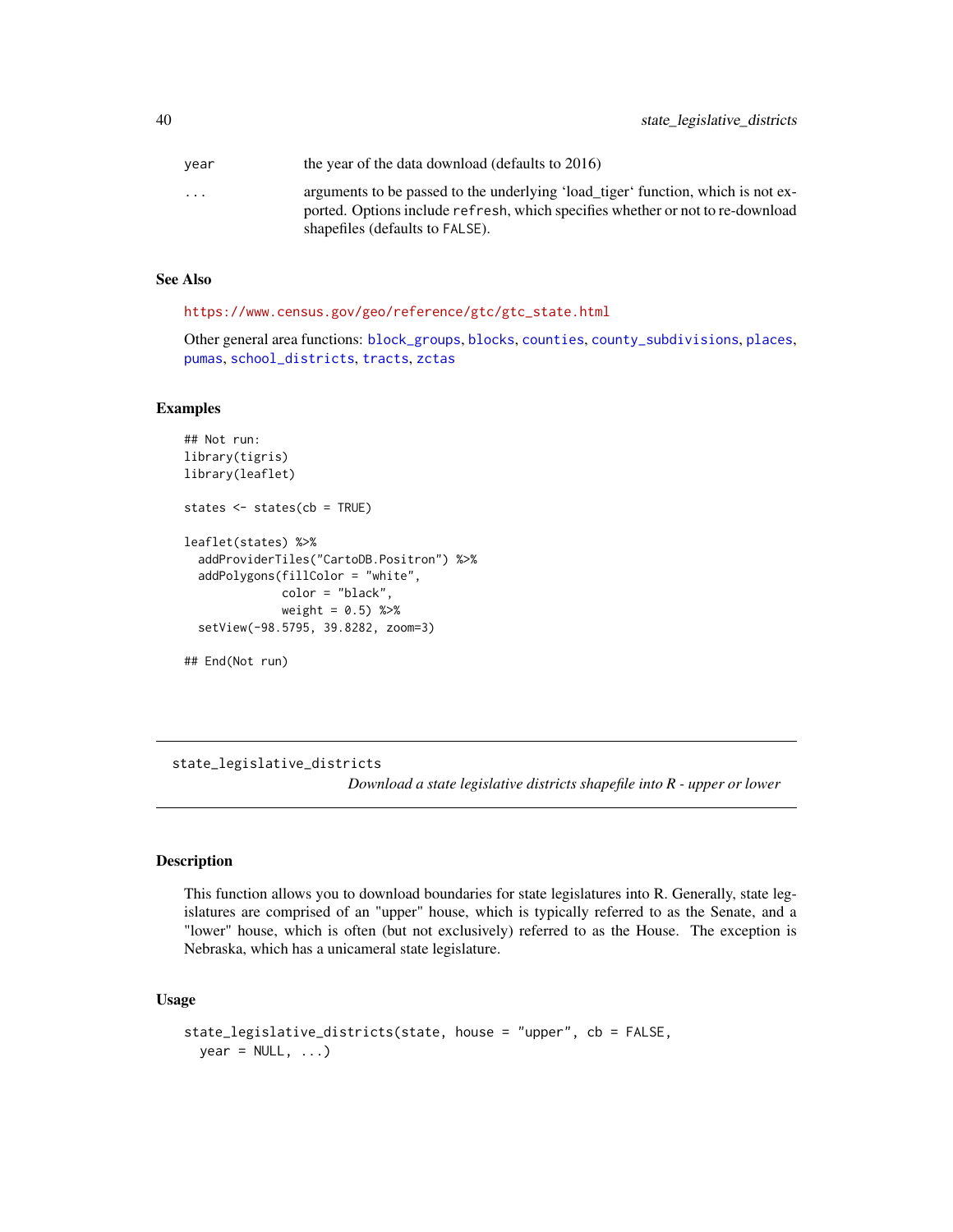| | |
|---|---|
| year | the year of the data download (defaults to 2016) |
| ... | arguments to be passed to the underlying 'load_tiger' function, which is not exported. Options include refresh, which specifies whether or not to re-download shapefiles (defaults to FALSE). |

## See Also

https://www.census.gov/geo/reference/gtc/gtc_state.html

Other general area functions: block_groups, blocks, counties, county_subdivisions, places, pumas, school_districts, tracts, zctas

## Examples

```
## Not run:
library(tigris)
library(leaflet)

states <- states(cb = TRUE)

leaflet(states) %>%
  addProviderTiles("CartoDB.Positron") %>%
  addPolygons(fillColor = "white",
              color = "black",
              weight = 0.5) %>%
  setView(-98.5795, 39.8282, zoom=3)

## End(Not run)
```

---

# state_legislative_districts

*Download a state legislative districts shapefile into R - upper or lower*

## Description

This function allows you to download boundaries for state legislatures into R. Generally, state legislatures are comprised of an "upper" house, which is typically referred to as the Senate, and a "lower" house, which is often (but not exclusively) referred to as the House. The exception is Nebraska, which has a unicameral state legislature.

## Usage

```
state_legislative_districts(state, house = "upper", cb = FALSE,
  year = NULL, ...)
```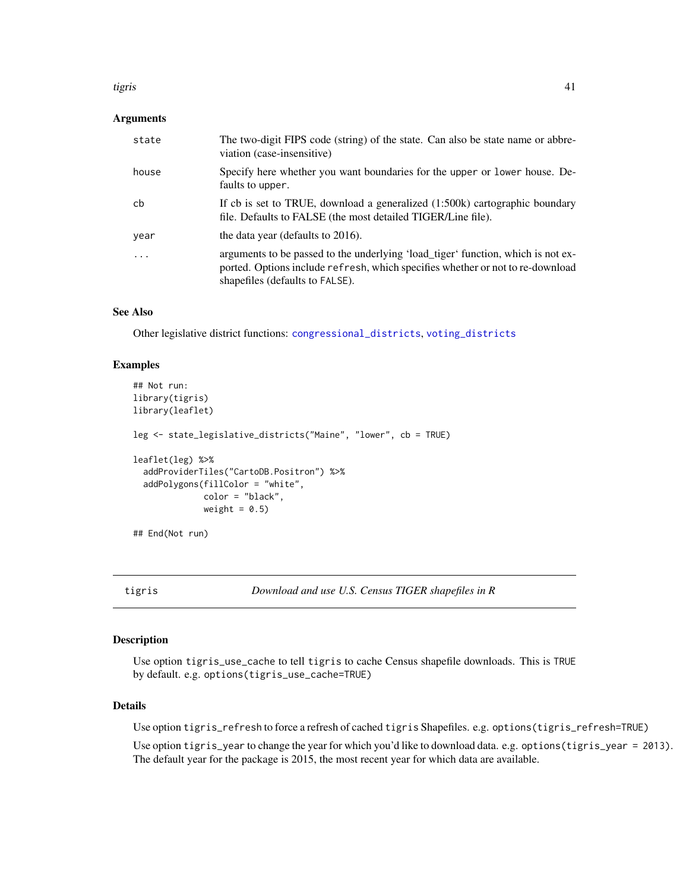### Arguments

| | |
|---|---|
| state | The two-digit FIPS code (string) of the state. Can also be state name or abbreviation (case-insensitive) |
| house | Specify here whether you want boundaries for the upper or lower house. Defaults to upper. |
| cb | If cb is set to TRUE, download a generalized (1:500k) cartographic boundary file. Defaults to FALSE (the most detailed TIGER/Line file). |
| year | the data year (defaults to 2016). |
| ... | arguments to be passed to the underlying 'load_tiger' function, which is not exported. Options include refresh, which specifies whether or not to re-download shapefiles (defaults to FALSE). |

### See Also

Other legislative district functions: congressional_districts, voting_districts

### Examples

```
## Not run:
library(tigris)
library(leaflet)

leg <- state_legislative_districts("Maine", "lower", cb = TRUE)

leaflet(leg) %>%
  addProviderTiles("CartoDB.Positron") %>%
  addPolygons(fillColor = "white",
              color = "black",
              weight = 0.5)

## End(Not run)
```

---

## tigris — *Download and use U.S. Census TIGER shapefiles in R*

---

### Description

Use option tigris_use_cache to tell tigris to cache Census shapefile downloads. This is TRUE by default. e.g. options(tigris_use_cache=TRUE)

### Details

Use option tigris_refresh to force a refresh of cached tigris Shapefiles. e.g. options(tigris_refresh=TRUE)

Use option tigris_year to change the year for which you'd like to download data. e.g. options(tigris_year = 2013). The default year for the package is 2015, the most recent year for which data are available.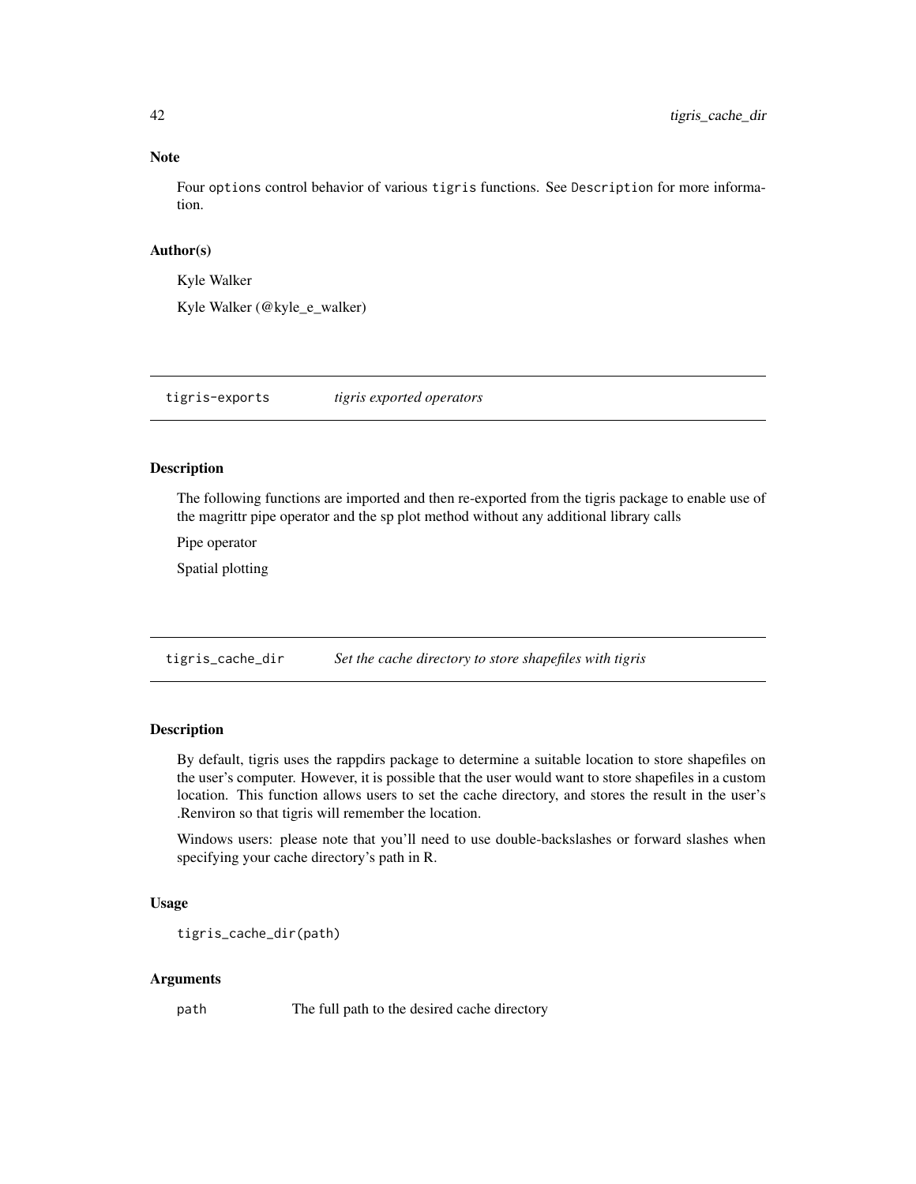### Note

Four `options` control behavior of various `tigris` functions. See `Description` for more information.

### Author(s)

Kyle Walker

Kyle Walker (@kyle_e_walker)

## tigris-exports *tigris exported operators*

### Description

The following functions are imported and then re-exported from the tigris package to enable use of the magrittr pipe operator and the sp plot method without any additional library calls

Pipe operator

Spatial plotting

## tigris_cache_dir *Set the cache directory to store shapefiles with tigris*

### Description

By default, tigris uses the rappdirs package to determine a suitable location to store shapefiles on the user's computer. However, it is possible that the user would want to store shapefiles in a custom location. This function allows users to set the cache directory, and stores the result in the user's .Renviron so that tigris will remember the location.

Windows users: please note that you'll need to use double-backslashes or forward slashes when specifying your cache directory's path in R.

### Usage

```
tigris_cache_dir(path)
```

### Arguments

| | |
|---|---|
| `path` | The full path to the desired cache directory |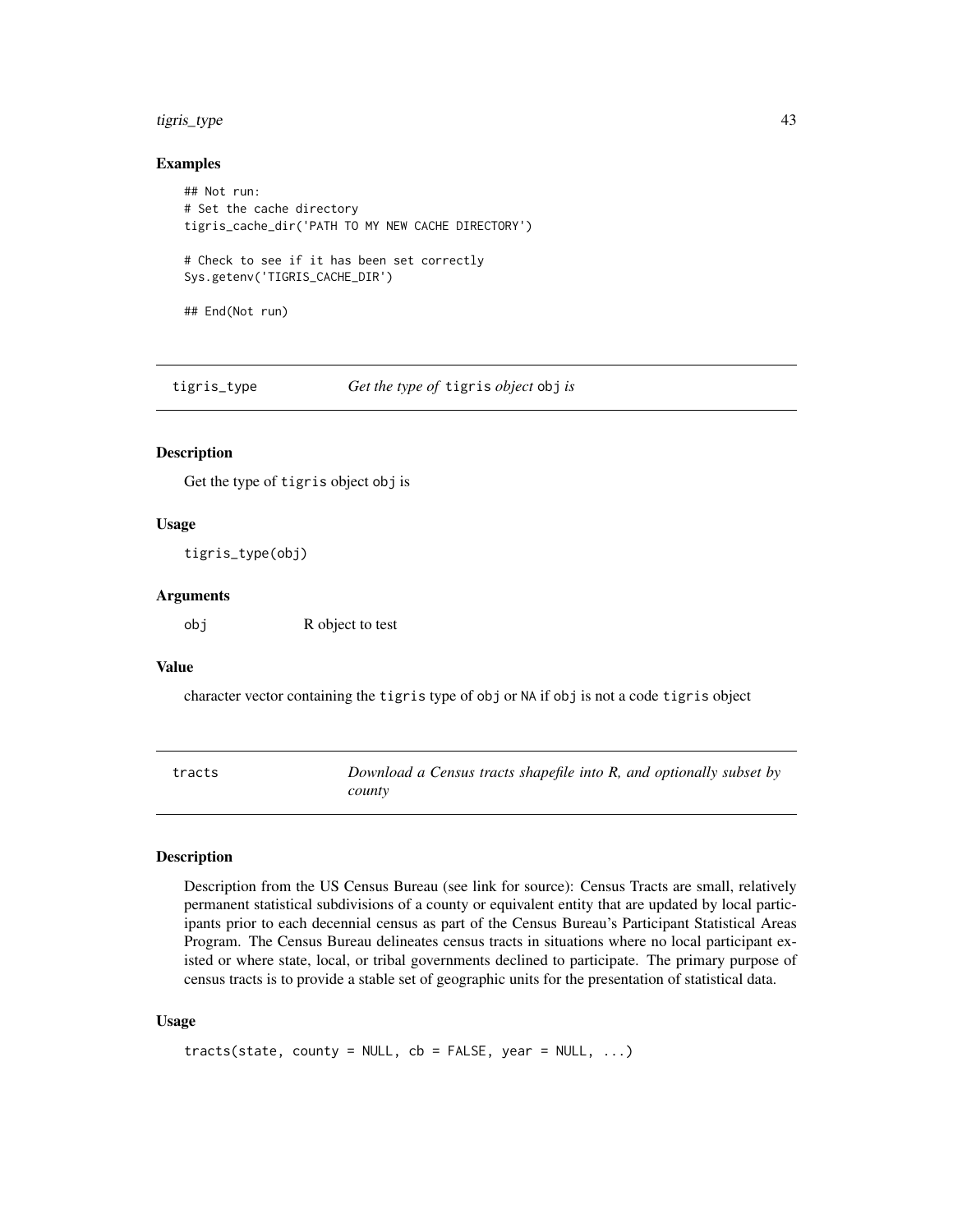## Examples

```
## Not run:
# Set the cache directory
tigris_cache_dir('PATH TO MY NEW CACHE DIRECTORY')

# Check to see if it has been set correctly
Sys.getenv('TIGRIS_CACHE_DIR')

## End(Not run)
```

---

# tigris_type — *Get the type of* `tigris` *object* `obj` *is*

## Description

Get the type of `tigris` object `obj` is

## Usage

```
tigris_type(obj)
```

## Arguments

| | |
|---|---|
| `obj` | R object to test |

## Value

character vector containing the `tigris` type of `obj` or `NA` if `obj` is not a code `tigris` object

---

# tracts — *Download a Census tracts shapefile into R, and optionally subset by county*

## Description

Description from the US Census Bureau (see link for source): Census Tracts are small, relatively permanent statistical subdivisions of a county or equivalent entity that are updated by local participants prior to each decennial census as part of the Census Bureau's Participant Statistical Areas Program. The Census Bureau delineates census tracts in situations where no local participant existed or where state, local, or tribal governments declined to participate. The primary purpose of census tracts is to provide a stable set of geographic units for the presentation of statistical data.

## Usage

```
tracts(state, county = NULL, cb = FALSE, year = NULL, ...)
```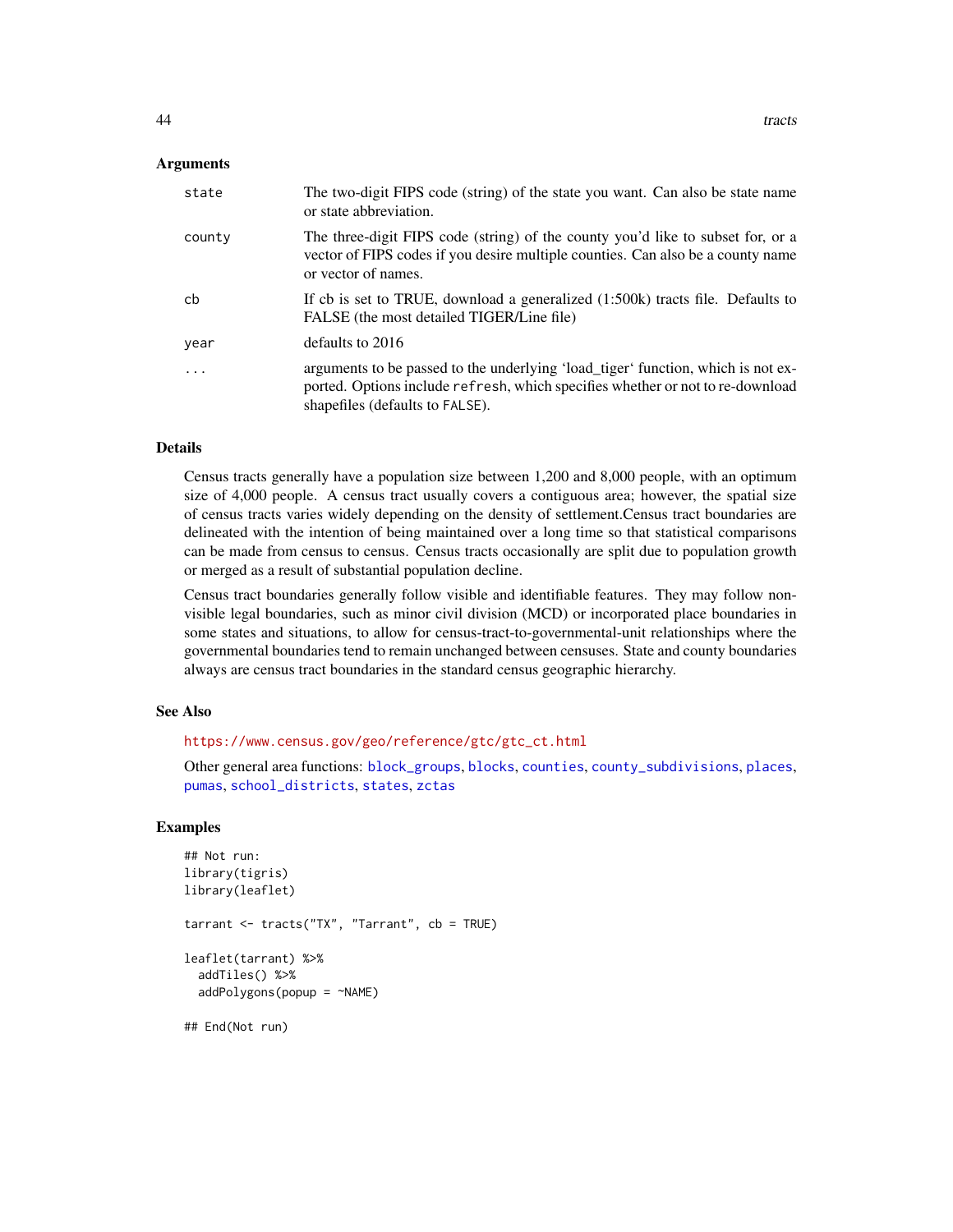## Arguments

| | |
|---|---|
| state | The two-digit FIPS code (string) of the state you want. Can also be state name or state abbreviation. |
| county | The three-digit FIPS code (string) of the county you'd like to subset for, or a vector of FIPS codes if you desire multiple counties. Can also be a county name or vector of names. |
| cb | If cb is set to TRUE, download a generalized (1:500k) tracts file. Defaults to FALSE (the most detailed TIGER/Line file) |
| year | defaults to 2016 |
| ... | arguments to be passed to the underlying 'load_tiger' function, which is not exported. Options include `refresh`, which specifies whether or not to re-download shapefiles (defaults to `FALSE`). |

## Details

Census tracts generally have a population size between 1,200 and 8,000 people, with an optimum size of 4,000 people. A census tract usually covers a contiguous area; however, the spatial size of census tracts varies widely depending on the density of settlement.Census tract boundaries are delineated with the intention of being maintained over a long time so that statistical comparisons can be made from census to census. Census tracts occasionally are split due to population growth or merged as a result of substantial population decline.

Census tract boundaries generally follow visible and identifiable features. They may follow nonvisible legal boundaries, such as minor civil division (MCD) or incorporated place boundaries in some states and situations, to allow for census-tract-to-governmental-unit relationships where the governmental boundaries tend to remain unchanged between censuses. State and county boundaries always are census tract boundaries in the standard census geographic hierarchy.

## See Also

https://www.census.gov/geo/reference/gtc/gtc_ct.html

Other general area functions: block_groups, blocks, counties, county_subdivisions, places, pumas, school_districts, states, zctas

## Examples

```
## Not run:
library(tigris)
library(leaflet)

tarrant <- tracts("TX", "Tarrant", cb = TRUE)

leaflet(tarrant) %>%
  addTiles() %>%
  addPolygons(popup = ~NAME)

## End(Not run)
```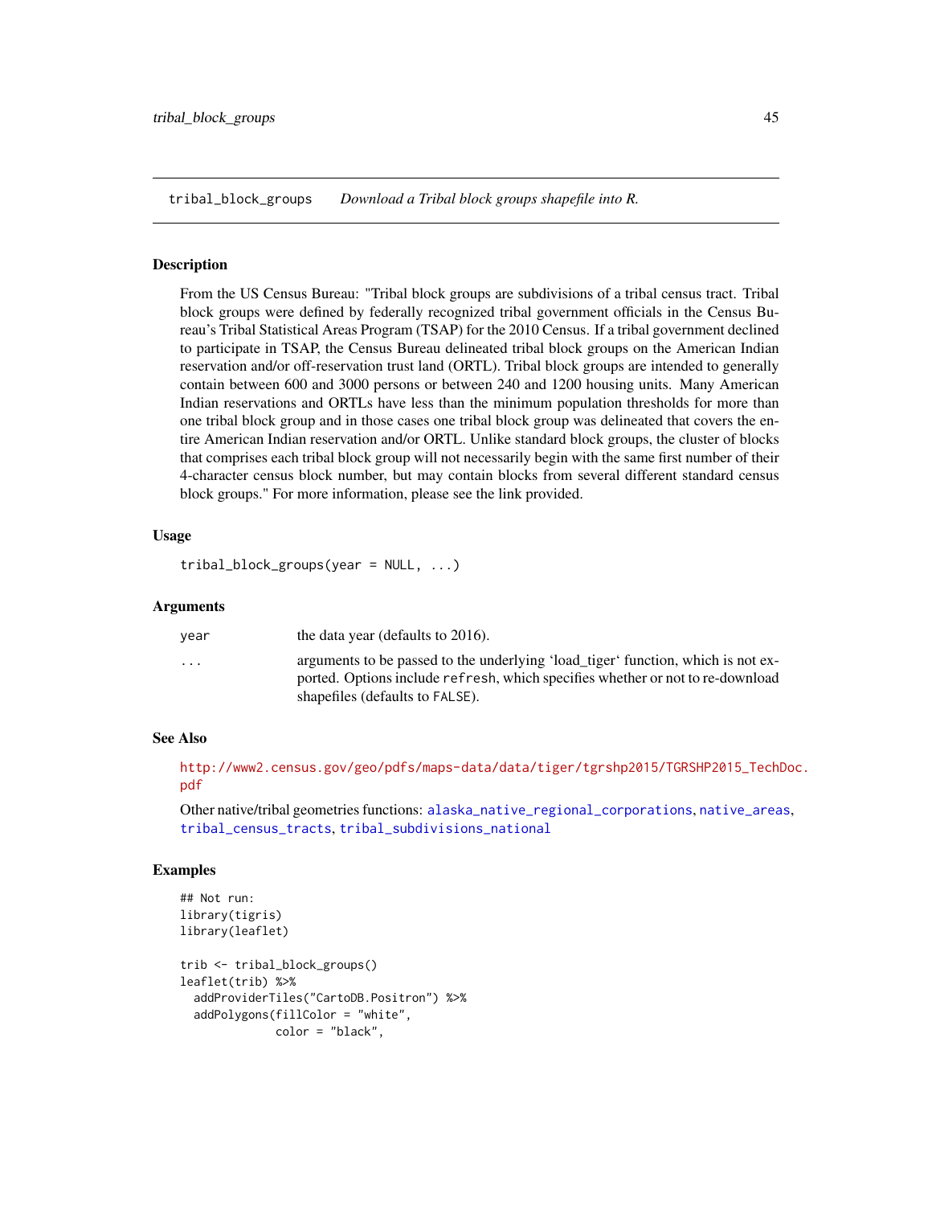## tribal_block_groups *Download a Tribal block groups shapefile into R.*

### Description

From the US Census Bureau: "Tribal block groups are subdivisions of a tribal census tract. Tribal block groups were defined by federally recognized tribal government officials in the Census Bureau's Tribal Statistical Areas Program (TSAP) for the 2010 Census. If a tribal government declined to participate in TSAP, the Census Bureau delineated tribal block groups on the American Indian reservation and/or off-reservation trust land (ORTL). Tribal block groups are intended to generally contain between 600 and 3000 persons or between 240 and 1200 housing units. Many American Indian reservations and ORTLs have less than the minimum population thresholds for more than one tribal block group and in those cases one tribal block group was delineated that covers the entire American Indian reservation and/or ORTL. Unlike standard block groups, the cluster of blocks that comprises each tribal block group will not necessarily begin with the same first number of their 4-character census block number, but may contain blocks from several different standard census block groups." For more information, please see the link provided.

### Usage

```
tribal_block_groups(year = NULL, ...)
```

### Arguments

| | |
|---|---|
| year | the data year (defaults to 2016). |
| ... | arguments to be passed to the underlying 'load_tiger' function, which is not exported. Options include `refresh`, which specifies whether or not to re-download shapefiles (defaults to `FALSE`). |

### See Also

http://www2.census.gov/geo/pdfs/maps-data/data/tiger/tgrshp2015/TGRSHP2015_TechDoc.pdf

Other native/tribal geometries functions: `alaska_native_regional_corporations`, `native_areas`, `tribal_census_tracts`, `tribal_subdivisions_national`

### Examples

```
## Not run:
library(tigris)
library(leaflet)

trib <- tribal_block_groups()
leaflet(trib) %>%
  addProviderTiles("CartoDB.Positron") %>%
  addPolygons(fillColor = "white",
              color = "black",
```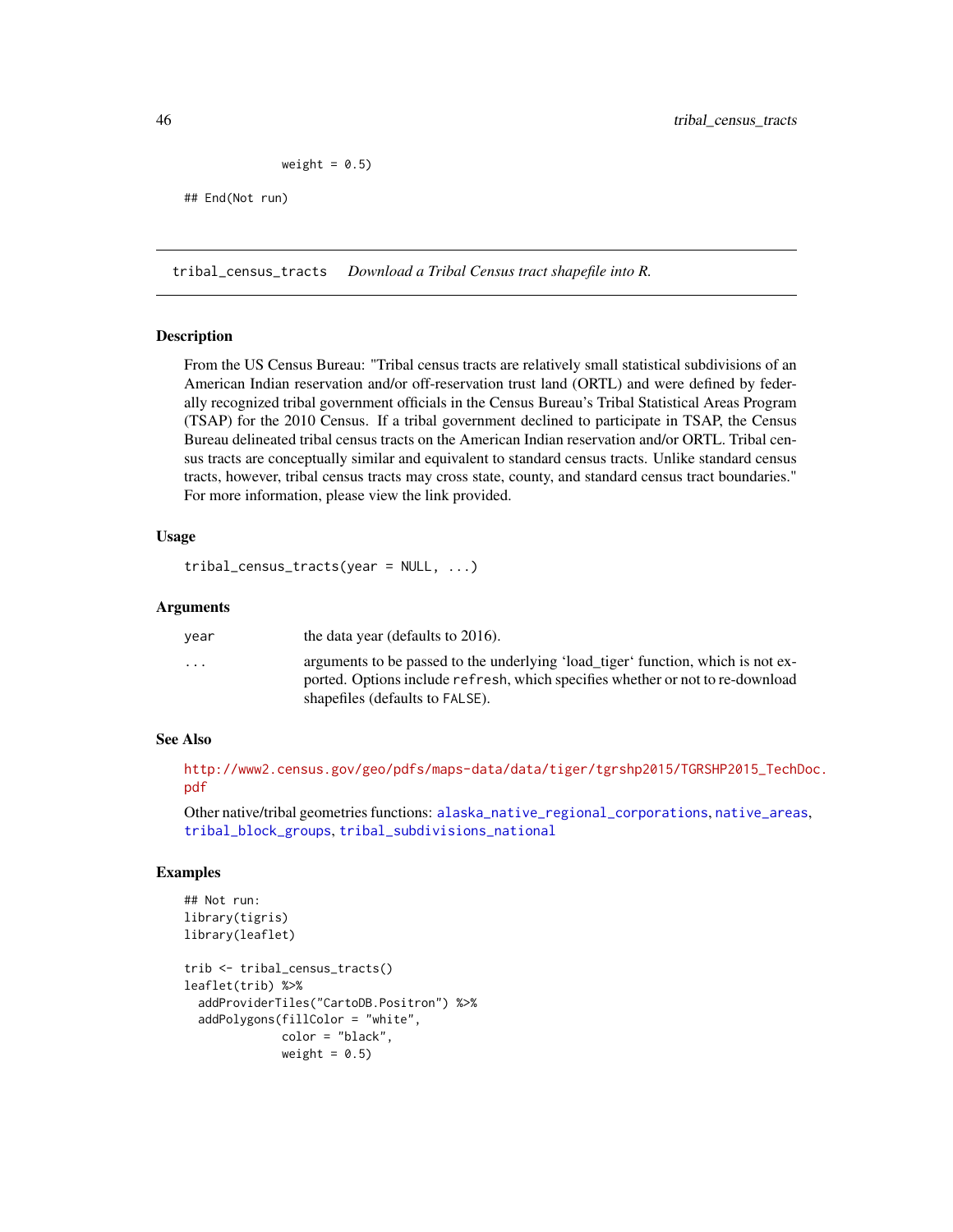```
                weight = 0.5)

## End(Not run)
```

## tribal_census_tracts    *Download a Tribal Census tract shapefile into R.*

### Description

From the US Census Bureau: "Tribal census tracts are relatively small statistical subdivisions of an American Indian reservation and/or off-reservation trust land (ORTL) and were defined by federally recognized tribal government officials in the Census Bureau's Tribal Statistical Areas Program (TSAP) for the 2010 Census. If a tribal government declined to participate in TSAP, the Census Bureau delineated tribal census tracts on the American Indian reservation and/or ORTL. Tribal census tracts are conceptually similar and equivalent to standard census tracts. Unlike standard census tracts, however, tribal census tracts may cross state, county, and standard census tract boundaries." For more information, please view the link provided.

### Usage

```
tribal_census_tracts(year = NULL, ...)
```

### Arguments

| | |
|---|---|
| year | the data year (defaults to 2016). |
| ... | arguments to be passed to the underlying 'load_tiger' function, which is not exported. Options include `refresh`, which specifies whether or not to re-download shapefiles (defaults to `FALSE`). |

### See Also

http://www2.census.gov/geo/pdfs/maps-data/data/tiger/tgrshp2015/TGRSHP2015_TechDoc.pdf

Other native/tribal geometries functions: alaska_native_regional_corporations, native_areas, tribal_block_groups, tribal_subdivisions_national

### Examples

```
## Not run:
library(tigris)
library(leaflet)

trib <- tribal_census_tracts()
leaflet(trib) %>%
  addProviderTiles("CartoDB.Positron") %>%
  addPolygons(fillColor = "white",
              color = "black",
              weight = 0.5)
```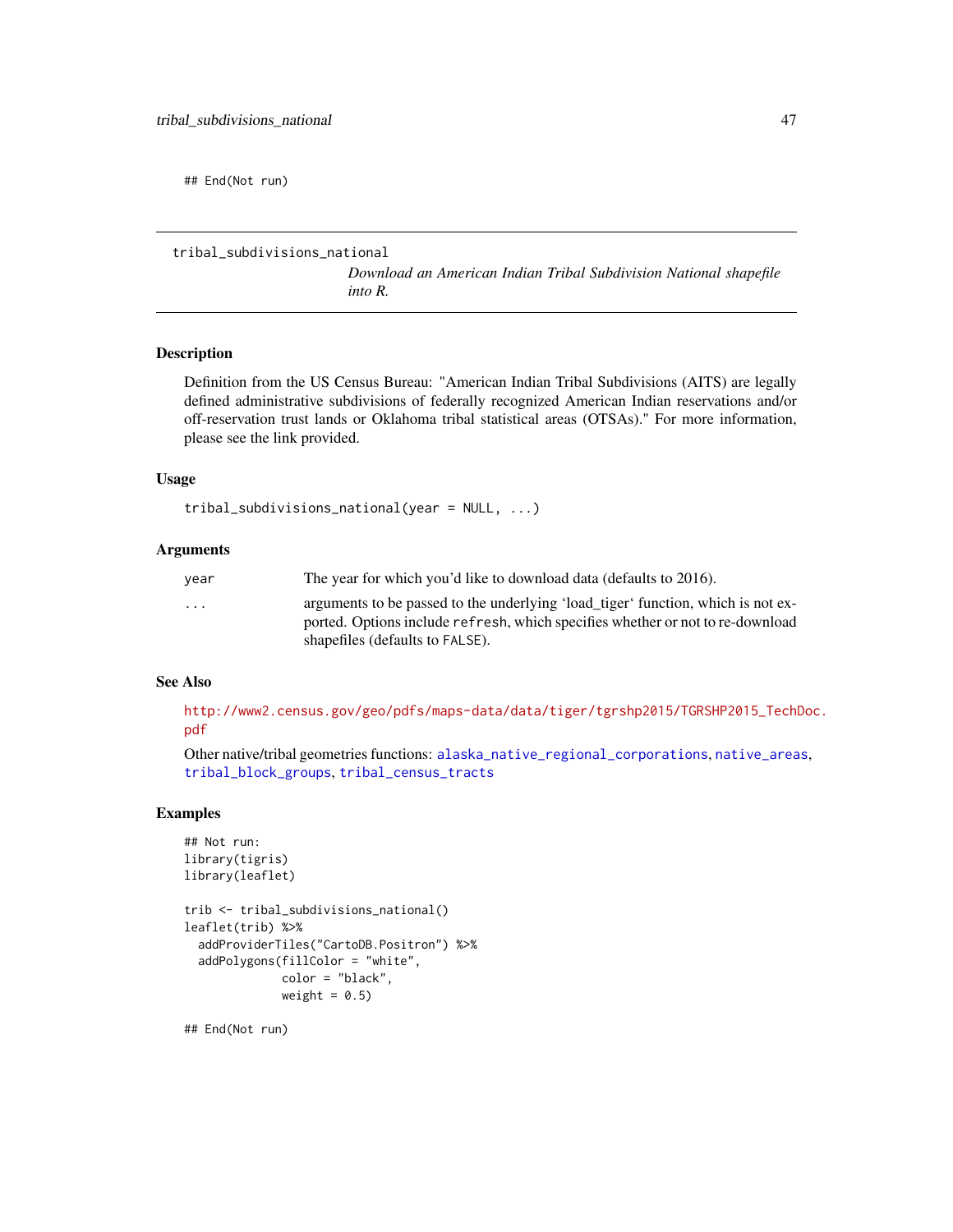```
## End(Not run)
```

---

## tribal_subdivisions_national

*Download an American Indian Tribal Subdivision National shapefile into R.*

---

### Description

Definition from the US Census Bureau: "American Indian Tribal Subdivisions (AITS) are legally defined administrative subdivisions of federally recognized American Indian reservations and/or off-reservation trust lands or Oklahoma tribal statistical areas (OTSAs)." For more information, please see the link provided.

### Usage

```
tribal_subdivisions_national(year = NULL, ...)
```

### Arguments

| | |
|---|---|
| `year` | The year for which you'd like to download data (defaults to 2016). |
| `...` | arguments to be passed to the underlying 'load_tiger' function, which is not exported. Options include `refresh`, which specifies whether or not to re-download shapefiles (defaults to `FALSE`). |

### See Also

http://www2.census.gov/geo/pdfs/maps-data/data/tiger/tgrshp2015/TGRSHP2015_TechDoc.pdf

Other native/tribal geometries functions: `alaska_native_regional_corporations`, `native_areas`, `tribal_block_groups`, `tribal_census_tracts`

### Examples

```
## Not run:
library(tigris)
library(leaflet)

trib <- tribal_subdivisions_national()
leaflet(trib) %>%
  addProviderTiles("CartoDB.Positron") %>%
  addPolygons(fillColor = "white",
              color = "black",
              weight = 0.5)

## End(Not run)
```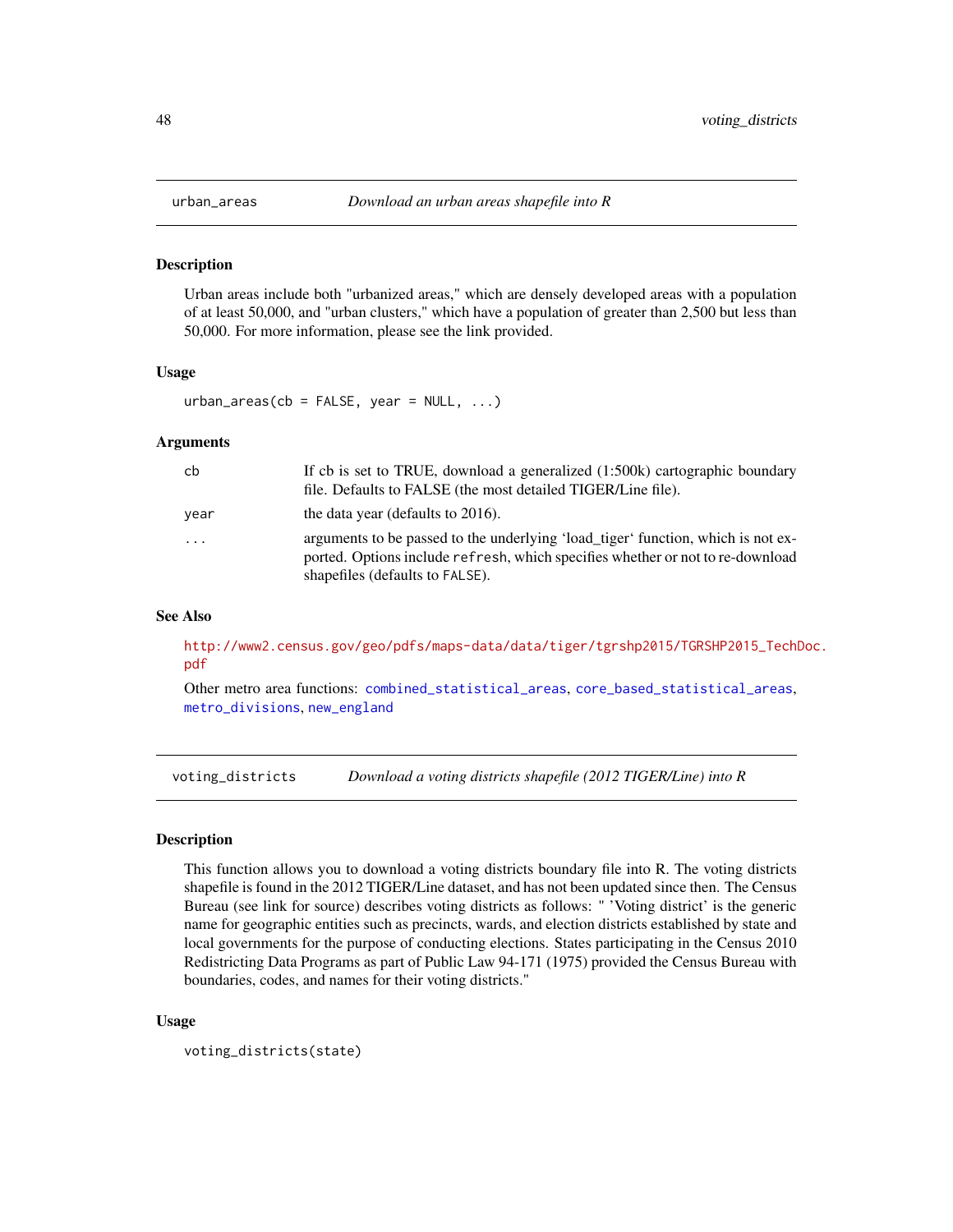## urban_areas — *Download an urban areas shapefile into R*

### Description

Urban areas include both "urbanized areas," which are densely developed areas with a population of at least 50,000, and "urban clusters," which have a population of greater than 2,500 but less than 50,000. For more information, please see the link provided.

### Usage

```
urban_areas(cb = FALSE, year = NULL, ...)
```

### Arguments

| | |
|---|---|
| cb | If cb is set to TRUE, download a generalized (1:500k) cartographic boundary file. Defaults to FALSE (the most detailed TIGER/Line file). |
| year | the data year (defaults to 2016). |
| ... | arguments to be passed to the underlying 'load_tiger' function, which is not exported. Options include `refresh`, which specifies whether or not to re-download shapefiles (defaults to `FALSE`). |

### See Also

http://www2.census.gov/geo/pdfs/maps-data/data/tiger/tgrshp2015/TGRSHP2015_TechDoc.pdf

Other metro area functions: `combined_statistical_areas`, `core_based_statistical_areas`, `metro_divisions`, `new_england`

## voting_districts — *Download a voting districts shapefile (2012 TIGER/Line) into R*

### Description

This function allows you to download a voting districts boundary file into R. The voting districts shapefile is found in the 2012 TIGER/Line dataset, and has not been updated since then. The Census Bureau (see link for source) describes voting districts as follows: " 'Voting district' is the generic name for geographic entities such as precincts, wards, and election districts established by state and local governments for the purpose of conducting elections. States participating in the Census 2010 Redistricting Data Programs as part of Public Law 94-171 (1975) provided the Census Bureau with boundaries, codes, and names for their voting districts."

### Usage

```
voting_districts(state)
```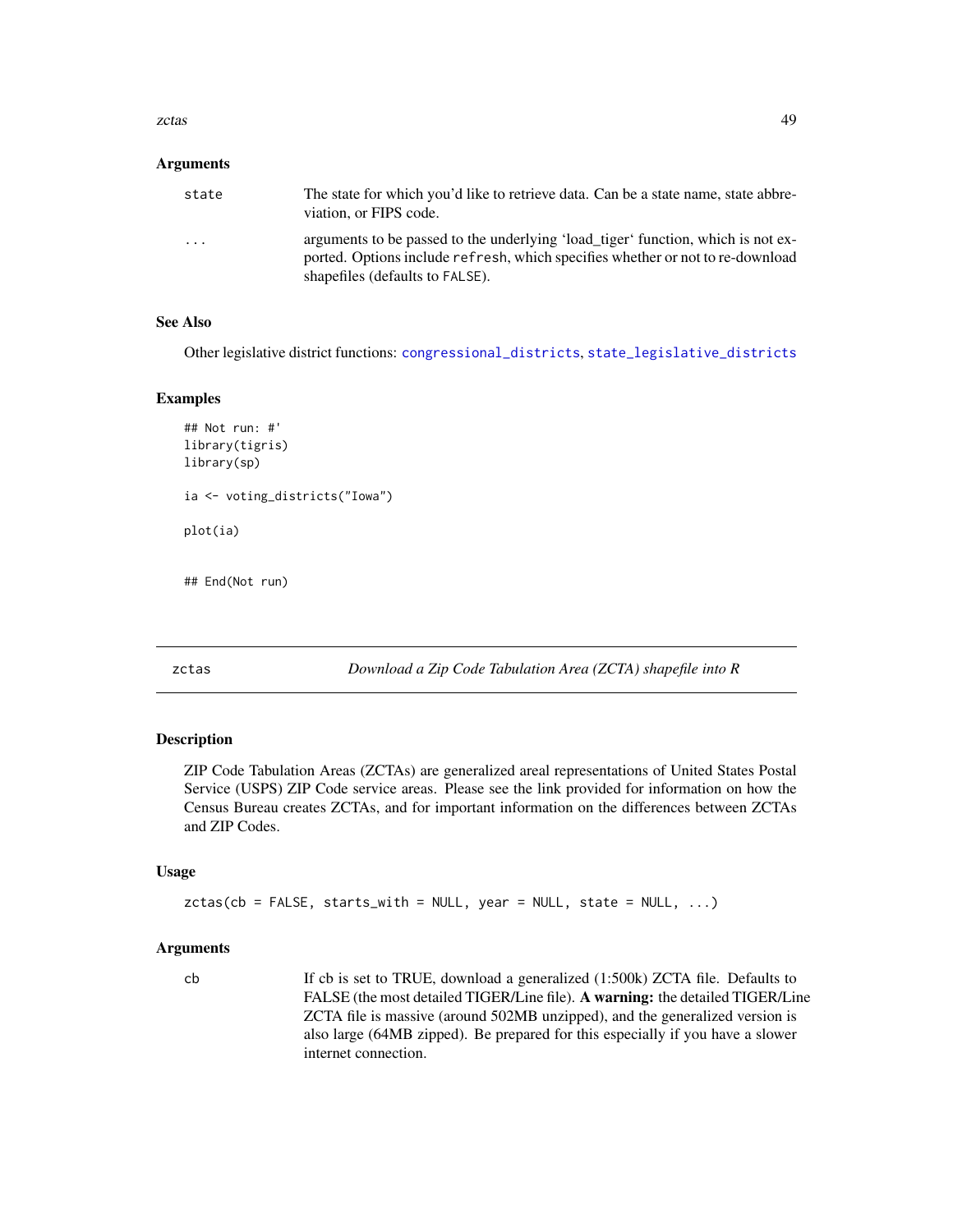### Arguments

| | |
|---|---|
| state | The state for which you'd like to retrieve data. Can be a state name, state abbreviation, or FIPS code. |
| ... | arguments to be passed to the underlying 'load_tiger' function, which is not exported. Options include refresh, which specifies whether or not to re-download shapefiles (defaults to FALSE). |

### See Also

Other legislative district functions: congressional_districts, state_legislative_districts

### Examples

```
## Not run: #'
library(tigris)
library(sp)

ia <- voting_districts("Iowa")

plot(ia)


## End(Not run)
```

---

## zctas — *Download a Zip Code Tabulation Area (ZCTA) shapefile into R*

### Description

ZIP Code Tabulation Areas (ZCTAs) are generalized areal representations of United States Postal Service (USPS) ZIP Code service areas. Please see the link provided for information on how the Census Bureau creates ZCTAs, and for important information on the differences between ZCTAs and ZIP Codes.

### Usage

```
zctas(cb = FALSE, starts_with = NULL, year = NULL, state = NULL, ...)
```

### Arguments

| | |
|---|---|
| cb | If cb is set to TRUE, download a generalized (1:500k) ZCTA file. Defaults to FALSE (the most detailed TIGER/Line file). **A warning:** the detailed TIGER/Line ZCTA file is massive (around 502MB unzipped), and the generalized version is also large (64MB zipped). Be prepared for this especially if you have a slower internet connection. |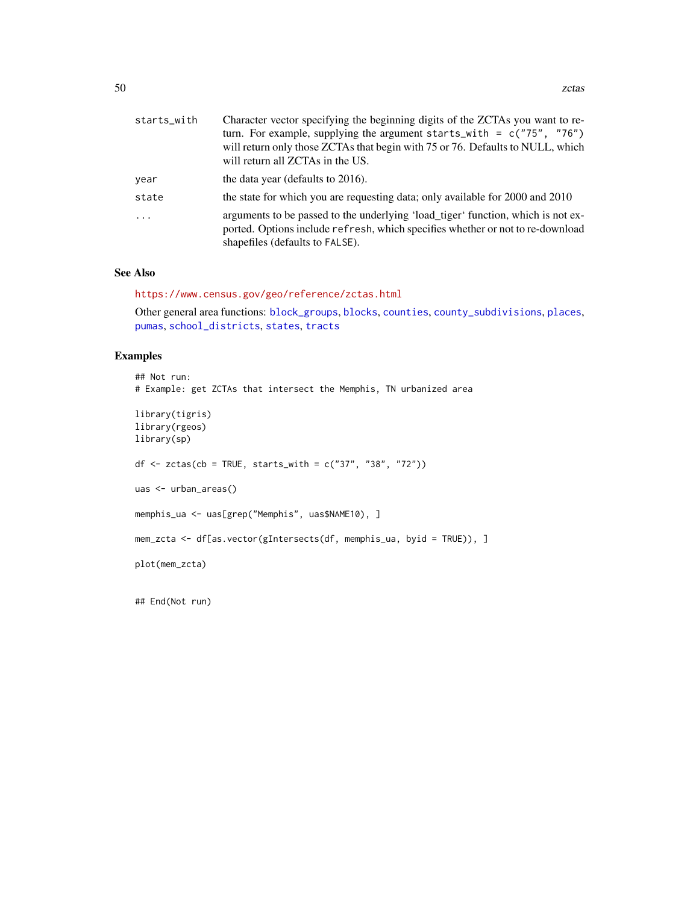| | |
|---|---|
| starts_with | Character vector specifying the beginning digits of the ZCTAs you want to return. For example, supplying the argument `starts_with = c("75", "76")` will return only those ZCTAs that begin with 75 or 76. Defaults to NULL, which will return all ZCTAs in the US. |
| year | the data year (defaults to 2016). |
| state | the state for which you are requesting data; only available for 2000 and 2010 |
| ... | arguments to be passed to the underlying 'load_tiger' function, which is not exported. Options include `refresh`, which specifies whether or not to re-download shapefiles (defaults to `FALSE`). |

## See Also

https://www.census.gov/geo/reference/zctas.html

Other general area functions: `block_groups`, `blocks`, `counties`, `county_subdivisions`, `places`, `pumas`, `school_districts`, `states`, `tracts`

## Examples

```
## Not run:
# Example: get ZCTAs that intersect the Memphis, TN urbanized area

library(tigris)
library(rgeos)
library(sp)

df <- zctas(cb = TRUE, starts_with = c("37", "38", "72"))

uas <- urban_areas()

memphis_ua <- uas[grep("Memphis", uas$NAME10), ]

mem_zcta <- df[as.vector(gIntersects(df, memphis_ua, byid = TRUE)), ]

plot(mem_zcta)


## End(Not run)
```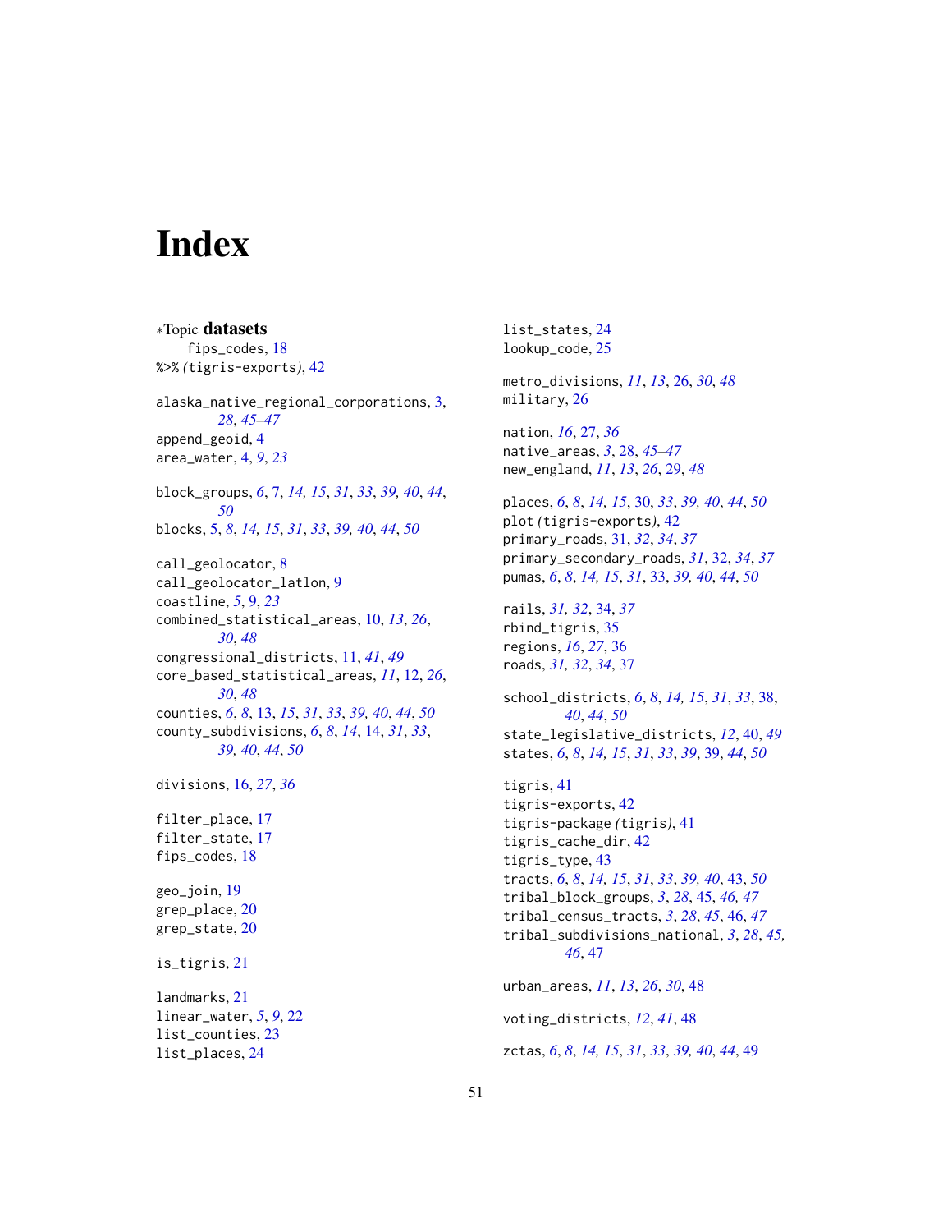# Index

∗Topic **datasets**
fips_codes, 18
%>% *(*tigris-exports*)*, 42

alaska_native_regional_corporations, 3, *28*, *45–47*
append_geoid, 4
area_water, 4, *9*, *23*

block_groups, *6*, 7, *14, 15*, *31*, *33*, *39, 40*, *44*, *50*
blocks, 5, *8*, *14, 15*, *31*, *33*, *39, 40*, *44*, *50*

call_geolocator, 8
call_geolocator_latlon, 9
coastline, *5*, 9, *23*
combined_statistical_areas, 10, *13*, *26*, *30*, *48*
congressional_districts, 11, *41*, *49*
core_based_statistical_areas, *11*, 12, *26*, *30*, *48*
counties, *6*, *8*, 13, *15*, *31*, *33*, *39, 40*, *44*, *50*
county_subdivisions, *6*, *8*, *14*, 14, *31*, *33*, *39, 40*, *44*, *50*

divisions, 16, *27*, *36*

filter_place, 17
filter_state, 17
fips_codes, 18

geo_join, 19
grep_place, 20
grep_state, 20

is_tigris, 21

landmarks, 21
linear_water, *5*, *9*, 22
list_counties, 23
list_places, 24
list_states, 24
lookup_code, 25

metro_divisions, *11*, *13*, 26, *30*, *48*
military, 26

nation, *16*, 27, *36*
native_areas, *3*, 28, *45–47*
new_england, *11*, *13*, *26*, 29, *48*

places, *6*, *8*, *14, 15*, 30, *33*, *39, 40*, *44*, *50*
plot *(*tigris-exports*)*, 42
primary_roads, 31, *32*, *34*, *37*
primary_secondary_roads, *31*, 32, *34*, *37*
pumas, *6*, *8*, *14, 15*, *31*, 33, *39, 40*, *44*, *50*

rails, *31, 32*, 34, *37*
rbind_tigris, 35
regions, *16*, *27*, 36
roads, *31, 32*, *34*, 37

school_districts, *6*, *8*, *14, 15*, *31*, *33*, 38, *40*, *44*, *50*
state_legislative_districts, *12*, 40, *49*
states, *6*, *8*, *14, 15*, *31*, *33*, *39*, 39, *44*, *50*

tigris, 41
tigris-exports, 42
tigris-package *(*tigris*)*, 41
tigris_cache_dir, 42
tigris_type, 43
tracts, *6*, *8*, *14, 15*, *31*, *33*, *39, 40*, 43, *50*
tribal_block_groups, *3*, *28*, 45, *46, 47*
tribal_census_tracts, *3*, *28*, *45*, 46, *47*
tribal_subdivisions_national, *3*, *28*, *45, 46*, 47

urban_areas, *11*, *13*, *26*, *30*, 48

voting_districts, *12*, *41*, 48

zctas, *6*, *8*, *14, 15*, *31*, *33*, *39, 40*, *44*, 49